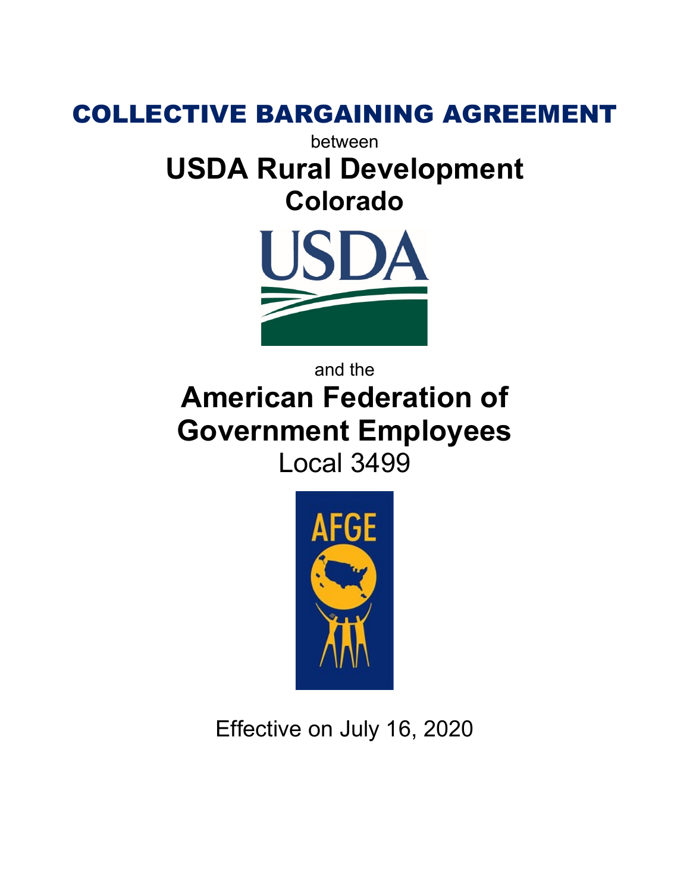# COLLECTIVE BARGAINING AGREEMENT

between

## USDA Rural Development Colorado

and the

## American Federation of Government Employees

Local 3499

Effective on July 16, 2020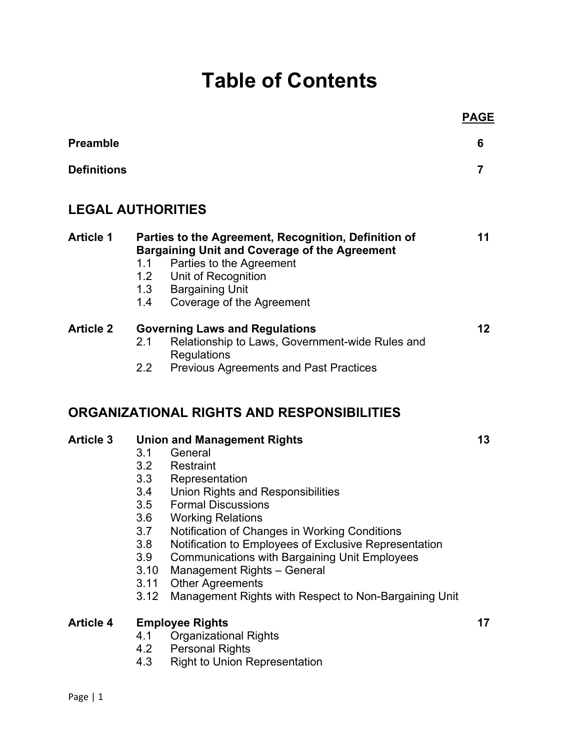# Table of Contents

| | | PAGE |
|---|---|---|
| **Preamble** | | **6** |
| **Definitions** | | **7** |

## LEGAL AUTHORITIES

| | | |
|---|---|---|
| **Article 1** | **Parties to the Agreement, Recognition, Definition of Bargaining Unit and Coverage of the Agreement** | **11** |
| | 1.1 Parties to the Agreement | |
| | 1.2 Unit of Recognition | |
| | 1.3 Bargaining Unit | |
| | 1.4 Coverage of the Agreement | |
| **Article 2** | **Governing Laws and Regulations** | **12** |
| | 2.1 Relationship to Laws, Government-wide Rules and Regulations | |
| | 2.2 Previous Agreements and Past Practices | |

## ORGANIZATIONAL RIGHTS AND RESPONSIBILITIES

| | | |
|---|---|---|
| **Article 3** | **Union and Management Rights** | **13** |
| | 3.1 General | |
| | 3.2 Restraint | |
| | 3.3 Representation | |
| | 3.4 Union Rights and Responsibilities | |
| | 3.5 Formal Discussions | |
| | 3.6 Working Relations | |
| | 3.7 Notification of Changes in Working Conditions | |
| | 3.8 Notification to Employees of Exclusive Representation | |
| | 3.9 Communications with Bargaining Unit Employees | |
| | 3.10 Management Rights – General | |
| | 3.11 Other Agreements | |
| | 3.12 Management Rights with Respect to Non-Bargaining Unit | |
| **Article 4** | **Employee Rights** | **17** |
| | 4.1 Organizational Rights | |
| | 4.2 Personal Rights | |
| | 4.3 Right to Union Representation | |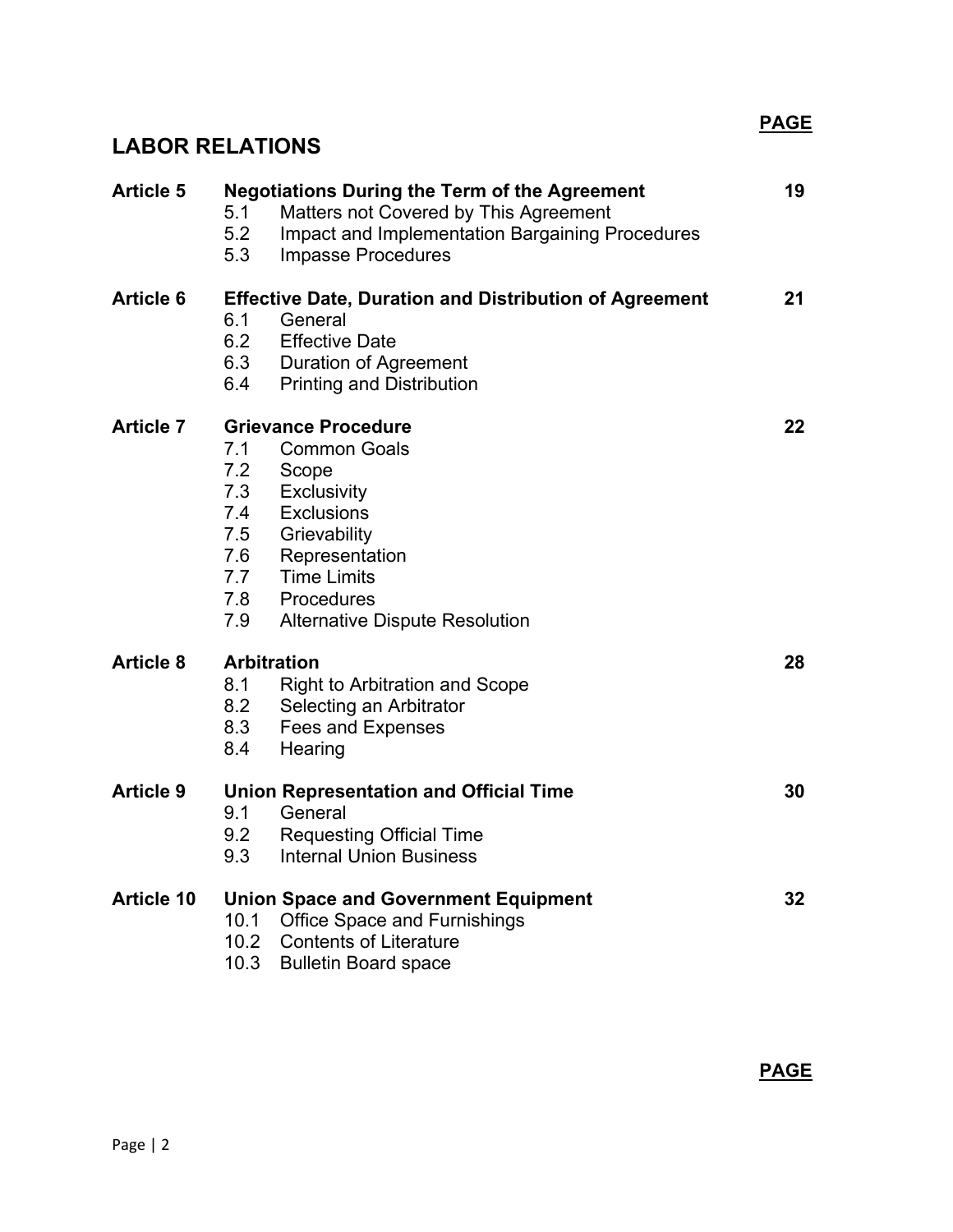## LABOR RELATIONS

| | | PAGE |
|---|---|---|
| **Article 5** | **Negotiations During the Term of the Agreement** | **19** |
| | 5.1 Matters not Covered by This Agreement | |
| | 5.2 Impact and Implementation Bargaining Procedures | |
| | 5.3 Impasse Procedures | |
| **Article 6** | **Effective Date, Duration and Distribution of Agreement** | **21** |
| | 6.1 General | |
| | 6.2 Effective Date | |
| | 6.3 Duration of Agreement | |
| | 6.4 Printing and Distribution | |
| **Article 7** | **Grievance Procedure** | **22** |
| | 7.1 Common Goals | |
| | 7.2 Scope | |
| | 7.3 Exclusivity | |
| | 7.4 Exclusions | |
| | 7.5 Grievability | |
| | 7.6 Representation | |
| | 7.7 Time Limits | |
| | 7.8 Procedures | |
| | 7.9 Alternative Dispute Resolution | |
| **Article 8** | **Arbitration** | **28** |
| | 8.1 Right to Arbitration and Scope | |
| | 8.2 Selecting an Arbitrator | |
| | 8.3 Fees and Expenses | |
| | 8.4 Hearing | |
| **Article 9** | **Union Representation and Official Time** | **30** |
| | 9.1 General | |
| | 9.2 Requesting Official Time | |
| | 9.3 Internal Union Business | |
| **Article 10** | **Union Space and Government Equipment** | **32** |
| | 10.1 Office Space and Furnishings | |
| | 10.2 Contents of Literature | |
| | 10.3 Bulletin Board space | |

**PAGE**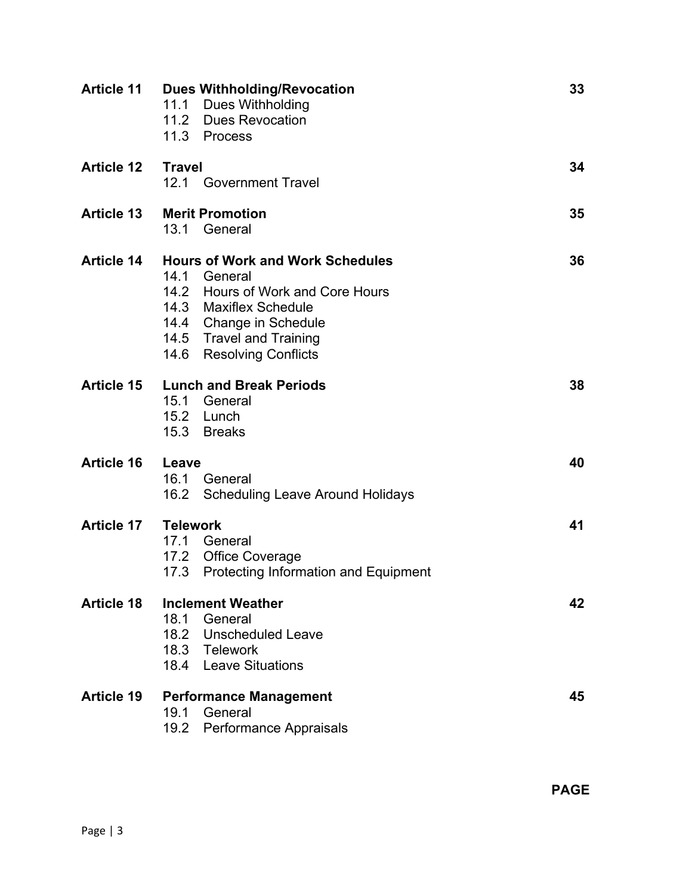| | | |
|---|---|---|
| **Article 11** | **Dues Withholding/Revocation** | **33** |
| | 11.1 Dues Withholding | |
| | 11.2 Dues Revocation | |
| | 11.3 Process | |
| **Article 12** | **Travel** | **34** |
| | 12.1 Government Travel | |
| **Article 13** | **Merit Promotion** | **35** |
| | 13.1 General | |
| **Article 14** | **Hours of Work and Work Schedules** | **36** |
| | 14.1 General | |
| | 14.2 Hours of Work and Core Hours | |
| | 14.3 Maxiflex Schedule | |
| | 14.4 Change in Schedule | |
| | 14.5 Travel and Training | |
| | 14.6 Resolving Conflicts | |
| **Article 15** | **Lunch and Break Periods** | **38** |
| | 15.1 General | |
| | 15.2 Lunch | |
| | 15.3 Breaks | |
| **Article 16** | **Leave** | **40** |
| | 16.1 General | |
| | 16.2 Scheduling Leave Around Holidays | |
| **Article 17** | **Telework** | **41** |
| | 17.1 General | |
| | 17.2 Office Coverage | |
| | 17.3 Protecting Information and Equipment | |
| **Article 18** | **Inclement Weather** | **42** |
| | 18.1 General | |
| | 18.2 Unscheduled Leave | |
| | 18.3 Telework | |
| | 18.4 Leave Situations | |
| **Article 19** | **Performance Management** | **45** |
| | 19.1 General | |
| | 19.2 Performance Appraisals | |

**PAGE**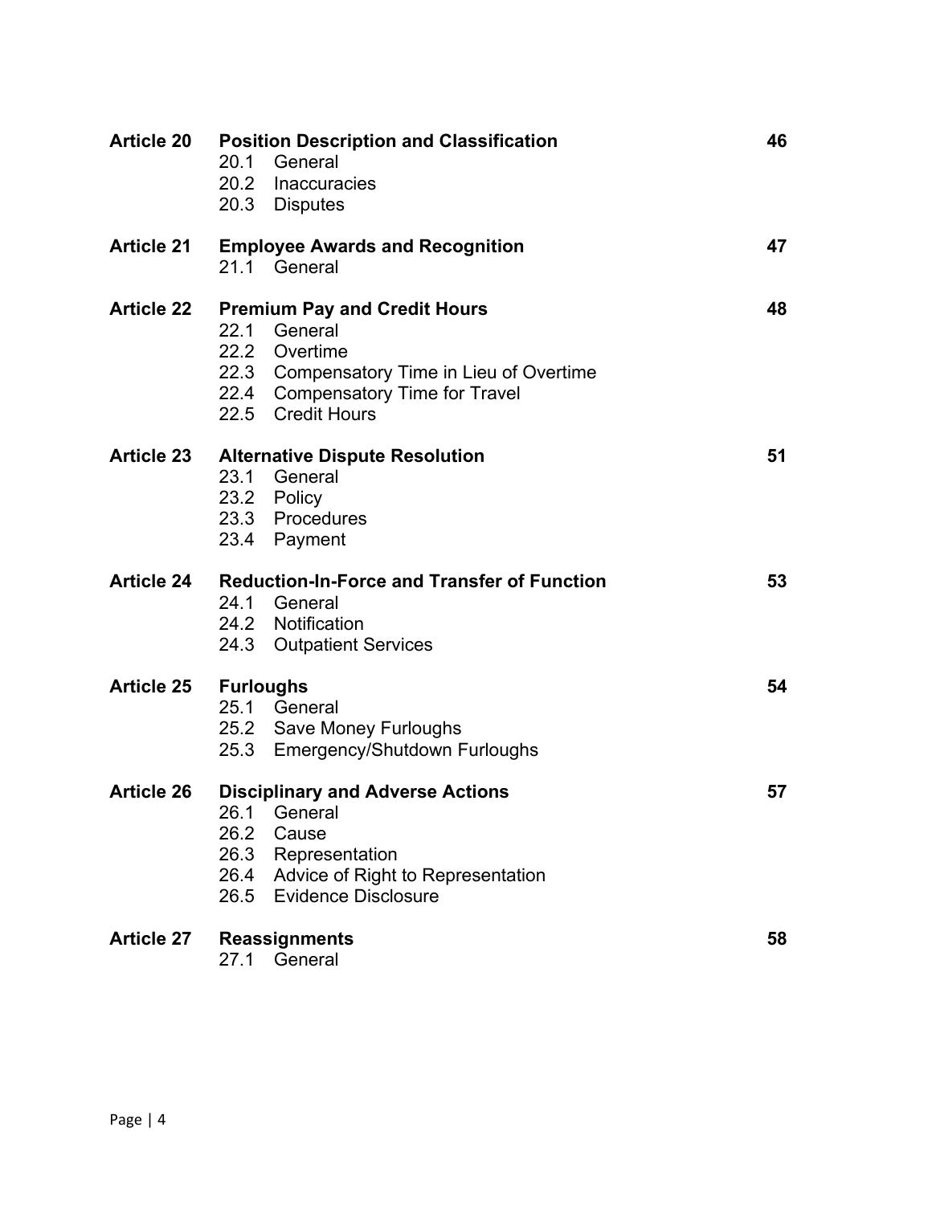| | | |
|---|---|---|
| **Article 20** | **Position Description and Classification** | **46** |
| | 20.1 General | |
| | 20.2 Inaccuracies | |
| | 20.3 Disputes | |
| **Article 21** | **Employee Awards and Recognition** | **47** |
| | 21.1 General | |
| **Article 22** | **Premium Pay and Credit Hours** | **48** |
| | 22.1 General | |
| | 22.2 Overtime | |
| | 22.3 Compensatory Time in Lieu of Overtime | |
| | 22.4 Compensatory Time for Travel | |
| | 22.5 Credit Hours | |
| **Article 23** | **Alternative Dispute Resolution** | **51** |
| | 23.1 General | |
| | 23.2 Policy | |
| | 23.3 Procedures | |
| | 23.4 Payment | |
| **Article 24** | **Reduction-In-Force and Transfer of Function** | **53** |
| | 24.1 General | |
| | 24.2 Notification | |
| | 24.3 Outpatient Services | |
| **Article 25** | **Furloughs** | **54** |
| | 25.1 General | |
| | 25.2 Save Money Furloughs | |
| | 25.3 Emergency/Shutdown Furloughs | |
| **Article 26** | **Disciplinary and Adverse Actions** | **57** |
| | 26.1 General | |
| | 26.2 Cause | |
| | 26.3 Representation | |
| | 26.4 Advice of Right to Representation | |
| | 26.5 Evidence Disclosure | |
| **Article 27** | **Reassignments** | **58** |
| | 27.1 General | |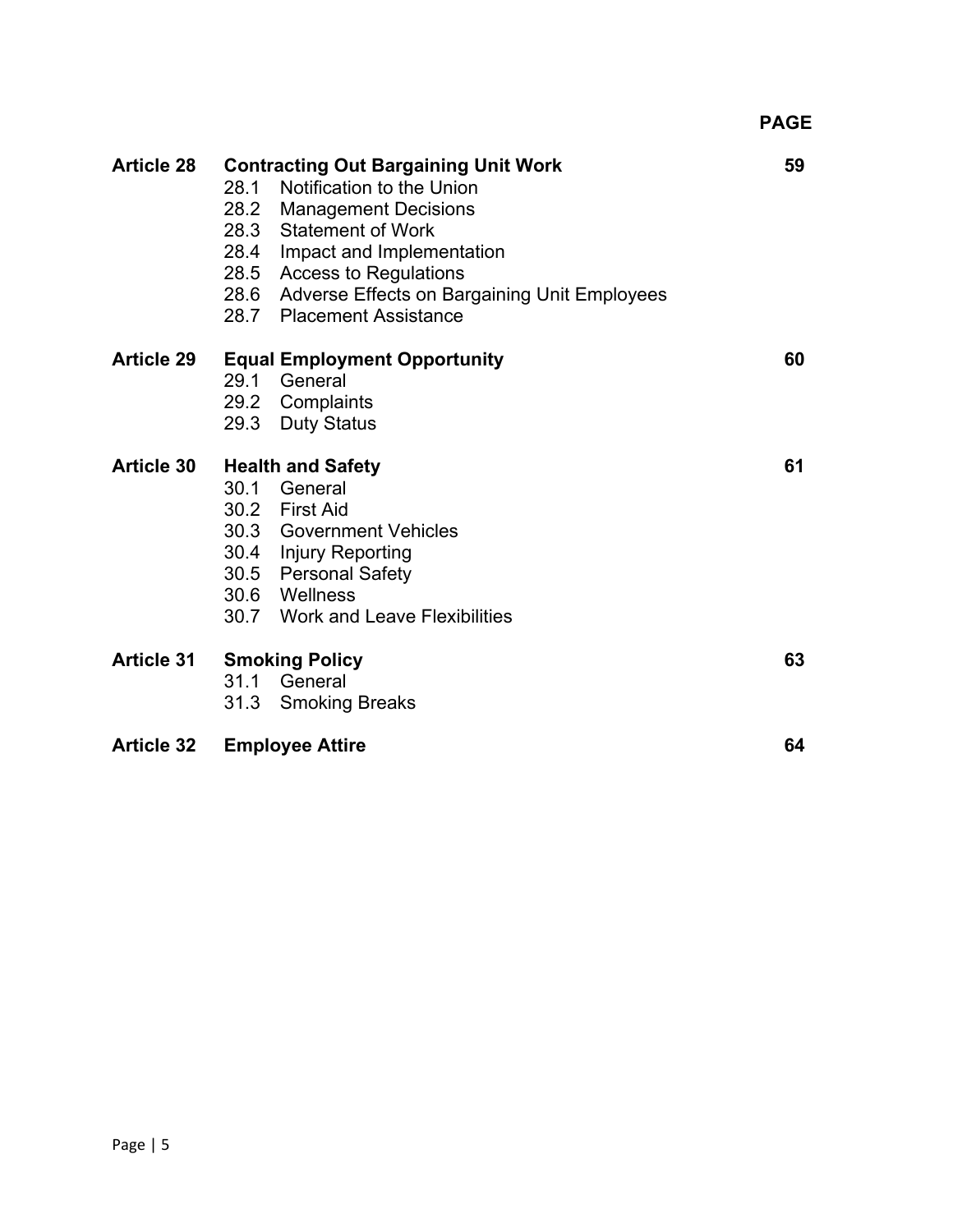| | | PAGE |
|---|---|---|
| **Article 28** | **Contracting Out Bargaining Unit Work** | **59** |
| | 28.1 Notification to the Union | |
| | 28.2 Management Decisions | |
| | 28.3 Statement of Work | |
| | 28.4 Impact and Implementation | |
| | 28.5 Access to Regulations | |
| | 28.6 Adverse Effects on Bargaining Unit Employees | |
| | 28.7 Placement Assistance | |
| **Article 29** | **Equal Employment Opportunity** | **60** |
| | 29.1 General | |
| | 29.2 Complaints | |
| | 29.3 Duty Status | |
| **Article 30** | **Health and Safety** | **61** |
| | 30.1 General | |
| | 30.2 First Aid | |
| | 30.3 Government Vehicles | |
| | 30.4 Injury Reporting | |
| | 30.5 Personal Safety | |
| | 30.6 Wellness | |
| | 30.7 Work and Leave Flexibilities | |
| **Article 31** | **Smoking Policy** | **63** |
| | 31.1 General | |
| | 31.3 Smoking Breaks | |
| **Article 32** | **Employee Attire** | **64** |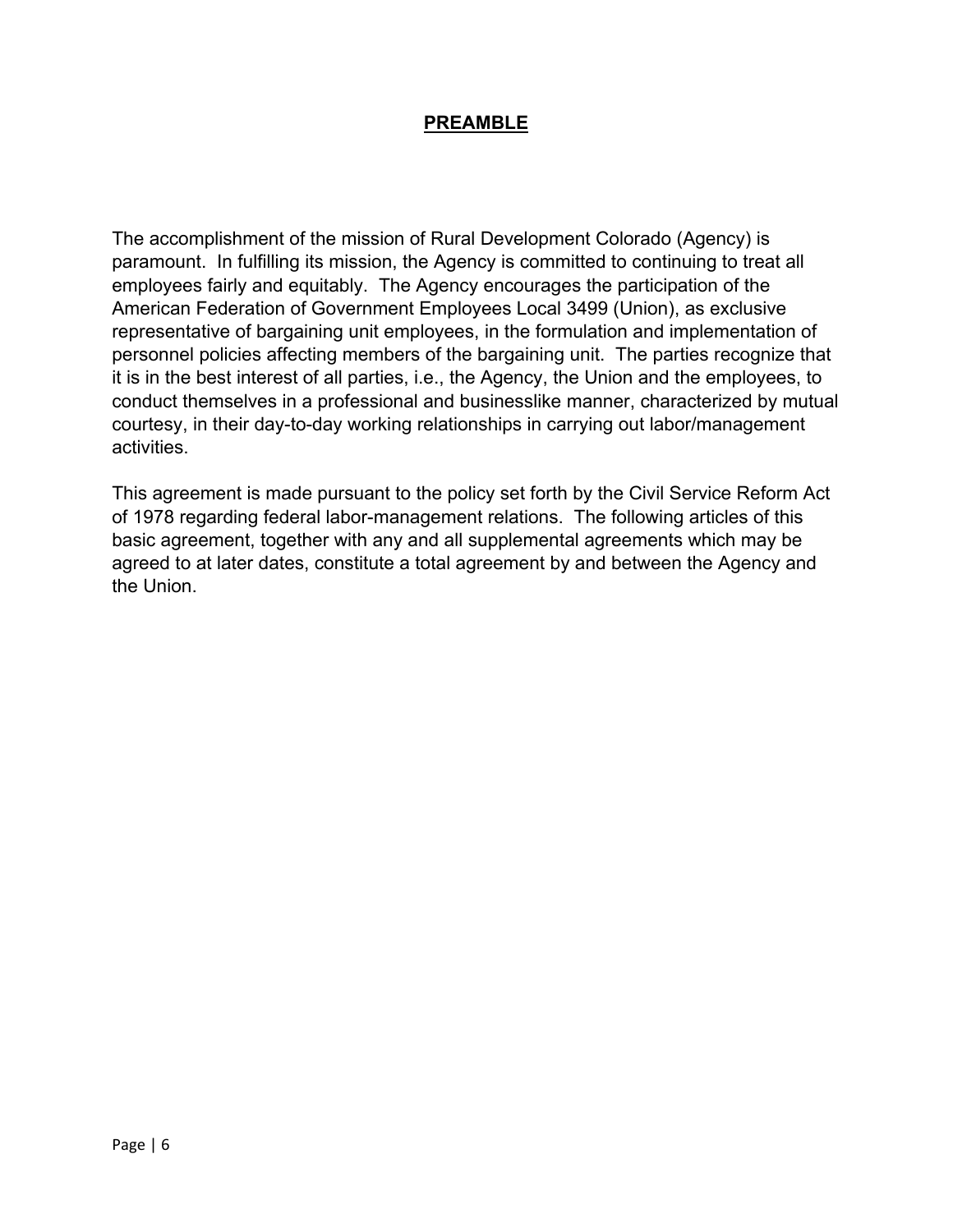# PREAMBLE

The accomplishment of the mission of Rural Development Colorado (Agency) is paramount. In fulfilling its mission, the Agency is committed to continuing to treat all employees fairly and equitably. The Agency encourages the participation of the American Federation of Government Employees Local 3499 (Union), as exclusive representative of bargaining unit employees, in the formulation and implementation of personnel policies affecting members of the bargaining unit. The parties recognize that it is in the best interest of all parties, i.e., the Agency, the Union and the employees, to conduct themselves in a professional and businesslike manner, characterized by mutual courtesy, in their day-to-day working relationships in carrying out labor/management activities.

This agreement is made pursuant to the policy set forth by the Civil Service Reform Act of 1978 regarding federal labor-management relations. The following articles of this basic agreement, together with any and all supplemental agreements which may be agreed to at later dates, constitute a total agreement by and between the Agency and the Union.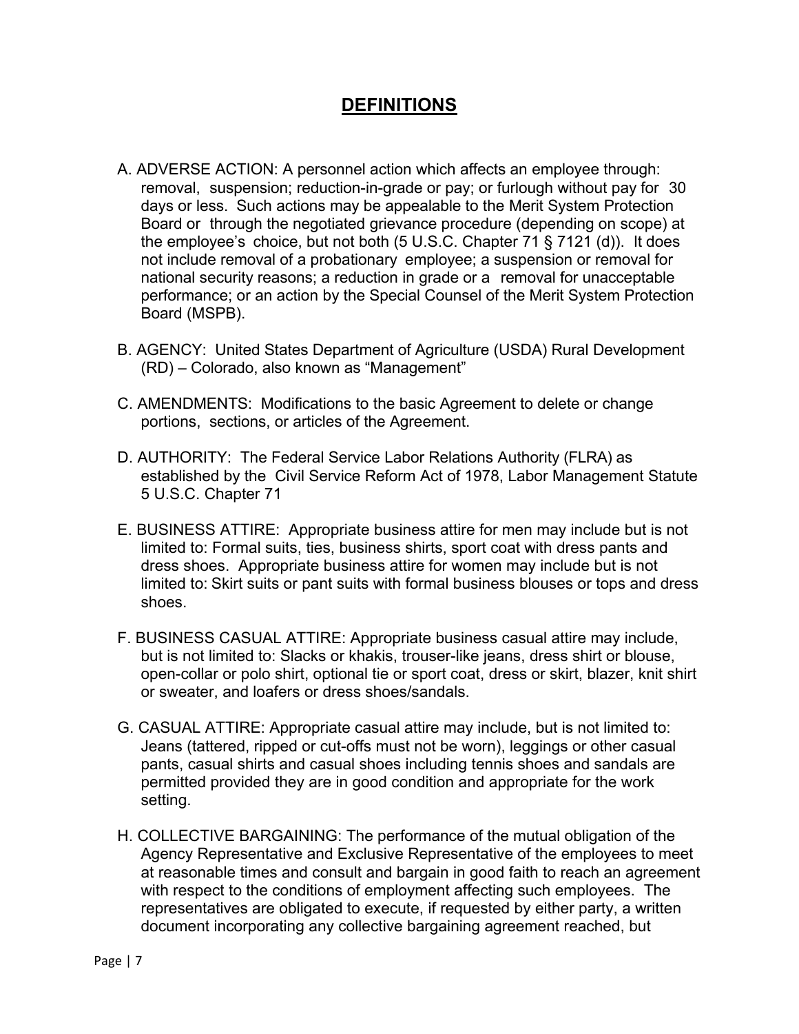# DEFINITIONS

A. ADVERSE ACTION: A personnel action which affects an employee through: removal, suspension; reduction-in-grade or pay; or furlough without pay for 30 days or less. Such actions may be appealable to the Merit System Protection Board or through the negotiated grievance procedure (depending on scope) at the employee's choice, but not both (5 U.S.C. Chapter 71 § 7121 (d)). It does not include removal of a probationary employee; a suspension or removal for national security reasons; a reduction in grade or a removal for unacceptable performance; or an action by the Special Counsel of the Merit System Protection Board (MSPB).

B. AGENCY: United States Department of Agriculture (USDA) Rural Development (RD) – Colorado, also known as "Management"

C. AMENDMENTS: Modifications to the basic Agreement to delete or change portions, sections, or articles of the Agreement.

D. AUTHORITY: The Federal Service Labor Relations Authority (FLRA) as established by the Civil Service Reform Act of 1978, Labor Management Statute 5 U.S.C. Chapter 71

E. BUSINESS ATTIRE: Appropriate business attire for men may include but is not limited to: Formal suits, ties, business shirts, sport coat with dress pants and dress shoes. Appropriate business attire for women may include but is not limited to: Skirt suits or pant suits with formal business blouses or tops and dress shoes.

F. BUSINESS CASUAL ATTIRE: Appropriate business casual attire may include, but is not limited to: Slacks or khakis, trouser-like jeans, dress shirt or blouse, open-collar or polo shirt, optional tie or sport coat, dress or skirt, blazer, knit shirt or sweater, and loafers or dress shoes/sandals.

G. CASUAL ATTIRE: Appropriate casual attire may include, but is not limited to: Jeans (tattered, ripped or cut-offs must not be worn), leggings or other casual pants, casual shirts and casual shoes including tennis shoes and sandals are permitted provided they are in good condition and appropriate for the work setting.

H. COLLECTIVE BARGAINING: The performance of the mutual obligation of the Agency Representative and Exclusive Representative of the employees to meet at reasonable times and consult and bargain in good faith to reach an agreement with respect to the conditions of employment affecting such employees. The representatives are obligated to execute, if requested by either party, a written document incorporating any collective bargaining agreement reached, but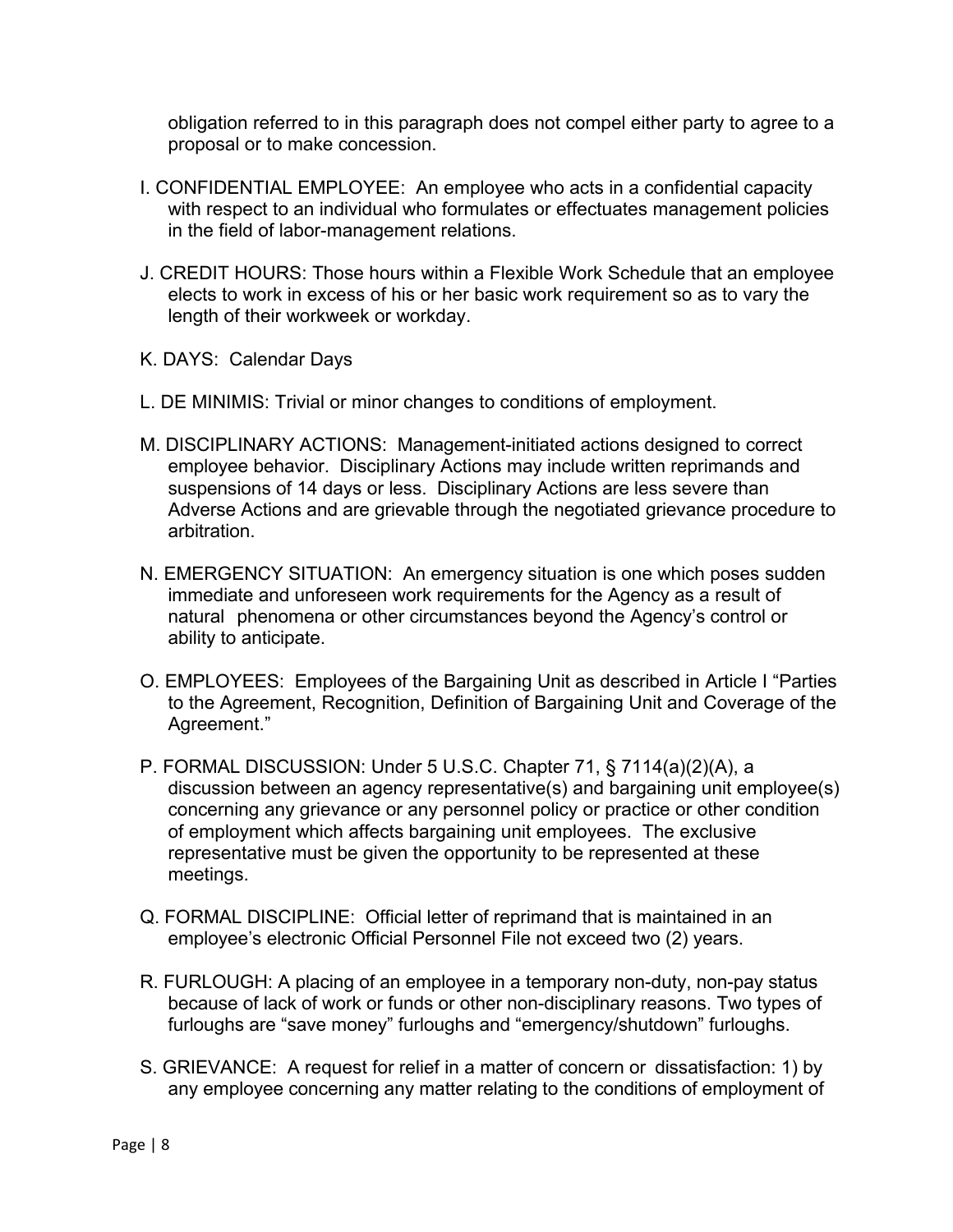obligation referred to in this paragraph does not compel either party to agree to a proposal or to make concession.

I. CONFIDENTIAL EMPLOYEE: An employee who acts in a confidential capacity with respect to an individual who formulates or effectuates management policies in the field of labor-management relations.

J. CREDIT HOURS: Those hours within a Flexible Work Schedule that an employee elects to work in excess of his or her basic work requirement so as to vary the length of their workweek or workday.

K. DAYS: Calendar Days

L. DE MINIMIS: Trivial or minor changes to conditions of employment.

M. DISCIPLINARY ACTIONS: Management-initiated actions designed to correct employee behavior. Disciplinary Actions may include written reprimands and suspensions of 14 days or less. Disciplinary Actions are less severe than Adverse Actions and are grievable through the negotiated grievance procedure to arbitration.

N. EMERGENCY SITUATION: An emergency situation is one which poses sudden immediate and unforeseen work requirements for the Agency as a result of natural phenomena or other circumstances beyond the Agency's control or ability to anticipate.

O. EMPLOYEES: Employees of the Bargaining Unit as described in Article I "Parties to the Agreement, Recognition, Definition of Bargaining Unit and Coverage of the Agreement."

P. FORMAL DISCUSSION: Under 5 U.S.C. Chapter 71, § 7114(a)(2)(A), a discussion between an agency representative(s) and bargaining unit employee(s) concerning any grievance or any personnel policy or practice or other condition of employment which affects bargaining unit employees. The exclusive representative must be given the opportunity to be represented at these meetings.

Q. FORMAL DISCIPLINE: Official letter of reprimand that is maintained in an employee's electronic Official Personnel File not exceed two (2) years.

R. FURLOUGH: A placing of an employee in a temporary non-duty, non-pay status because of lack of work or funds or other non-disciplinary reasons. Two types of furloughs are "save money" furloughs and "emergency/shutdown" furloughs.

S. GRIEVANCE: A request for relief in a matter of concern or dissatisfaction: 1) by any employee concerning any matter relating to the conditions of employment of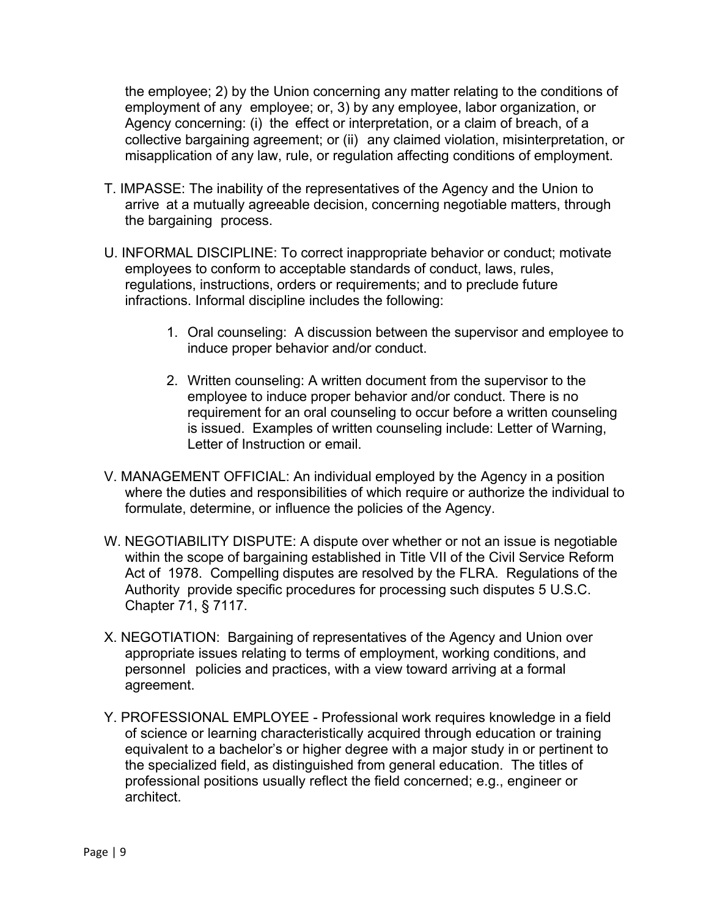the employee; 2) by the Union concerning any matter relating to the conditions of employment of any employee; or, 3) by any employee, labor organization, or Agency concerning: (i) the effect or interpretation, or a claim of breach, of a collective bargaining agreement; or (ii) any claimed violation, misinterpretation, or misapplication of any law, rule, or regulation affecting conditions of employment.

T. IMPASSE: The inability of the representatives of the Agency and the Union to arrive at a mutually agreeable decision, concerning negotiable matters, through the bargaining process.

U. INFORMAL DISCIPLINE: To correct inappropriate behavior or conduct; motivate employees to conform to acceptable standards of conduct, laws, rules, regulations, instructions, orders or requirements; and to preclude future infractions. Informal discipline includes the following:

1. Oral counseling: A discussion between the supervisor and employee to induce proper behavior and/or conduct.

2. Written counseling: A written document from the supervisor to the employee to induce proper behavior and/or conduct. There is no requirement for an oral counseling to occur before a written counseling is issued. Examples of written counseling include: Letter of Warning, Letter of Instruction or email.

V. MANAGEMENT OFFICIAL: An individual employed by the Agency in a position where the duties and responsibilities of which require or authorize the individual to formulate, determine, or influence the policies of the Agency.

W. NEGOTIABILITY DISPUTE: A dispute over whether or not an issue is negotiable within the scope of bargaining established in Title VII of the Civil Service Reform Act of 1978. Compelling disputes are resolved by the FLRA. Regulations of the Authority provide specific procedures for processing such disputes 5 U.S.C. Chapter 71, § 7117.

X. NEGOTIATION: Bargaining of representatives of the Agency and Union over appropriate issues relating to terms of employment, working conditions, and personnel policies and practices, with a view toward arriving at a formal agreement.

Y. PROFESSIONAL EMPLOYEE - Professional work requires knowledge in a field of science or learning characteristically acquired through education or training equivalent to a bachelor's or higher degree with a major study in or pertinent to the specialized field, as distinguished from general education. The titles of professional positions usually reflect the field concerned; e.g., engineer or architect.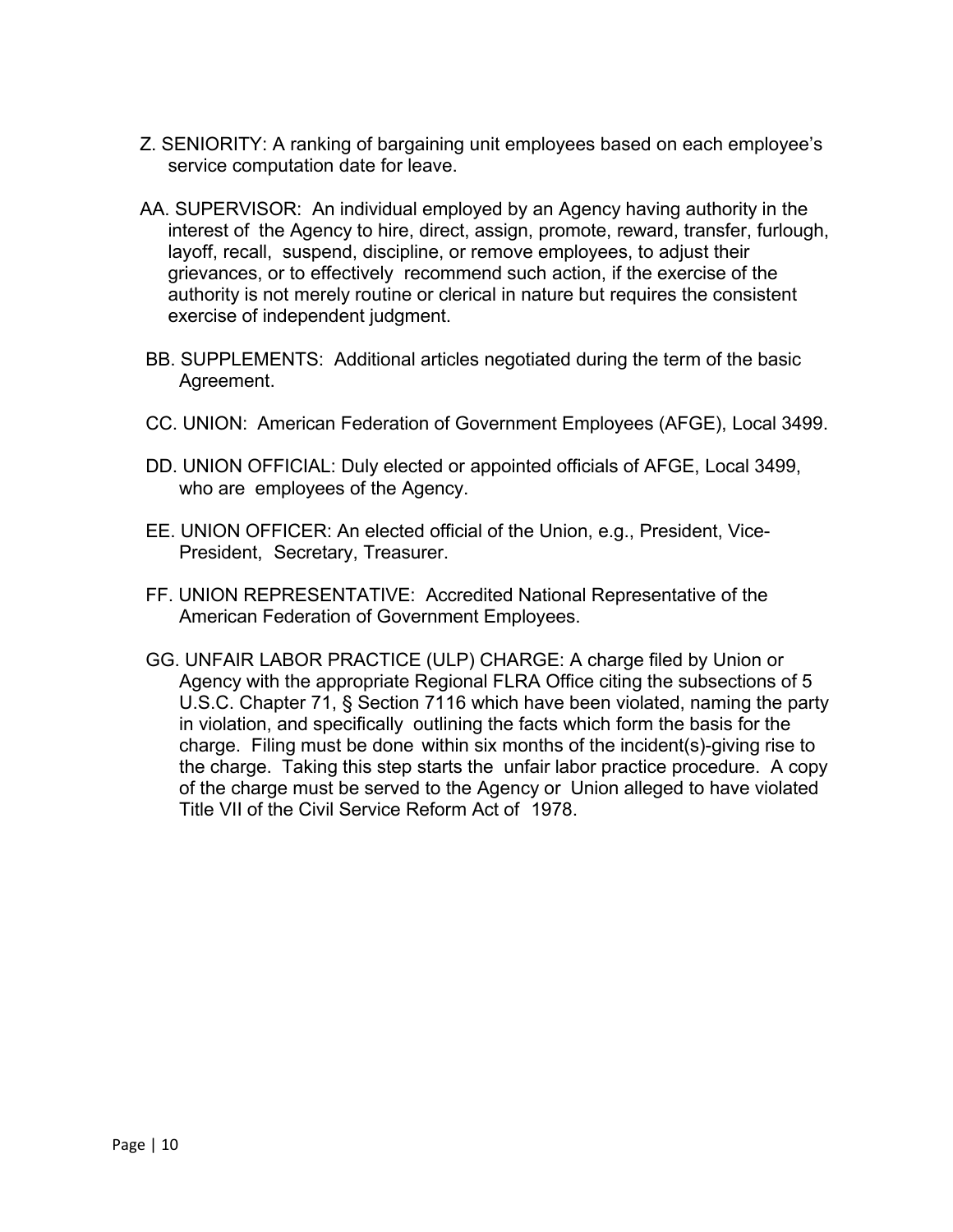Z. SENIORITY: A ranking of bargaining unit employees based on each employee's service computation date for leave.

AA. SUPERVISOR: An individual employed by an Agency having authority in the interest of the Agency to hire, direct, assign, promote, reward, transfer, furlough, layoff, recall, suspend, discipline, or remove employees, to adjust their grievances, or to effectively recommend such action, if the exercise of the authority is not merely routine or clerical in nature but requires the consistent exercise of independent judgment.

BB. SUPPLEMENTS: Additional articles negotiated during the term of the basic Agreement.

CC. UNION: American Federation of Government Employees (AFGE), Local 3499.

DD. UNION OFFICIAL: Duly elected or appointed officials of AFGE, Local 3499, who are employees of the Agency.

EE. UNION OFFICER: An elected official of the Union, e.g., President, Vice-President, Secretary, Treasurer.

FF. UNION REPRESENTATIVE: Accredited National Representative of the American Federation of Government Employees.

GG. UNFAIR LABOR PRACTICE (ULP) CHARGE: A charge filed by Union or Agency with the appropriate Regional FLRA Office citing the subsections of 5 U.S.C. Chapter 71, § Section 7116 which have been violated, naming the party in violation, and specifically outlining the facts which form the basis for the charge. Filing must be done within six months of the incident(s)-giving rise to the charge. Taking this step starts the unfair labor practice procedure. A copy of the charge must be served to the Agency or Union alleged to have violated Title VII of the Civil Service Reform Act of 1978.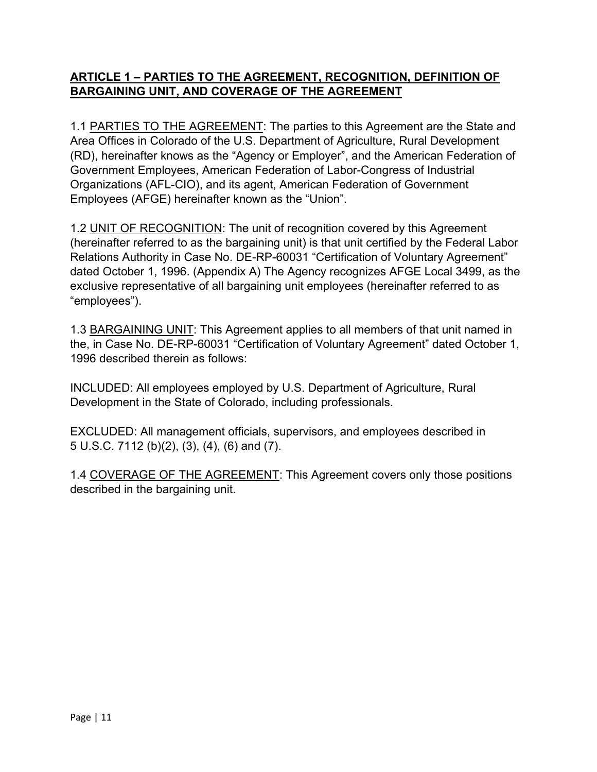## ARTICLE 1 – PARTIES TO THE AGREEMENT, RECOGNITION, DEFINITION OF BARGAINING UNIT, AND COVERAGE OF THE AGREEMENT

1.1 PARTIES TO THE AGREEMENT: The parties to this Agreement are the State and Area Offices in Colorado of the U.S. Department of Agriculture, Rural Development (RD), hereinafter knows as the "Agency or Employer", and the American Federation of Government Employees, American Federation of Labor-Congress of Industrial Organizations (AFL-CIO), and its agent, American Federation of Government Employees (AFGE) hereinafter known as the "Union".

1.2 UNIT OF RECOGNITION: The unit of recognition covered by this Agreement (hereinafter referred to as the bargaining unit) is that unit certified by the Federal Labor Relations Authority in Case No. DE-RP-60031 "Certification of Voluntary Agreement" dated October 1, 1996. (Appendix A) The Agency recognizes AFGE Local 3499, as the exclusive representative of all bargaining unit employees (hereinafter referred to as "employees").

1.3 BARGAINING UNIT: This Agreement applies to all members of that unit named in the, in Case No. DE-RP-60031 "Certification of Voluntary Agreement" dated October 1, 1996 described therein as follows:

INCLUDED: All employees employed by U.S. Department of Agriculture, Rural Development in the State of Colorado, including professionals.

EXCLUDED: All management officials, supervisors, and employees described in 5 U.S.C. 7112 (b)(2), (3), (4), (6) and (7).

1.4 COVERAGE OF THE AGREEMENT: This Agreement covers only those positions described in the bargaining unit.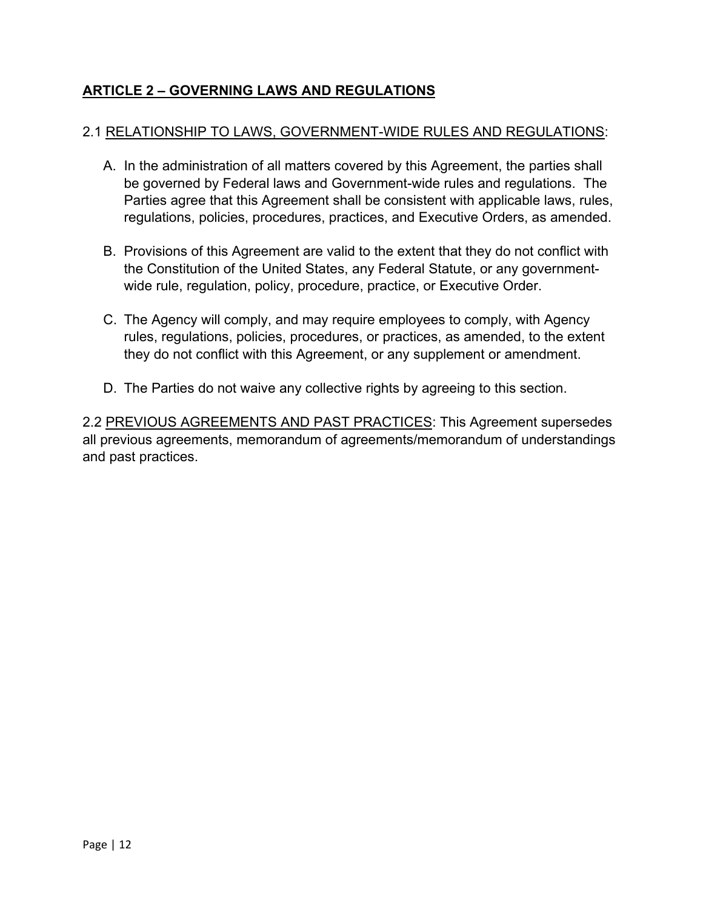## **ARTICLE 2 – GOVERNING LAWS AND REGULATIONS**

2.1 <u>RELATIONSHIP TO LAWS, GOVERNMENT-WIDE RULES AND REGULATIONS</u>:

A. In the administration of all matters covered by this Agreement, the parties shall be governed by Federal laws and Government-wide rules and regulations. The Parties agree that this Agreement shall be consistent with applicable laws, rules, regulations, policies, procedures, practices, and Executive Orders, as amended.

B. Provisions of this Agreement are valid to the extent that they do not conflict with the Constitution of the United States, any Federal Statute, or any government-wide rule, regulation, policy, procedure, practice, or Executive Order.

C. The Agency will comply, and may require employees to comply, with Agency rules, regulations, policies, procedures, or practices, as amended, to the extent they do not conflict with this Agreement, or any supplement or amendment.

D. The Parties do not waive any collective rights by agreeing to this section.

2.2 <u>PREVIOUS AGREEMENTS AND PAST PRACTICES</u>: This Agreement supersedes all previous agreements, memorandum of agreements/memorandum of understandings and past practices.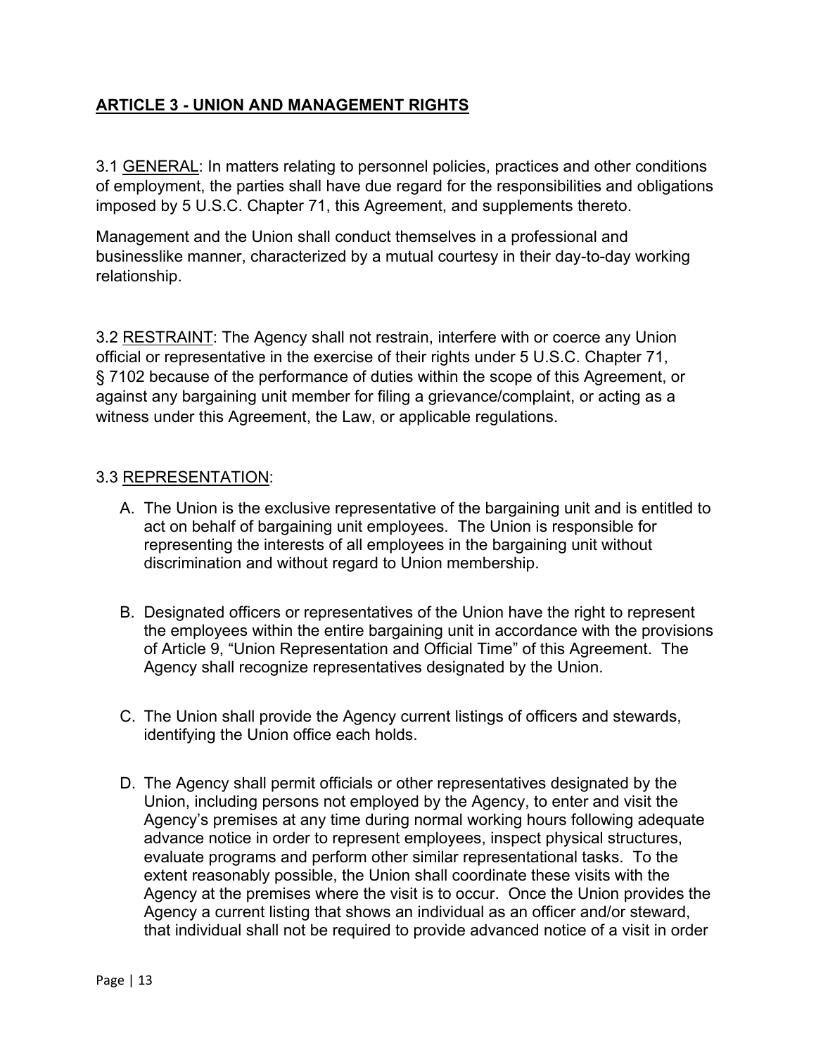## ARTICLE 3 - UNION AND MANAGEMENT RIGHTS

3.1 GENERAL: In matters relating to personnel policies, practices and other conditions of employment, the parties shall have due regard for the responsibilities and obligations imposed by 5 U.S.C. Chapter 71, this Agreement, and supplements thereto.

Management and the Union shall conduct themselves in a professional and businesslike manner, characterized by a mutual courtesy in their day-to-day working relationship.

3.2 RESTRAINT: The Agency shall not restrain, interfere with or coerce any Union official or representative in the exercise of their rights under 5 U.S.C. Chapter 71, § 7102 because of the performance of duties within the scope of this Agreement, or against any bargaining unit member for filing a grievance/complaint, or acting as a witness under this Agreement, the Law, or applicable regulations.

3.3 REPRESENTATION:

A. The Union is the exclusive representative of the bargaining unit and is entitled to act on behalf of bargaining unit employees. The Union is responsible for representing the interests of all employees in the bargaining unit without discrimination and without regard to Union membership.

B. Designated officers or representatives of the Union have the right to represent the employees within the entire bargaining unit in accordance with the provisions of Article 9, "Union Representation and Official Time" of this Agreement. The Agency shall recognize representatives designated by the Union.

C. The Union shall provide the Agency current listings of officers and stewards, identifying the Union office each holds.

D. The Agency shall permit officials or other representatives designated by the Union, including persons not employed by the Agency, to enter and visit the Agency's premises at any time during normal working hours following adequate advance notice in order to represent employees, inspect physical structures, evaluate programs and perform other similar representational tasks. To the extent reasonably possible, the Union shall coordinate these visits with the Agency at the premises where the visit is to occur. Once the Union provides the Agency a current listing that shows an individual as an officer and/or steward, that individual shall not be required to provide advanced notice of a visit in order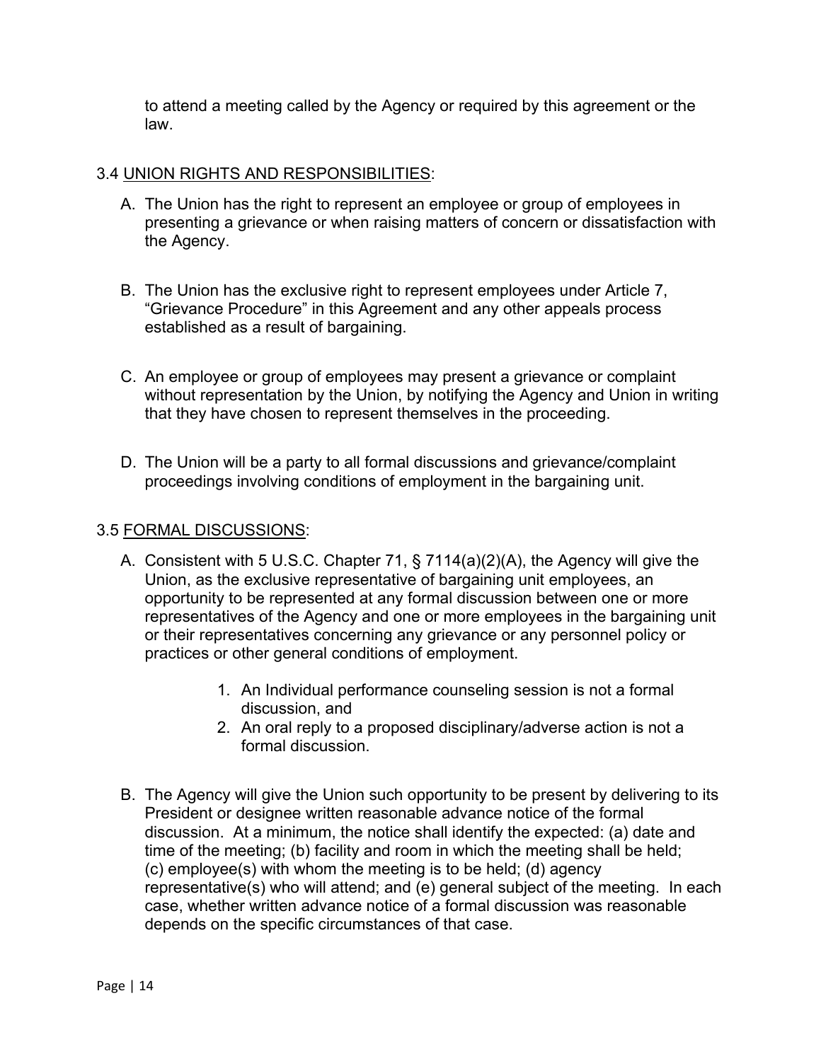to attend a meeting called by the Agency or required by this agreement or the law.

### 3.4 UNION RIGHTS AND RESPONSIBILITIES:

A. The Union has the right to represent an employee or group of employees in presenting a grievance or when raising matters of concern or dissatisfaction with the Agency.

B. The Union has the exclusive right to represent employees under Article 7, "Grievance Procedure" in this Agreement and any other appeals process established as a result of bargaining.

C. An employee or group of employees may present a grievance or complaint without representation by the Union, by notifying the Agency and Union in writing that they have chosen to represent themselves in the proceeding.

D. The Union will be a party to all formal discussions and grievance/complaint proceedings involving conditions of employment in the bargaining unit.

### 3.5 FORMAL DISCUSSIONS:

A. Consistent with 5 U.S.C. Chapter 71, § 7114(a)(2)(A), the Agency will give the Union, as the exclusive representative of bargaining unit employees, an opportunity to be represented at any formal discussion between one or more representatives of the Agency and one or more employees in the bargaining unit or their representatives concerning any grievance or any personnel policy or practices or other general conditions of employment.

   1. An Individual performance counseling session is not a formal discussion, and
   2. An oral reply to a proposed disciplinary/adverse action is not a formal discussion.

B. The Agency will give the Union such opportunity to be present by delivering to its President or designee written reasonable advance notice of the formal discussion. At a minimum, the notice shall identify the expected: (a) date and time of the meeting; (b) facility and room in which the meeting shall be held; (c) employee(s) with whom the meeting is to be held; (d) agency representative(s) who will attend; and (e) general subject of the meeting. In each case, whether written advance notice of a formal discussion was reasonable depends on the specific circumstances of that case.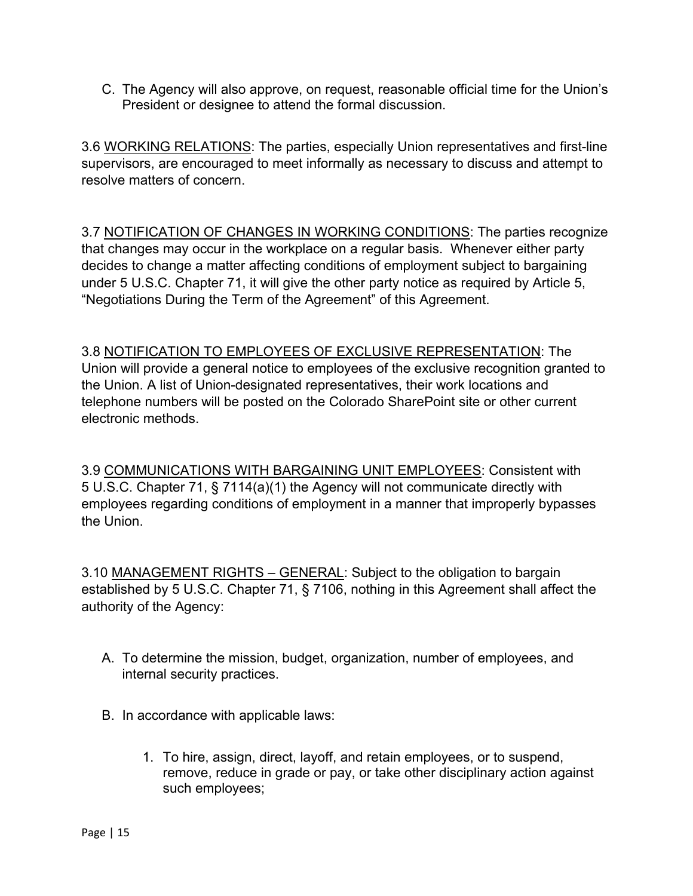C. The Agency will also approve, on request, reasonable official time for the Union's President or designee to attend the formal discussion.

3.6 <u>WORKING RELATIONS</u>: The parties, especially Union representatives and first-line supervisors, are encouraged to meet informally as necessary to discuss and attempt to resolve matters of concern.

3.7 <u>NOTIFICATION OF CHANGES IN WORKING CONDITIONS</u>: The parties recognize that changes may occur in the workplace on a regular basis. Whenever either party decides to change a matter affecting conditions of employment subject to bargaining under 5 U.S.C. Chapter 71, it will give the other party notice as required by Article 5, "Negotiations During the Term of the Agreement" of this Agreement.

3.8 <u>NOTIFICATION TO EMPLOYEES OF EXCLUSIVE REPRESENTATION</u>: The Union will provide a general notice to employees of the exclusive recognition granted to the Union. A list of Union-designated representatives, their work locations and telephone numbers will be posted on the Colorado SharePoint site or other current electronic methods.

3.9 <u>COMMUNICATIONS WITH BARGAINING UNIT EMPLOYEES</u>: Consistent with 5 U.S.C. Chapter 71, § 7114(a)(1) the Agency will not communicate directly with employees regarding conditions of employment in a manner that improperly bypasses the Union.

3.10 <u>MANAGEMENT RIGHTS – GENERAL</u>: Subject to the obligation to bargain established by 5 U.S.C. Chapter 71, § 7106, nothing in this Agreement shall affect the authority of the Agency:

A. To determine the mission, budget, organization, number of employees, and internal security practices.

B. In accordance with applicable laws:

   1. To hire, assign, direct, layoff, and retain employees, or to suspend, remove, reduce in grade or pay, or take other disciplinary action against such employees;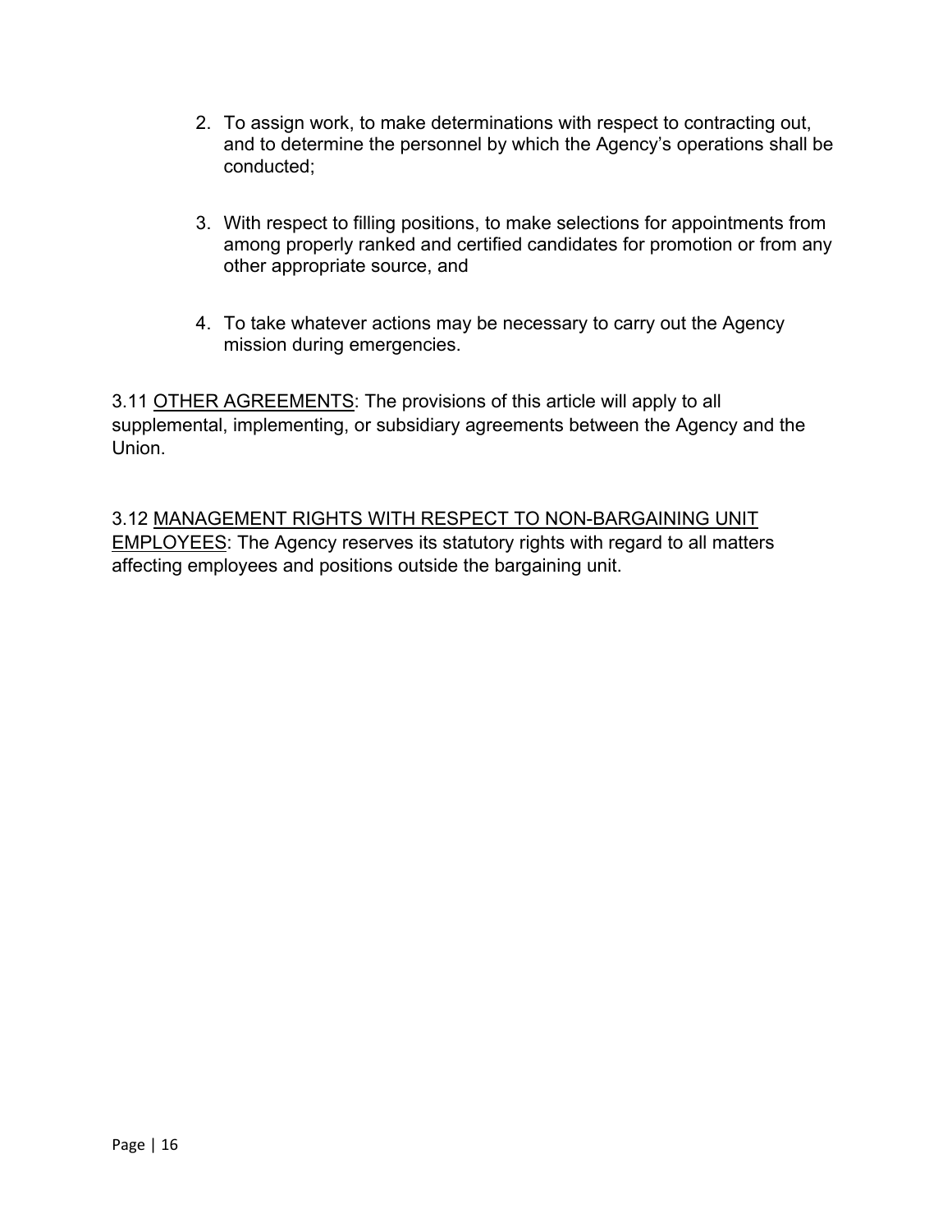2. To assign work, to make determinations with respect to contracting out, and to determine the personnel by which the Agency's operations shall be conducted;

3. With respect to filling positions, to make selections for appointments from among properly ranked and certified candidates for promotion or from any other appropriate source, and

4. To take whatever actions may be necessary to carry out the Agency mission during emergencies.

3.11 <u>OTHER AGREEMENTS</u>: The provisions of this article will apply to all supplemental, implementing, or subsidiary agreements between the Agency and the Union.

3.12 <u>MANAGEMENT RIGHTS WITH RESPECT TO NON-BARGAINING UNIT EMPLOYEES</u>: The Agency reserves its statutory rights with regard to all matters affecting employees and positions outside the bargaining unit.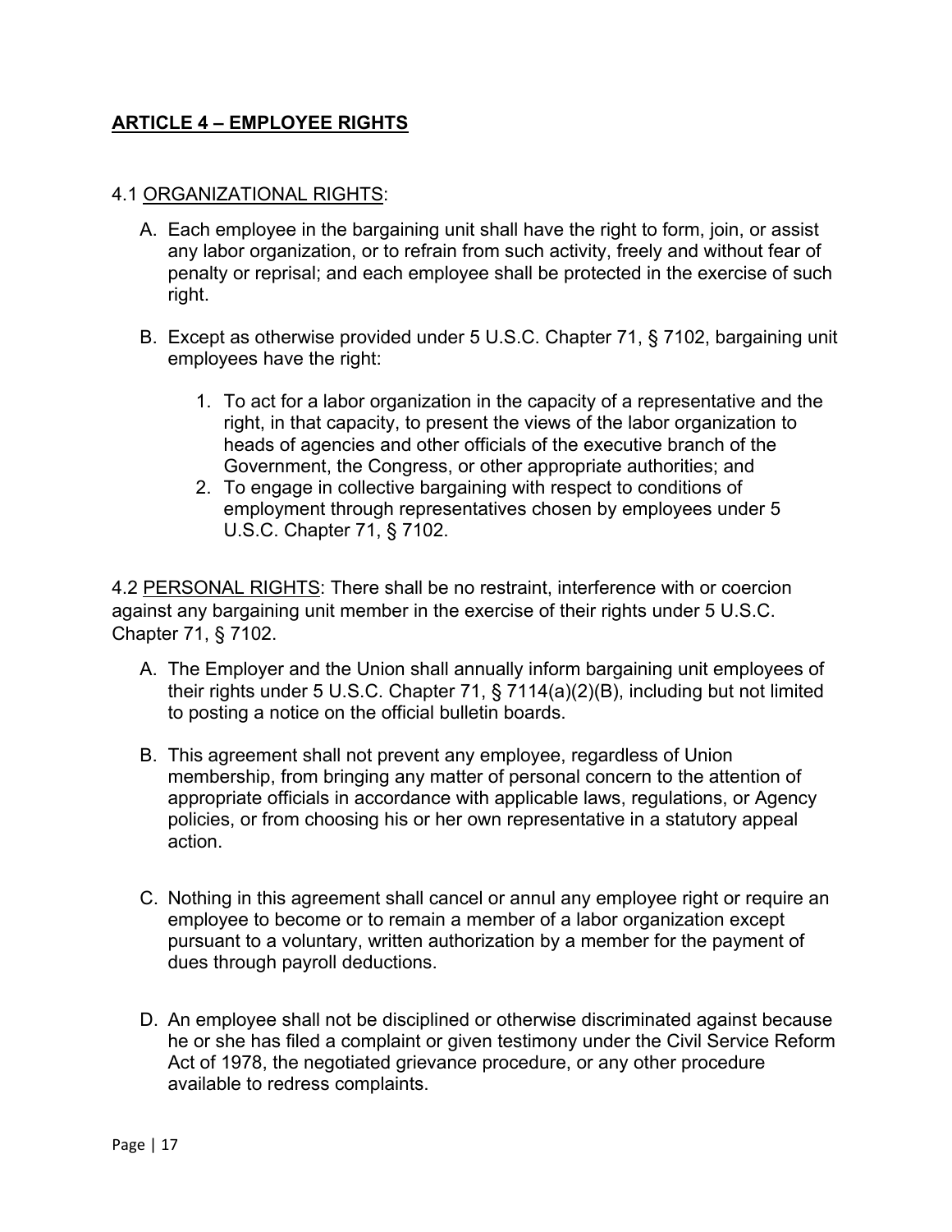## ARTICLE 4 – EMPLOYEE RIGHTS

4.1 ORGANIZATIONAL RIGHTS:

A. Each employee in the bargaining unit shall have the right to form, join, or assist any labor organization, or to refrain from such activity, freely and without fear of penalty or reprisal; and each employee shall be protected in the exercise of such right.

B. Except as otherwise provided under 5 U.S.C. Chapter 71, § 7102, bargaining unit employees have the right:

   1. To act for a labor organization in the capacity of a representative and the right, in that capacity, to present the views of the labor organization to heads of agencies and other officials of the executive branch of the Government, the Congress, or other appropriate authorities; and
   2. To engage in collective bargaining with respect to conditions of employment through representatives chosen by employees under 5 U.S.C. Chapter 71, § 7102.

4.2 PERSONAL RIGHTS: There shall be no restraint, interference with or coercion against any bargaining unit member in the exercise of their rights under 5 U.S.C. Chapter 71, § 7102.

A. The Employer and the Union shall annually inform bargaining unit employees of their rights under 5 U.S.C. Chapter 71, § 7114(a)(2)(B), including but not limited to posting a notice on the official bulletin boards.

B. This agreement shall not prevent any employee, regardless of Union membership, from bringing any matter of personal concern to the attention of appropriate officials in accordance with applicable laws, regulations, or Agency policies, or from choosing his or her own representative in a statutory appeal action.

C. Nothing in this agreement shall cancel or annul any employee right or require an employee to become or to remain a member of a labor organization except pursuant to a voluntary, written authorization by a member for the payment of dues through payroll deductions.

D. An employee shall not be disciplined or otherwise discriminated against because he or she has filed a complaint or given testimony under the Civil Service Reform Act of 1978, the negotiated grievance procedure, or any other procedure available to redress complaints.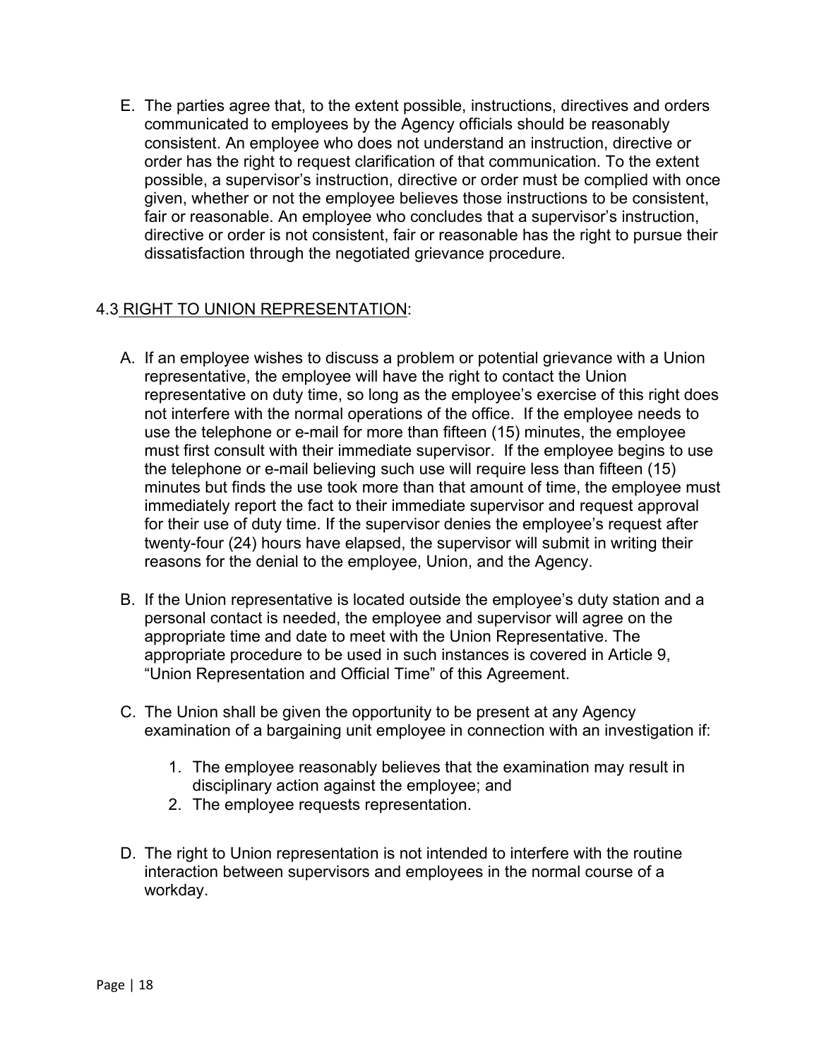E. The parties agree that, to the extent possible, instructions, directives and orders communicated to employees by the Agency officials should be reasonably consistent. An employee who does not understand an instruction, directive or order has the right to request clarification of that communication. To the extent possible, a supervisor's instruction, directive or order must be complied with once given, whether or not the employee believes those instructions to be consistent, fair or reasonable. An employee who concludes that a supervisor's instruction, directive or order is not consistent, fair or reasonable has the right to pursue their dissatisfaction through the negotiated grievance procedure.

## 4.3 RIGHT TO UNION REPRESENTATION:

A. If an employee wishes to discuss a problem or potential grievance with a Union representative, the employee will have the right to contact the Union representative on duty time, so long as the employee's exercise of this right does not interfere with the normal operations of the office. If the employee needs to use the telephone or e-mail for more than fifteen (15) minutes, the employee must first consult with their immediate supervisor. If the employee begins to use the telephone or e-mail believing such use will require less than fifteen (15) minutes but finds the use took more than that amount of time, the employee must immediately report the fact to their immediate supervisor and request approval for their use of duty time. If the supervisor denies the employee's request after twenty-four (24) hours have elapsed, the supervisor will submit in writing their reasons for the denial to the employee, Union, and the Agency.

B. If the Union representative is located outside the employee's duty station and a personal contact is needed, the employee and supervisor will agree on the appropriate time and date to meet with the Union Representative. The appropriate procedure to be used in such instances is covered in Article 9, "Union Representation and Official Time" of this Agreement.

C. The Union shall be given the opportunity to be present at any Agency examination of a bargaining unit employee in connection with an investigation if:

   1. The employee reasonably believes that the examination may result in disciplinary action against the employee; and
   2. The employee requests representation.

D. The right to Union representation is not intended to interfere with the routine interaction between supervisors and employees in the normal course of a workday.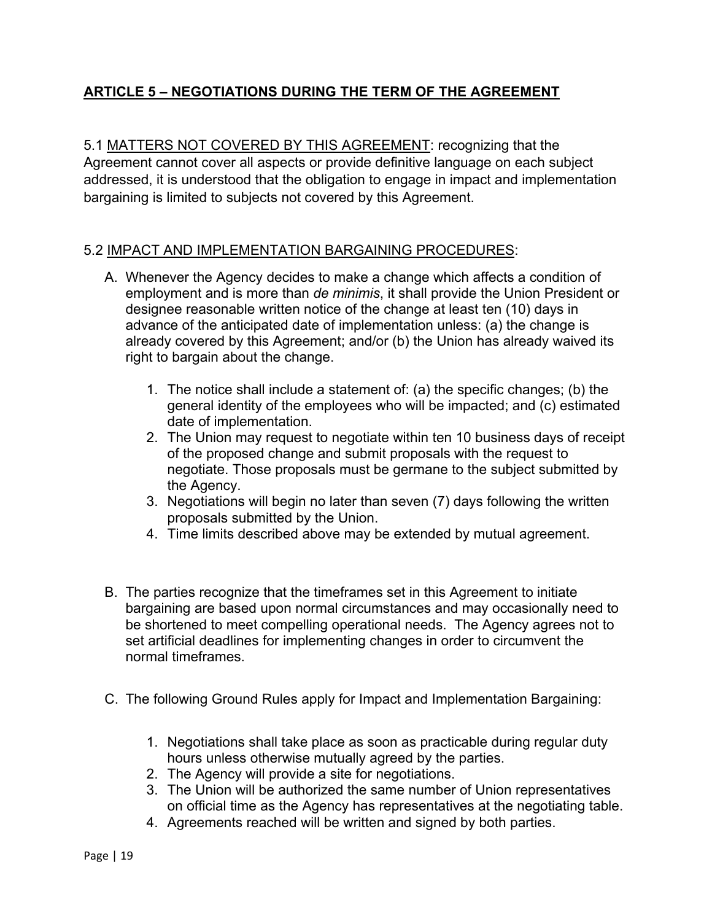## ARTICLE 5 – NEGOTIATIONS DURING THE TERM OF THE AGREEMENT

5.1 MATTERS NOT COVERED BY THIS AGREEMENT: recognizing that the Agreement cannot cover all aspects or provide definitive language on each subject addressed, it is understood that the obligation to engage in impact and implementation bargaining is limited to subjects not covered by this Agreement.

5.2 IMPACT AND IMPLEMENTATION BARGAINING PROCEDURES:

A. Whenever the Agency decides to make a change which affects a condition of employment and is more than *de minimis*, it shall provide the Union President or designee reasonable written notice of the change at least ten (10) days in advance of the anticipated date of implementation unless: (a) the change is already covered by this Agreement; and/or (b) the Union has already waived its right to bargain about the change.

   1. The notice shall include a statement of: (a) the specific changes; (b) the general identity of the employees who will be impacted; and (c) estimated date of implementation.
   2. The Union may request to negotiate within ten 10 business days of receipt of the proposed change and submit proposals with the request to negotiate. Those proposals must be germane to the subject submitted by the Agency.
   3. Negotiations will begin no later than seven (7) days following the written proposals submitted by the Union.
   4. Time limits described above may be extended by mutual agreement.

B. The parties recognize that the timeframes set in this Agreement to initiate bargaining are based upon normal circumstances and may occasionally need to be shortened to meet compelling operational needs. The Agency agrees not to set artificial deadlines for implementing changes in order to circumvent the normal timeframes.

C. The following Ground Rules apply for Impact and Implementation Bargaining:

   1. Negotiations shall take place as soon as practicable during regular duty hours unless otherwise mutually agreed by the parties.
   2. The Agency will provide a site for negotiations.
   3. The Union will be authorized the same number of Union representatives on official time as the Agency has representatives at the negotiating table.
   4. Agreements reached will be written and signed by both parties.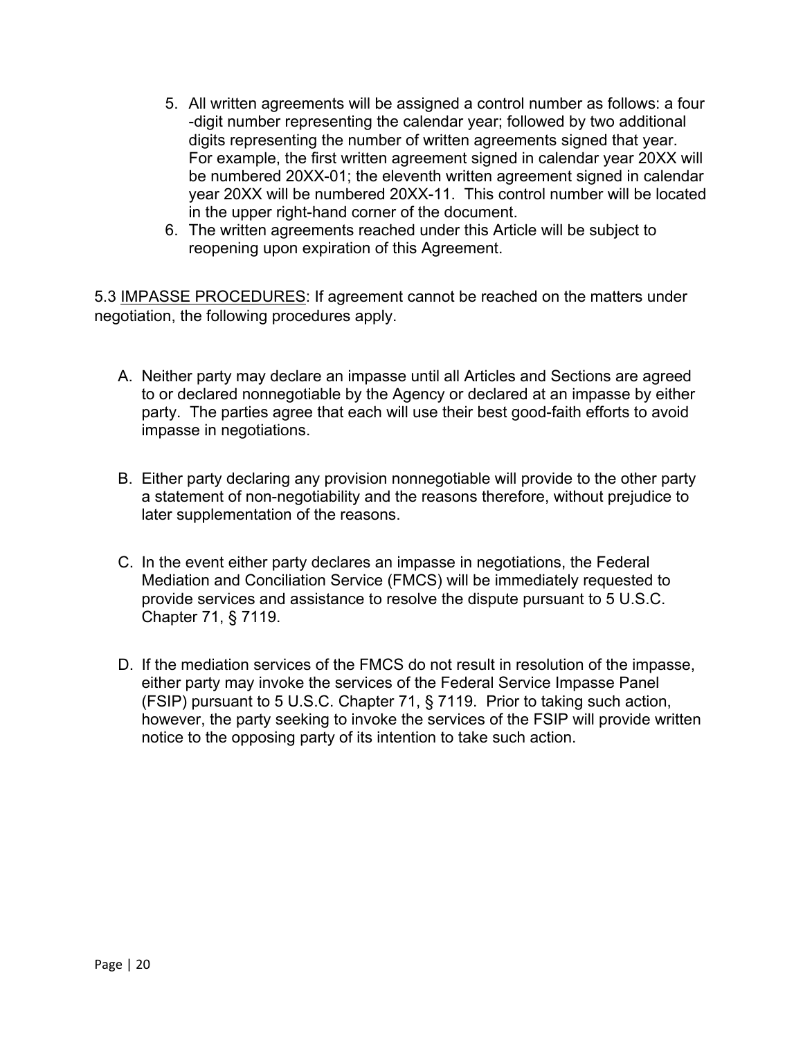5. All written agreements will be assigned a control number as follows: a four -digit number representing the calendar year; followed by two additional digits representing the number of written agreements signed that year. For example, the first written agreement signed in calendar year 20XX will be numbered 20XX-01; the eleventh written agreement signed in calendar year 20XX will be numbered 20XX-11. This control number will be located in the upper right-hand corner of the document.
6. The written agreements reached under this Article will be subject to reopening upon expiration of this Agreement.

5.3 <u>IMPASSE PROCEDURES</u>: If agreement cannot be reached on the matters under negotiation, the following procedures apply.

A. Neither party may declare an impasse until all Articles and Sections are agreed to or declared nonnegotiable by the Agency or declared at an impasse by either party. The parties agree that each will use their best good-faith efforts to avoid impasse in negotiations.

B. Either party declaring any provision nonnegotiable will provide to the other party a statement of non-negotiability and the reasons therefore, without prejudice to later supplementation of the reasons.

C. In the event either party declares an impasse in negotiations, the Federal Mediation and Conciliation Service (FMCS) will be immediately requested to provide services and assistance to resolve the dispute pursuant to 5 U.S.C. Chapter 71, § 7119.

D. If the mediation services of the FMCS do not result in resolution of the impasse, either party may invoke the services of the Federal Service Impasse Panel (FSIP) pursuant to 5 U.S.C. Chapter 71, § 7119. Prior to taking such action, however, the party seeking to invoke the services of the FSIP will provide written notice to the opposing party of its intention to take such action.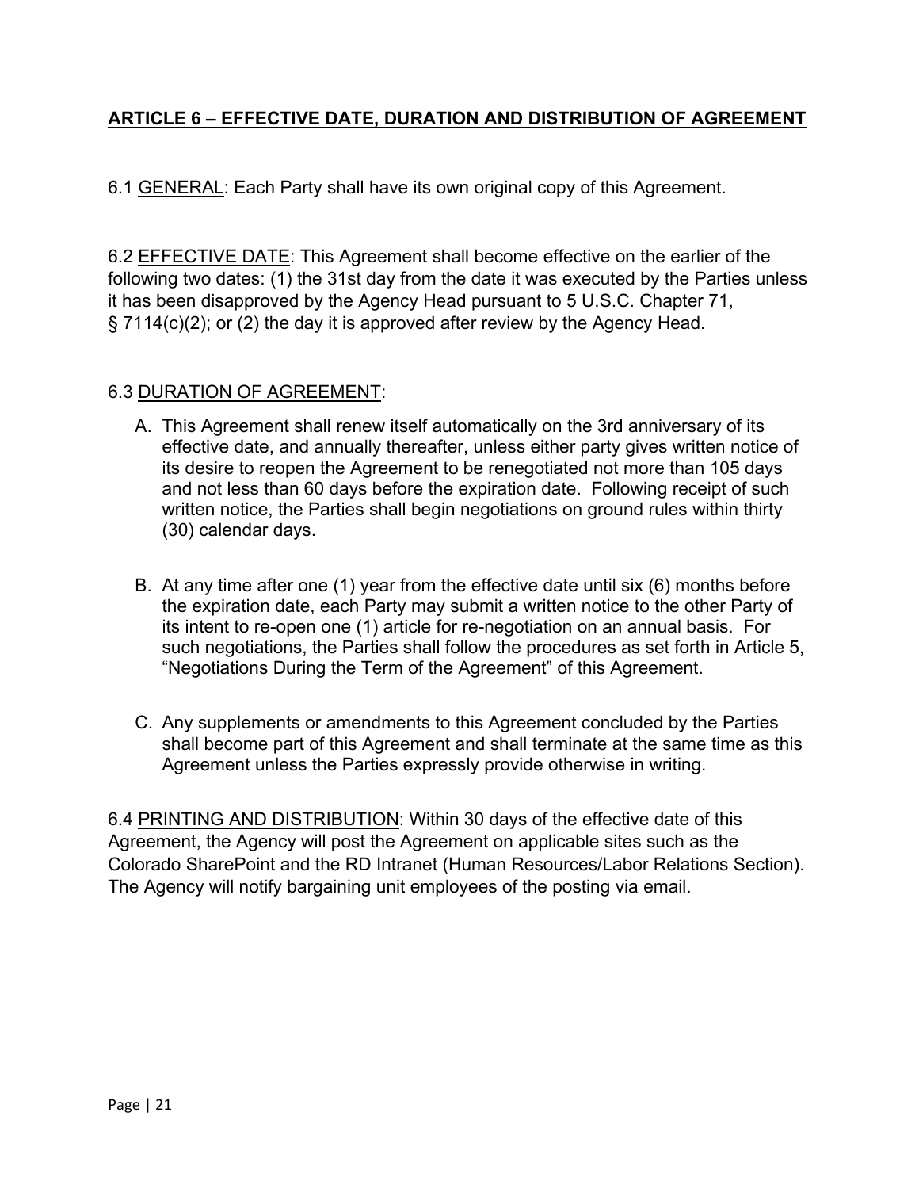## ARTICLE 6 – EFFECTIVE DATE, DURATION AND DISTRIBUTION OF AGREEMENT

6.1 GENERAL: Each Party shall have its own original copy of this Agreement.

6.2 EFFECTIVE DATE: This Agreement shall become effective on the earlier of the following two dates: (1) the 31st day from the date it was executed by the Parties unless it has been disapproved by the Agency Head pursuant to 5 U.S.C. Chapter 71, § 7114(c)(2); or (2) the day it is approved after review by the Agency Head.

6.3 DURATION OF AGREEMENT:

A. This Agreement shall renew itself automatically on the 3rd anniversary of its effective date, and annually thereafter, unless either party gives written notice of its desire to reopen the Agreement to be renegotiated not more than 105 days and not less than 60 days before the expiration date. Following receipt of such written notice, the Parties shall begin negotiations on ground rules within thirty (30) calendar days.

B. At any time after one (1) year from the effective date until six (6) months before the expiration date, each Party may submit a written notice to the other Party of its intent to re-open one (1) article for re-negotiation on an annual basis. For such negotiations, the Parties shall follow the procedures as set forth in Article 5, "Negotiations During the Term of the Agreement" of this Agreement.

C. Any supplements or amendments to this Agreement concluded by the Parties shall become part of this Agreement and shall terminate at the same time as this Agreement unless the Parties expressly provide otherwise in writing.

6.4 PRINTING AND DISTRIBUTION: Within 30 days of the effective date of this Agreement, the Agency will post the Agreement on applicable sites such as the Colorado SharePoint and the RD Intranet (Human Resources/Labor Relations Section). The Agency will notify bargaining unit employees of the posting via email.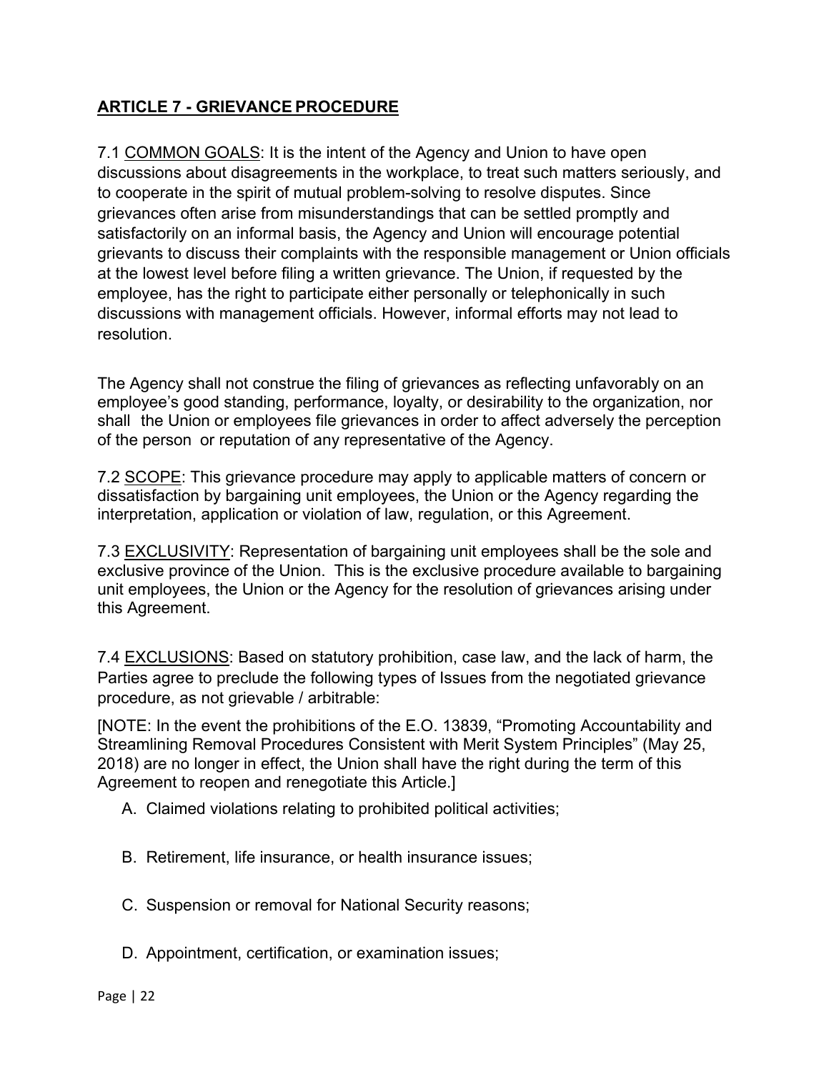## ARTICLE 7 - GRIEVANCE PROCEDURE

7.1 COMMON GOALS: It is the intent of the Agency and Union to have open discussions about disagreements in the workplace, to treat such matters seriously, and to cooperate in the spirit of mutual problem-solving to resolve disputes. Since grievances often arise from misunderstandings that can be settled promptly and satisfactorily on an informal basis, the Agency and Union will encourage potential grievants to discuss their complaints with the responsible management or Union officials at the lowest level before filing a written grievance. The Union, if requested by the employee, has the right to participate either personally or telephonically in such discussions with management officials. However, informal efforts may not lead to resolution.

The Agency shall not construe the filing of grievances as reflecting unfavorably on an employee's good standing, performance, loyalty, or desirability to the organization, nor shall the Union or employees file grievances in order to affect adversely the perception of the person or reputation of any representative of the Agency.

7.2 SCOPE: This grievance procedure may apply to applicable matters of concern or dissatisfaction by bargaining unit employees, the Union or the Agency regarding the interpretation, application or violation of law, regulation, or this Agreement.

7.3 EXCLUSIVITY: Representation of bargaining unit employees shall be the sole and exclusive province of the Union. This is the exclusive procedure available to bargaining unit employees, the Union or the Agency for the resolution of grievances arising under this Agreement.

7.4 EXCLUSIONS: Based on statutory prohibition, case law, and the lack of harm, the Parties agree to preclude the following types of Issues from the negotiated grievance procedure, as not grievable / arbitrable:

[NOTE: In the event the prohibitions of the E.O. 13839, "Promoting Accountability and Streamlining Removal Procedures Consistent with Merit System Principles" (May 25, 2018) are no longer in effect, the Union shall have the right during the term of this Agreement to reopen and renegotiate this Article.]

A. Claimed violations relating to prohibited political activities;

B. Retirement, life insurance, or health insurance issues;

C. Suspension or removal for National Security reasons;

D. Appointment, certification, or examination issues;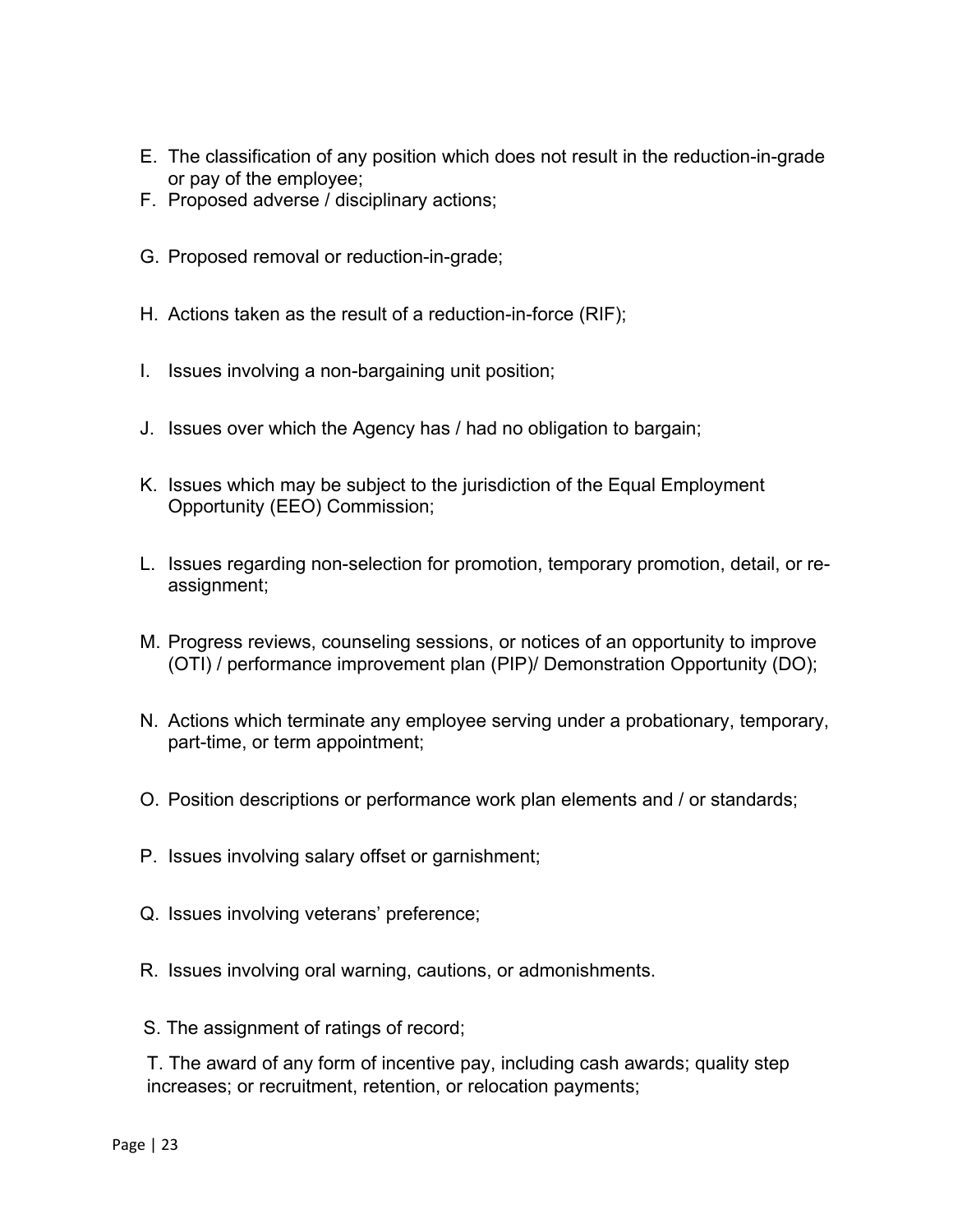E. The classification of any position which does not result in the reduction-in-grade or pay of the employee;

F. Proposed adverse / disciplinary actions;

G. Proposed removal or reduction-in-grade;

H. Actions taken as the result of a reduction-in-force (RIF);

I. Issues involving a non-bargaining unit position;

J. Issues over which the Agency has / had no obligation to bargain;

K. Issues which may be subject to the jurisdiction of the Equal Employment Opportunity (EEO) Commission;

L. Issues regarding non-selection for promotion, temporary promotion, detail, or re-assignment;

M. Progress reviews, counseling sessions, or notices of an opportunity to improve (OTI) / performance improvement plan (PIP)/ Demonstration Opportunity (DO);

N. Actions which terminate any employee serving under a probationary, temporary, part-time, or term appointment;

O. Position descriptions or performance work plan elements and / or standards;

P. Issues involving salary offset or garnishment;

Q. Issues involving veterans' preference;

R. Issues involving oral warning, cautions, or admonishments.

S. The assignment of ratings of record;

T. The award of any form of incentive pay, including cash awards; quality step increases; or recruitment, retention, or relocation payments;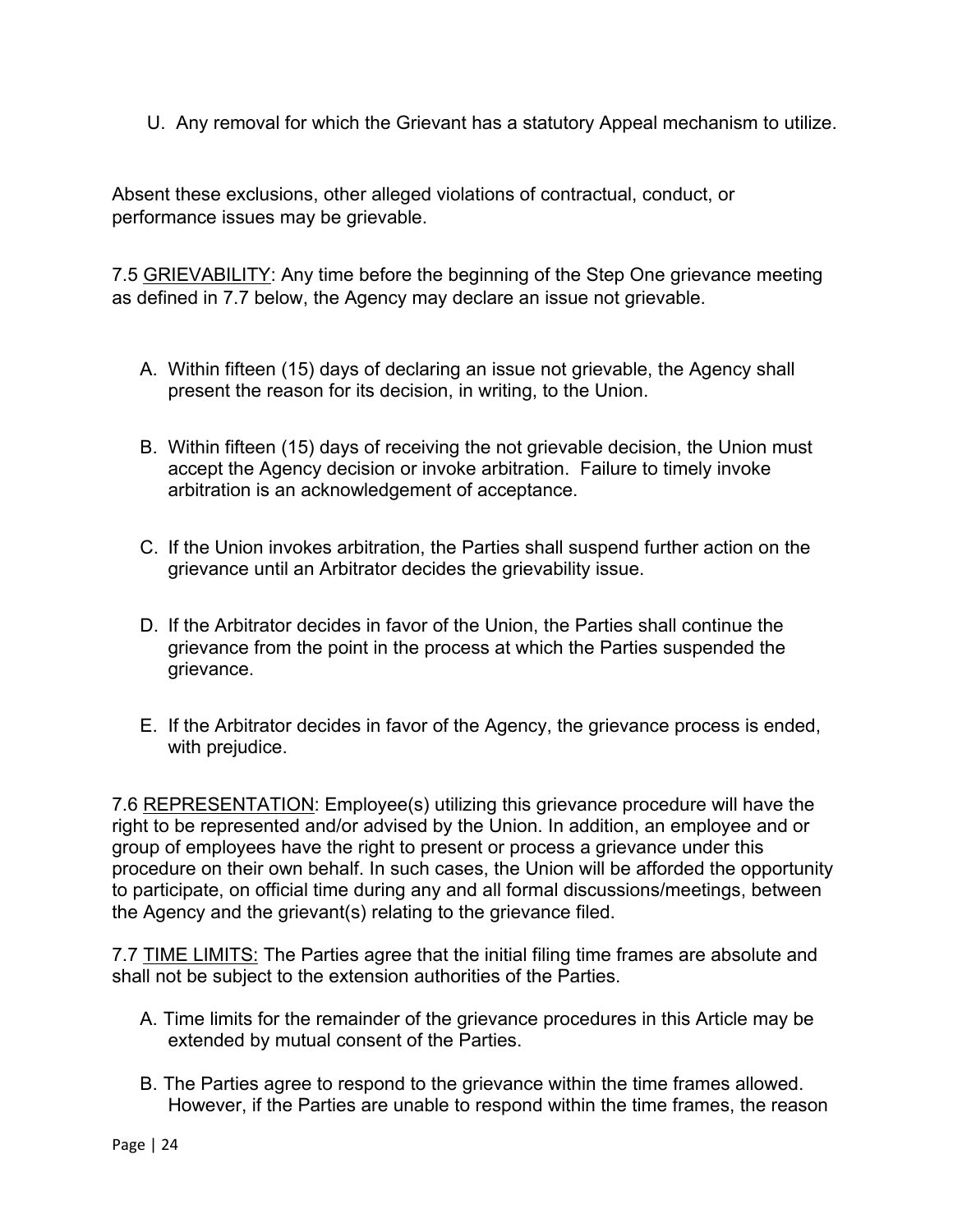U. Any removal for which the Grievant has a statutory Appeal mechanism to utilize.

Absent these exclusions, other alleged violations of contractual, conduct, or performance issues may be grievable.

7.5 <u>GRIEVABILITY</u>: Any time before the beginning of the Step One grievance meeting as defined in 7.7 below, the Agency may declare an issue not grievable.

A. Within fifteen (15) days of declaring an issue not grievable, the Agency shall present the reason for its decision, in writing, to the Union.

B. Within fifteen (15) days of receiving the not grievable decision, the Union must accept the Agency decision or invoke arbitration. Failure to timely invoke arbitration is an acknowledgement of acceptance.

C. If the Union invokes arbitration, the Parties shall suspend further action on the grievance until an Arbitrator decides the grievability issue.

D. If the Arbitrator decides in favor of the Union, the Parties shall continue the grievance from the point in the process at which the Parties suspended the grievance.

E. If the Arbitrator decides in favor of the Agency, the grievance process is ended, with prejudice.

7.6 <u>REPRESENTATION</u>: Employee(s) utilizing this grievance procedure will have the right to be represented and/or advised by the Union. In addition, an employee and or group of employees have the right to present or process a grievance under this procedure on their own behalf. In such cases, the Union will be afforded the opportunity to participate, on official time during any and all formal discussions/meetings, between the Agency and the grievant(s) relating to the grievance filed.

7.7 <u>TIME LIMITS:</u> The Parties agree that the initial filing time frames are absolute and shall not be subject to the extension authorities of the Parties.

A. Time limits for the remainder of the grievance procedures in this Article may be extended by mutual consent of the Parties.

B. The Parties agree to respond to the grievance within the time frames allowed. However, if the Parties are unable to respond within the time frames, the reason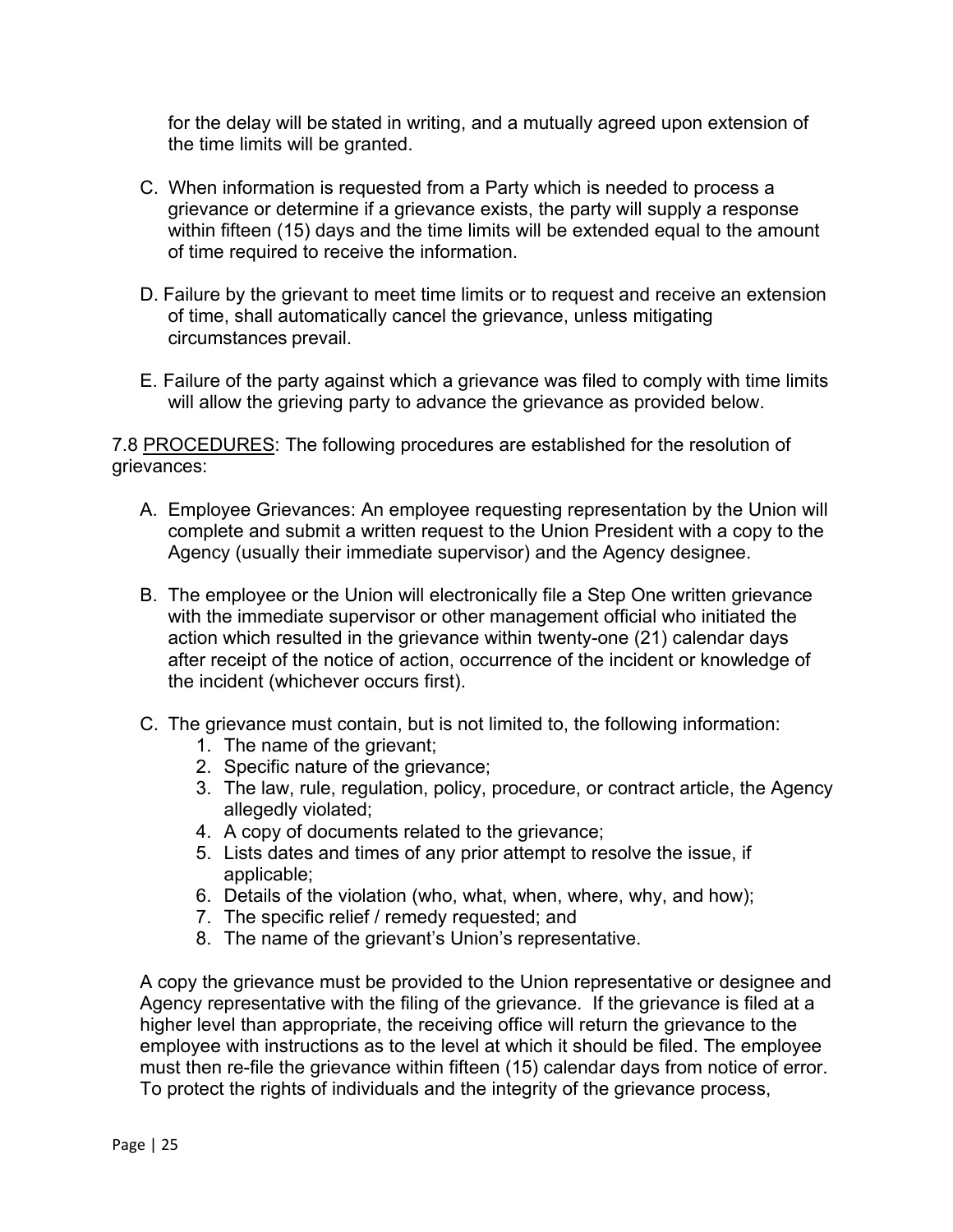for the delay will be stated in writing, and a mutually agreed upon extension of the time limits will be granted.

C. When information is requested from a Party which is needed to process a grievance or determine if a grievance exists, the party will supply a response within fifteen (15) days and the time limits will be extended equal to the amount of time required to receive the information.

D. Failure by the grievant to meet time limits or to request and receive an extension of time, shall automatically cancel the grievance, unless mitigating circumstances prevail.

E. Failure of the party against which a grievance was filed to comply with time limits will allow the grieving party to advance the grievance as provided below.

7.8 <u>PROCEDURES</u>: The following procedures are established for the resolution of grievances:

A. Employee Grievances: An employee requesting representation by the Union will complete and submit a written request to the Union President with a copy to the Agency (usually their immediate supervisor) and the Agency designee.

B. The employee or the Union will electronically file a Step One written grievance with the immediate supervisor or other management official who initiated the action which resulted in the grievance within twenty-one (21) calendar days after receipt of the notice of action, occurrence of the incident or knowledge of the incident (whichever occurs first).

C. The grievance must contain, but is not limited to, the following information:
   1. The name of the grievant;
   2. Specific nature of the grievance;
   3. The law, rule, regulation, policy, procedure, or contract article, the Agency allegedly violated;
   4. A copy of documents related to the grievance;
   5. Lists dates and times of any prior attempt to resolve the issue, if applicable;
   6. Details of the violation (who, what, when, where, why, and how);
   7. The specific relief / remedy requested; and
   8. The name of the grievant's Union's representative.

A copy the grievance must be provided to the Union representative or designee and Agency representative with the filing of the grievance. If the grievance is filed at a higher level than appropriate, the receiving office will return the grievance to the employee with instructions as to the level at which it should be filed. The employee must then re-file the grievance within fifteen (15) calendar days from notice of error. To protect the rights of individuals and the integrity of the grievance process,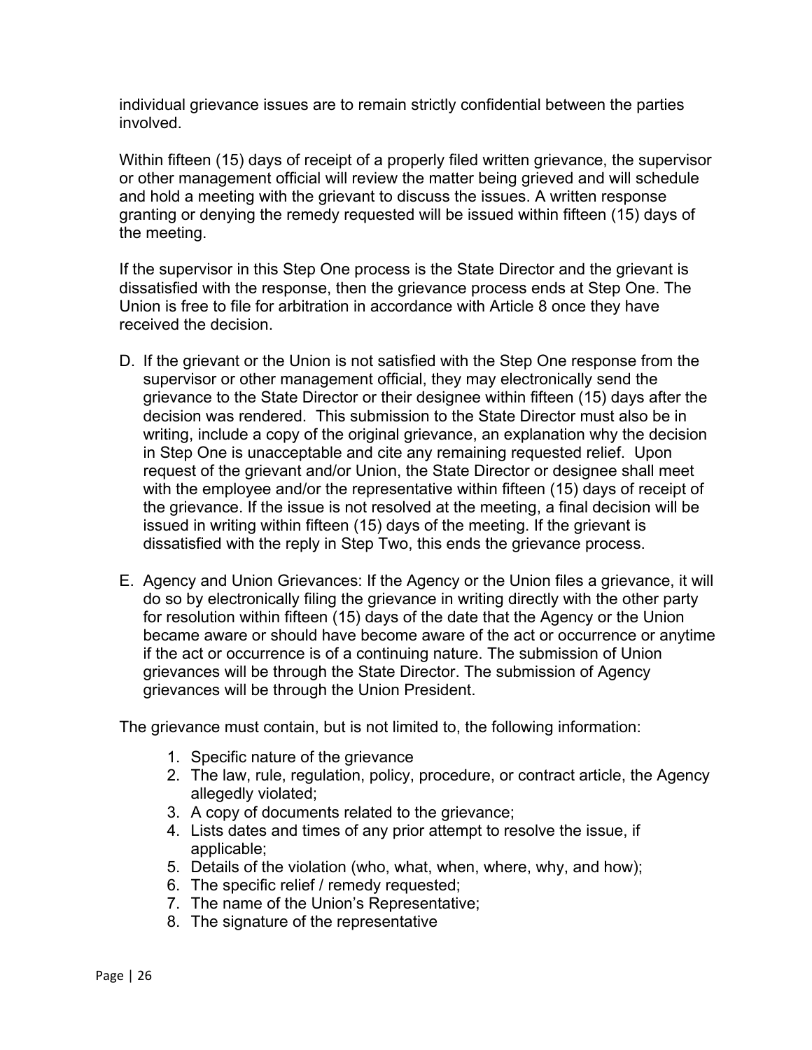individual grievance issues are to remain strictly confidential between the parties involved.

Within fifteen (15) days of receipt of a properly filed written grievance, the supervisor or other management official will review the matter being grieved and will schedule and hold a meeting with the grievant to discuss the issues. A written response granting or denying the remedy requested will be issued within fifteen (15) days of the meeting.

If the supervisor in this Step One process is the State Director and the grievant is dissatisfied with the response, then the grievance process ends at Step One. The Union is free to file for arbitration in accordance with Article 8 once they have received the decision.

D. If the grievant or the Union is not satisfied with the Step One response from the supervisor or other management official, they may electronically send the grievance to the State Director or their designee within fifteen (15) days after the decision was rendered. This submission to the State Director must also be in writing, include a copy of the original grievance, an explanation why the decision in Step One is unacceptable and cite any remaining requested relief. Upon request of the grievant and/or Union, the State Director or designee shall meet with the employee and/or the representative within fifteen (15) days of receipt of the grievance. If the issue is not resolved at the meeting, a final decision will be issued in writing within fifteen (15) days of the meeting. If the grievant is dissatisfied with the reply in Step Two, this ends the grievance process.

E. Agency and Union Grievances: If the Agency or the Union files a grievance, it will do so by electronically filing the grievance in writing directly with the other party for resolution within fifteen (15) days of the date that the Agency or the Union became aware or should have become aware of the act or occurrence or anytime if the act or occurrence is of a continuing nature. The submission of Union grievances will be through the State Director. The submission of Agency grievances will be through the Union President.

The grievance must contain, but is not limited to, the following information:

1. Specific nature of the grievance
2. The law, rule, regulation, policy, procedure, or contract article, the Agency allegedly violated;
3. A copy of documents related to the grievance;
4. Lists dates and times of any prior attempt to resolve the issue, if applicable;
5. Details of the violation (who, what, when, where, why, and how);
6. The specific relief / remedy requested;
7. The name of the Union's Representative;
8. The signature of the representative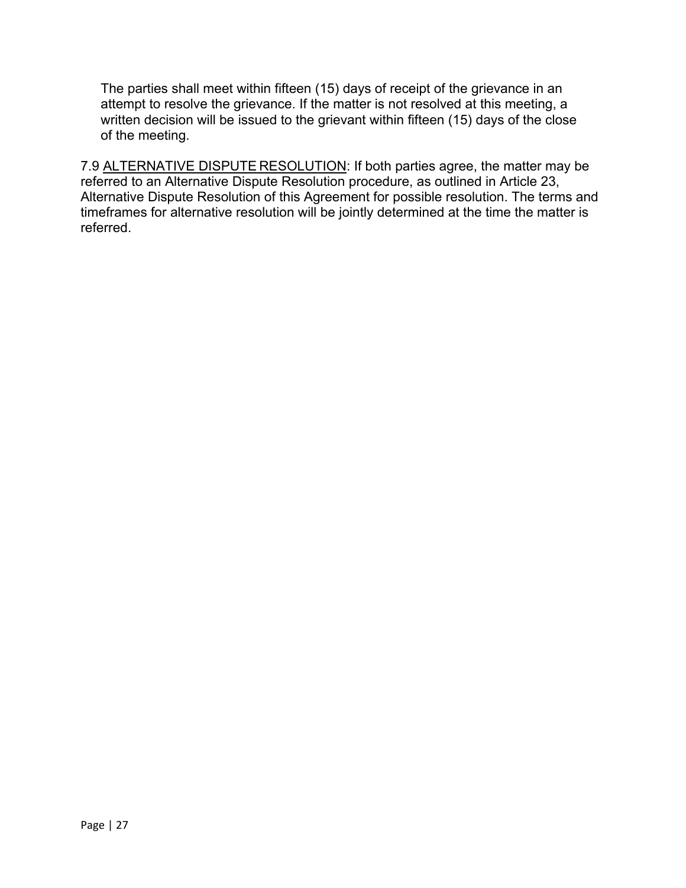The parties shall meet within fifteen (15) days of receipt of the grievance in an attempt to resolve the grievance. If the matter is not resolved at this meeting, a written decision will be issued to the grievant within fifteen (15) days of the close of the meeting.

7.9 <u>ALTERNATIVE DISPUTE RESOLUTION</u>: If both parties agree, the matter may be referred to an Alternative Dispute Resolution procedure, as outlined in Article 23, Alternative Dispute Resolution of this Agreement for possible resolution. The terms and timeframes for alternative resolution will be jointly determined at the time the matter is referred.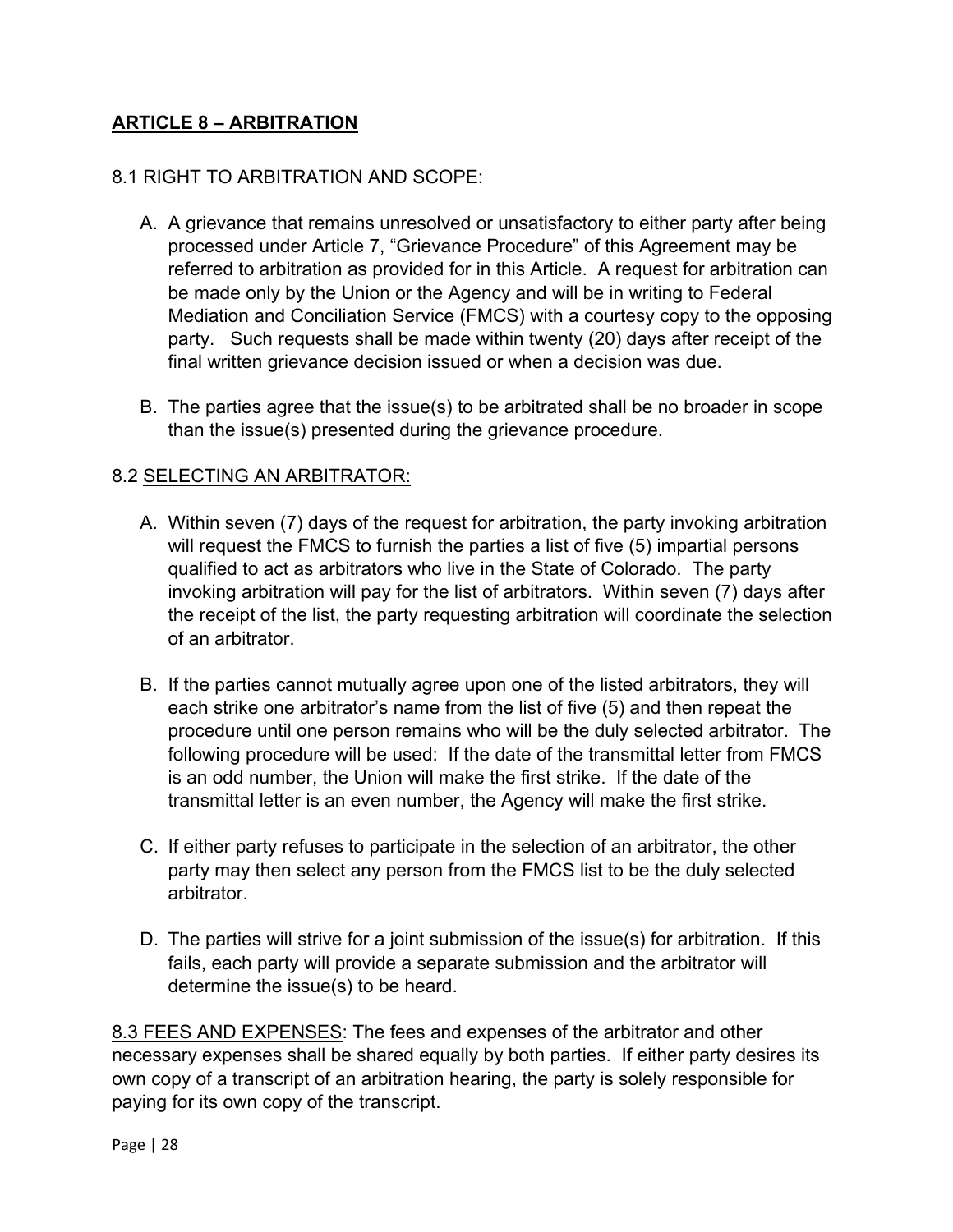## ARTICLE 8 – ARBITRATION

### 8.1 RIGHT TO ARBITRATION AND SCOPE:

A. A grievance that remains unresolved or unsatisfactory to either party after being processed under Article 7, "Grievance Procedure" of this Agreement may be referred to arbitration as provided for in this Article. A request for arbitration can be made only by the Union or the Agency and will be in writing to Federal Mediation and Conciliation Service (FMCS) with a courtesy copy to the opposing party. Such requests shall be made within twenty (20) days after receipt of the final written grievance decision issued or when a decision was due.

B. The parties agree that the issue(s) to be arbitrated shall be no broader in scope than the issue(s) presented during the grievance procedure.

### 8.2 SELECTING AN ARBITRATOR:

A. Within seven (7) days of the request for arbitration, the party invoking arbitration will request the FMCS to furnish the parties a list of five (5) impartial persons qualified to act as arbitrators who live in the State of Colorado. The party invoking arbitration will pay for the list of arbitrators. Within seven (7) days after the receipt of the list, the party requesting arbitration will coordinate the selection of an arbitrator.

B. If the parties cannot mutually agree upon one of the listed arbitrators, they will each strike one arbitrator's name from the list of five (5) and then repeat the procedure until one person remains who will be the duly selected arbitrator. The following procedure will be used: If the date of the transmittal letter from FMCS is an odd number, the Union will make the first strike. If the date of the transmittal letter is an even number, the Agency will make the first strike.

C. If either party refuses to participate in the selection of an arbitrator, the other party may then select any person from the FMCS list to be the duly selected arbitrator.

D. The parties will strive for a joint submission of the issue(s) for arbitration. If this fails, each party will provide a separate submission and the arbitrator will determine the issue(s) to be heard.

8.3 FEES AND EXPENSES: The fees and expenses of the arbitrator and other necessary expenses shall be shared equally by both parties. If either party desires its own copy of a transcript of an arbitration hearing, the party is solely responsible for paying for its own copy of the transcript.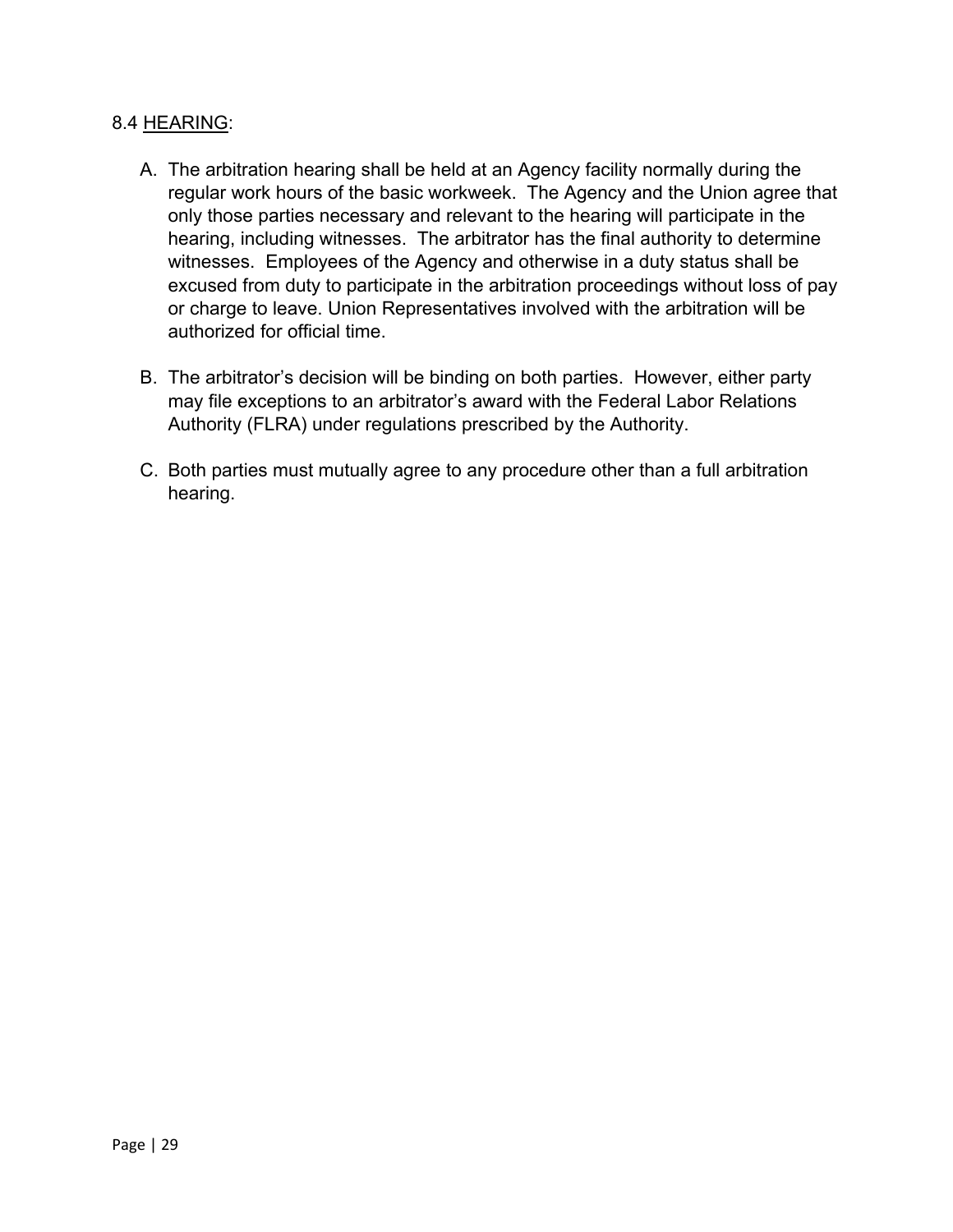8.4 HEARING:

A. The arbitration hearing shall be held at an Agency facility normally during the regular work hours of the basic workweek. The Agency and the Union agree that only those parties necessary and relevant to the hearing will participate in the hearing, including witnesses. The arbitrator has the final authority to determine witnesses. Employees of the Agency and otherwise in a duty status shall be excused from duty to participate in the arbitration proceedings without loss of pay or charge to leave. Union Representatives involved with the arbitration will be authorized for official time.

B. The arbitrator's decision will be binding on both parties. However, either party may file exceptions to an arbitrator's award with the Federal Labor Relations Authority (FLRA) under regulations prescribed by the Authority.

C. Both parties must mutually agree to any procedure other than a full arbitration hearing.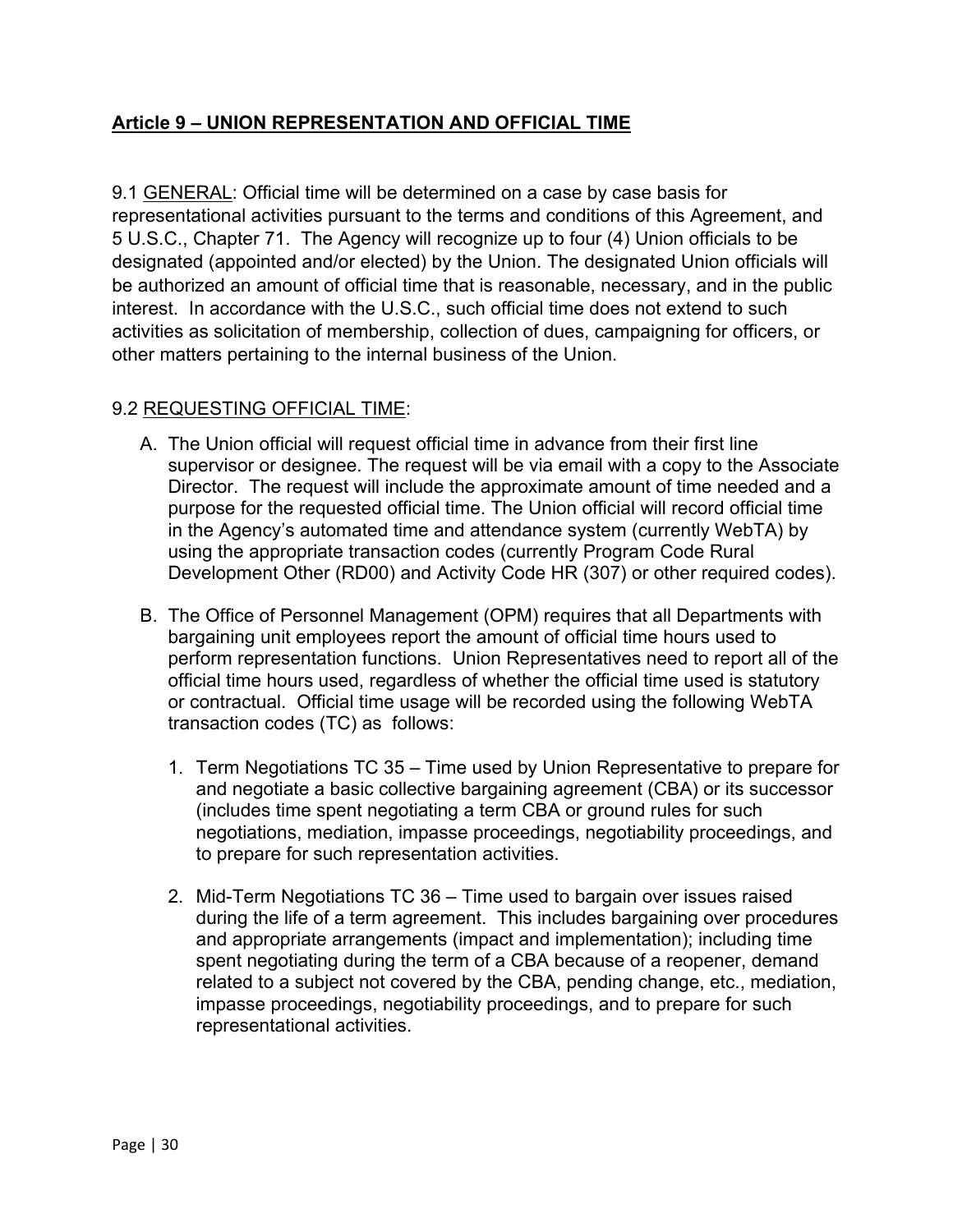## **Article 9 – UNION REPRESENTATION AND OFFICIAL TIME**

9.1 <u>GENERAL</u>: Official time will be determined on a case by case basis for representational activities pursuant to the terms and conditions of this Agreement, and 5 U.S.C., Chapter 71. The Agency will recognize up to four (4) Union officials to be designated (appointed and/or elected) by the Union. The designated Union officials will be authorized an amount of official time that is reasonable, necessary, and in the public interest. In accordance with the U.S.C., such official time does not extend to such activities as solicitation of membership, collection of dues, campaigning for officers, or other matters pertaining to the internal business of the Union.

9.2 <u>REQUESTING OFFICIAL TIME</u>:

A. The Union official will request official time in advance from their first line supervisor or designee. The request will be via email with a copy to the Associate Director. The request will include the approximate amount of time needed and a purpose for the requested official time. The Union official will record official time in the Agency's automated time and attendance system (currently WebTA) by using the appropriate transaction codes (currently Program Code Rural Development Other (RD00) and Activity Code HR (307) or other required codes).

B. The Office of Personnel Management (OPM) requires that all Departments with bargaining unit employees report the amount of official time hours used to perform representation functions. Union Representatives need to report all of the official time hours used, regardless of whether the official time used is statutory or contractual. Official time usage will be recorded using the following WebTA transaction codes (TC) as follows:

   1. Term Negotiations TC 35 – Time used by Union Representative to prepare for and negotiate a basic collective bargaining agreement (CBA) or its successor (includes time spent negotiating a term CBA or ground rules for such negotiations, mediation, impasse proceedings, negotiability proceedings, and to prepare for such representation activities.

   2. Mid-Term Negotiations TC 36 – Time used to bargain over issues raised during the life of a term agreement. This includes bargaining over procedures and appropriate arrangements (impact and implementation); including time spent negotiating during the term of a CBA because of a reopener, demand related to a subject not covered by the CBA, pending change, etc., mediation, impasse proceedings, negotiability proceedings, and to prepare for such representational activities.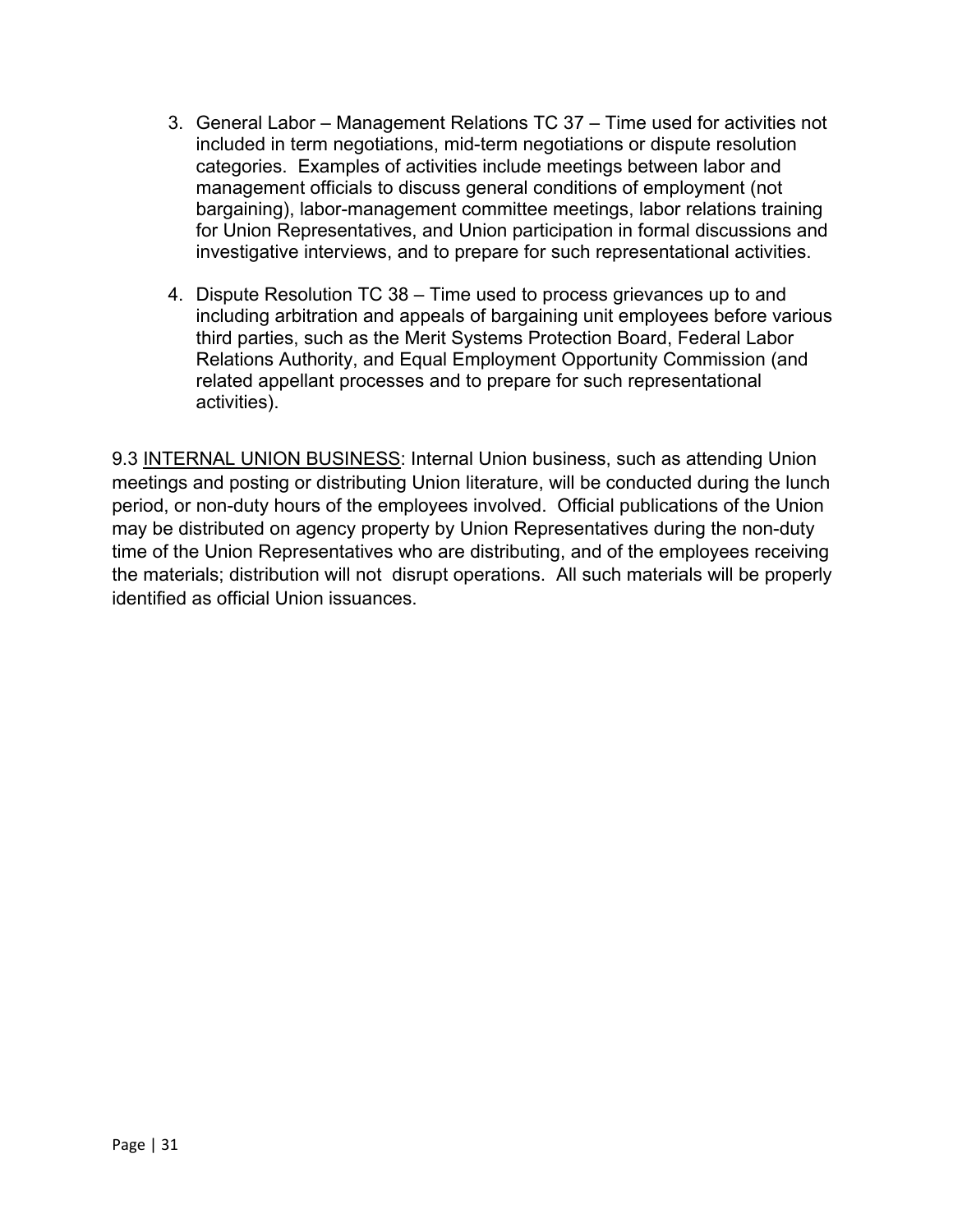3. General Labor – Management Relations TC 37 – Time used for activities not included in term negotiations, mid-term negotiations or dispute resolution categories. Examples of activities include meetings between labor and management officials to discuss general conditions of employment (not bargaining), labor-management committee meetings, labor relations training for Union Representatives, and Union participation in formal discussions and investigative interviews, and to prepare for such representational activities.

4. Dispute Resolution TC 38 – Time used to process grievances up to and including arbitration and appeals of bargaining unit employees before various third parties, such as the Merit Systems Protection Board, Federal Labor Relations Authority, and Equal Employment Opportunity Commission (and related appellant processes and to prepare for such representational activities).

9.3 <u>INTERNAL UNION BUSINESS</u>: Internal Union business, such as attending Union meetings and posting or distributing Union literature, will be conducted during the lunch period, or non-duty hours of the employees involved. Official publications of the Union may be distributed on agency property by Union Representatives during the non-duty time of the Union Representatives who are distributing, and of the employees receiving the materials; distribution will not disrupt operations. All such materials will be properly identified as official Union issuances.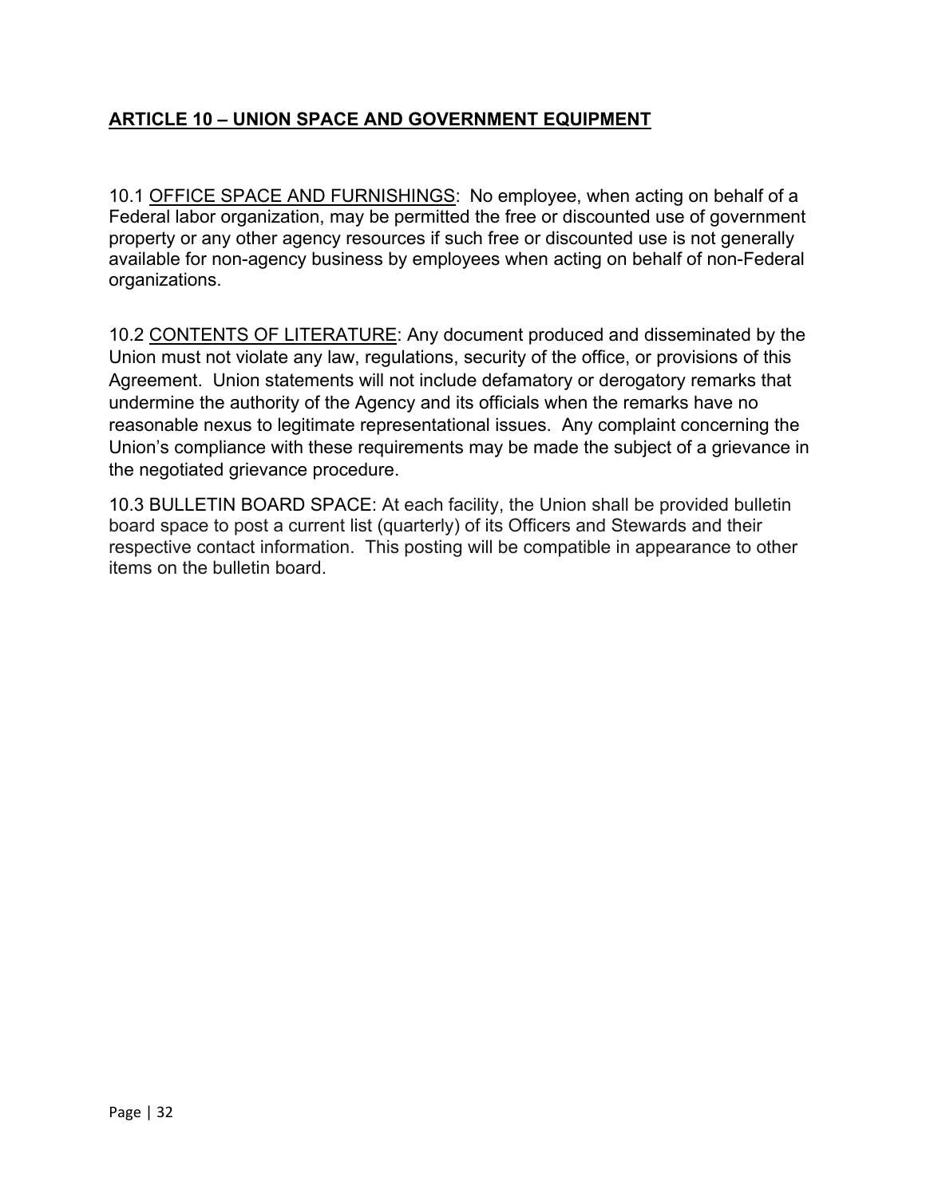## ARTICLE 10 – UNION SPACE AND GOVERNMENT EQUIPMENT

10.1 <u>OFFICE SPACE AND FURNISHINGS</u>: No employee, when acting on behalf of a Federal labor organization, may be permitted the free or discounted use of government property or any other agency resources if such free or discounted use is not generally available for non-agency business by employees when acting on behalf of non-Federal organizations.

10.2 <u>CONTENTS OF LITERATURE</u>: Any document produced and disseminated by the Union must not violate any law, regulations, security of the office, or provisions of this Agreement. Union statements will not include defamatory or derogatory remarks that undermine the authority of the Agency and its officials when the remarks have no reasonable nexus to legitimate representational issues. Any complaint concerning the Union's compliance with these requirements may be made the subject of a grievance in the negotiated grievance procedure.

10.3 BULLETIN BOARD SPACE: At each facility, the Union shall be provided bulletin board space to post a current list (quarterly) of its Officers and Stewards and their respective contact information. This posting will be compatible in appearance to other items on the bulletin board.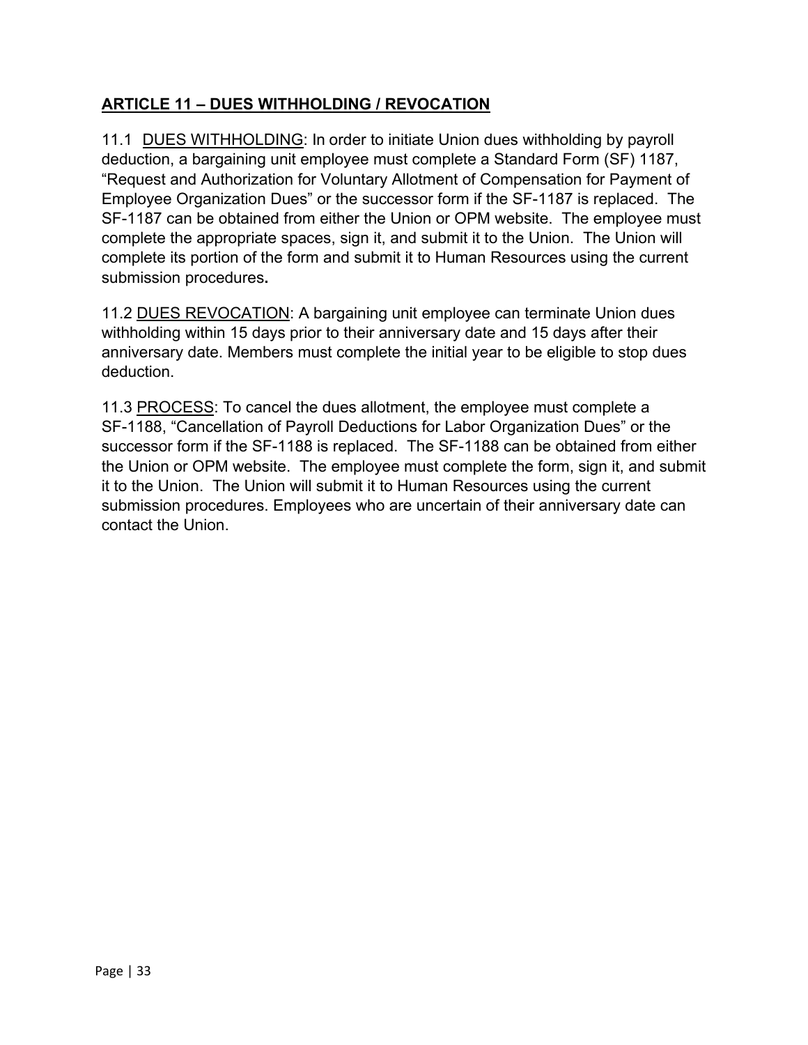## ARTICLE 11 – DUES WITHHOLDING / REVOCATION

11.1 DUES WITHHOLDING: In order to initiate Union dues withholding by payroll deduction, a bargaining unit employee must complete a Standard Form (SF) 1187, "Request and Authorization for Voluntary Allotment of Compensation for Payment of Employee Organization Dues" or the successor form if the SF-1187 is replaced. The SF-1187 can be obtained from either the Union or OPM website. The employee must complete the appropriate spaces, sign it, and submit it to the Union. The Union will complete its portion of the form and submit it to Human Resources using the current submission procedures.

11.2 DUES REVOCATION: A bargaining unit employee can terminate Union dues withholding within 15 days prior to their anniversary date and 15 days after their anniversary date. Members must complete the initial year to be eligible to stop dues deduction.

11.3 PROCESS: To cancel the dues allotment, the employee must complete a SF-1188, "Cancellation of Payroll Deductions for Labor Organization Dues" or the successor form if the SF-1188 is replaced. The SF-1188 can be obtained from either the Union or OPM website. The employee must complete the form, sign it, and submit it to the Union. The Union will submit it to Human Resources using the current submission procedures. Employees who are uncertain of their anniversary date can contact the Union.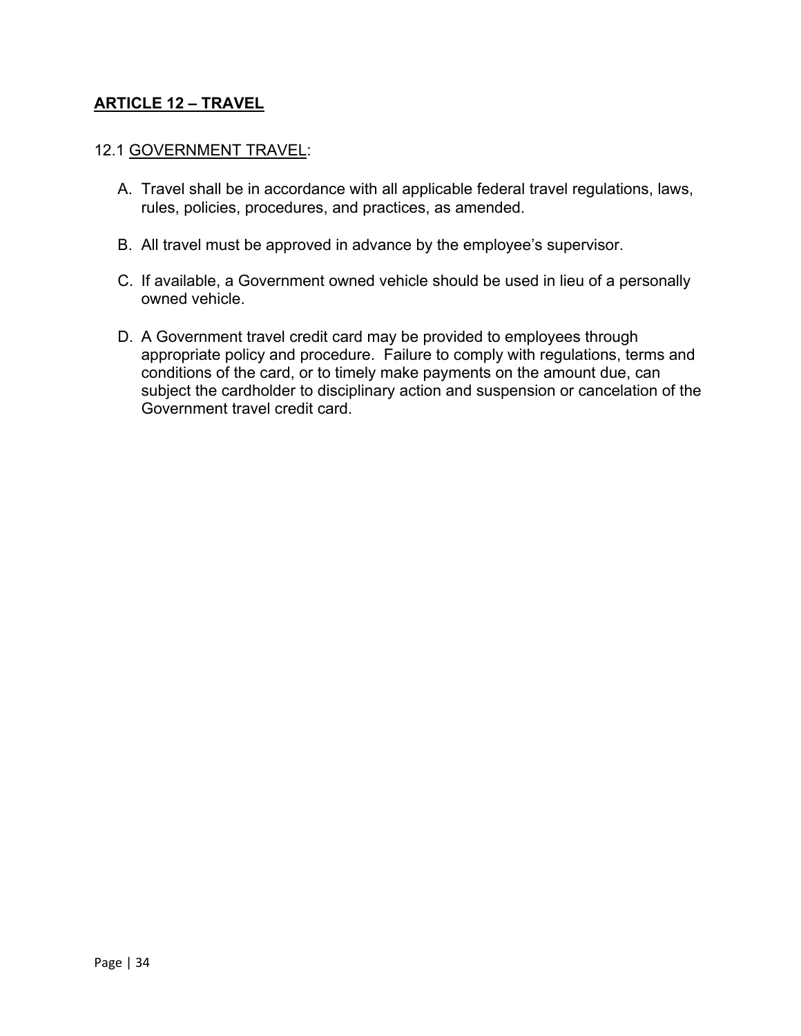## **ARTICLE 12 – TRAVEL**

12.1 GOVERNMENT TRAVEL:

A. Travel shall be in accordance with all applicable federal travel regulations, laws, rules, policies, procedures, and practices, as amended.

B. All travel must be approved in advance by the employee's supervisor.

C. If available, a Government owned vehicle should be used in lieu of a personally owned vehicle.

D. A Government travel credit card may be provided to employees through appropriate policy and procedure. Failure to comply with regulations, terms and conditions of the card, or to timely make payments on the amount due, can subject the cardholder to disciplinary action and suspension or cancelation of the Government travel credit card.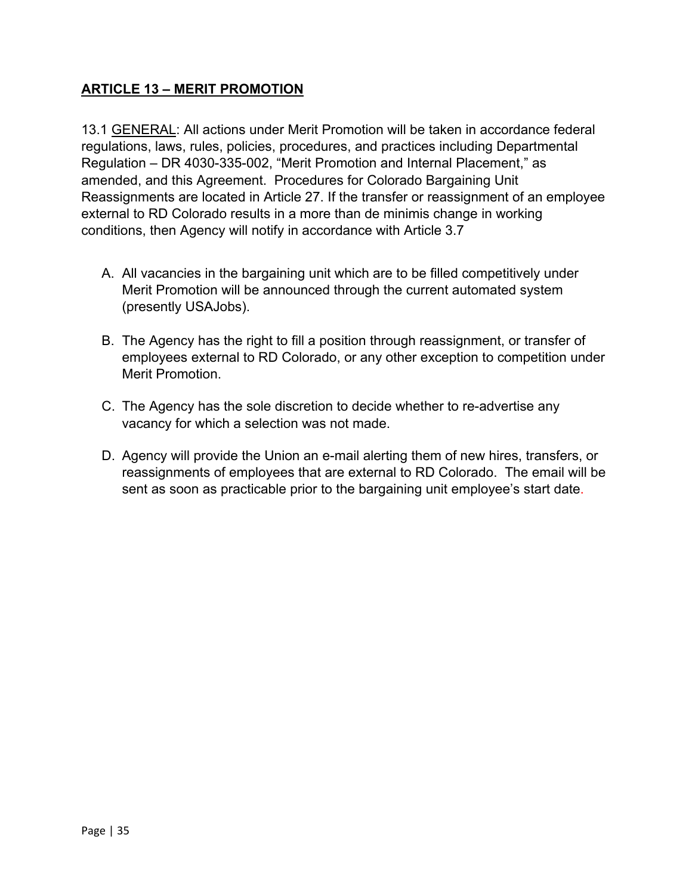## ARTICLE 13 – MERIT PROMOTION

13.1 GENERAL: All actions under Merit Promotion will be taken in accordance federal regulations, laws, rules, policies, procedures, and practices including Departmental Regulation – DR 4030-335-002, "Merit Promotion and Internal Placement," as amended, and this Agreement. Procedures for Colorado Bargaining Unit Reassignments are located in Article 27. If the transfer or reassignment of an employee external to RD Colorado results in a more than de minimis change in working conditions, then Agency will notify in accordance with Article 3.7

A. All vacancies in the bargaining unit which are to be filled competitively under Merit Promotion will be announced through the current automated system (presently USAJobs).

B. The Agency has the right to fill a position through reassignment, or transfer of employees external to RD Colorado, or any other exception to competition under Merit Promotion.

C. The Agency has the sole discretion to decide whether to re-advertise any vacancy for which a selection was not made.

D. Agency will provide the Union an e-mail alerting them of new hires, transfers, or reassignments of employees that are external to RD Colorado. The email will be sent as soon as practicable prior to the bargaining unit employee's start date.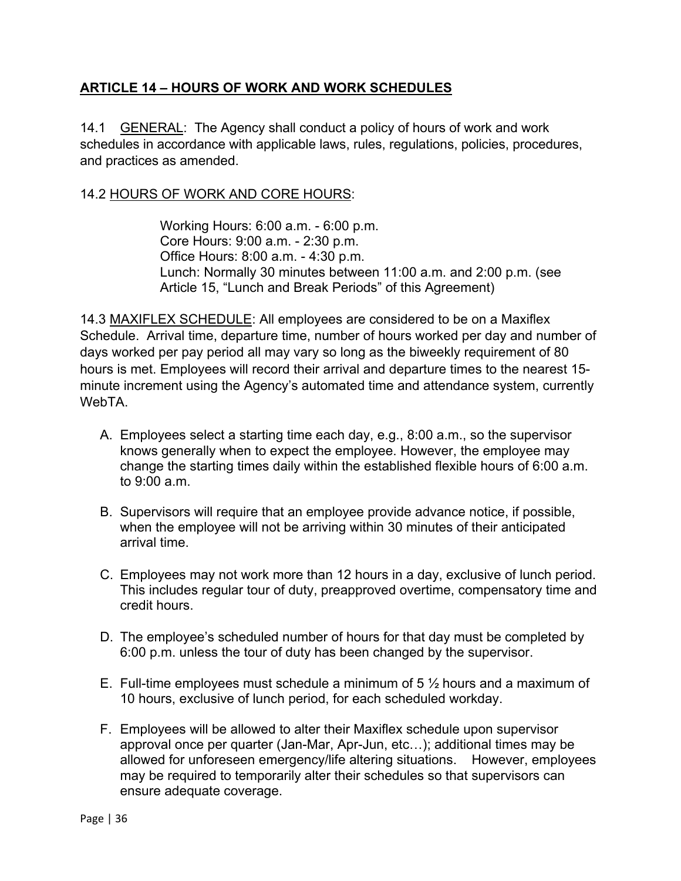## ARTICLE 14 – HOURS OF WORK AND WORK SCHEDULES

14.1 GENERAL: The Agency shall conduct a policy of hours of work and work schedules in accordance with applicable laws, rules, regulations, policies, procedures, and practices as amended.

14.2 HOURS OF WORK AND CORE HOURS:

Working Hours: 6:00 a.m. - 6:00 p.m.
Core Hours: 9:00 a.m. - 2:30 p.m.
Office Hours: 8:00 a.m. - 4:30 p.m.
Lunch: Normally 30 minutes between 11:00 a.m. and 2:00 p.m. (see Article 15, "Lunch and Break Periods" of this Agreement)

14.3 MAXIFLEX SCHEDULE: All employees are considered to be on a Maxiflex Schedule. Arrival time, departure time, number of hours worked per day and number of days worked per pay period all may vary so long as the biweekly requirement of 80 hours is met. Employees will record their arrival and departure times to the nearest 15-minute increment using the Agency's automated time and attendance system, currently WebTA.

A. Employees select a starting time each day, e.g., 8:00 a.m., so the supervisor knows generally when to expect the employee. However, the employee may change the starting times daily within the established flexible hours of 6:00 a.m. to 9:00 a.m.

B. Supervisors will require that an employee provide advance notice, if possible, when the employee will not be arriving within 30 minutes of their anticipated arrival time.

C. Employees may not work more than 12 hours in a day, exclusive of lunch period. This includes regular tour of duty, preapproved overtime, compensatory time and credit hours.

D. The employee's scheduled number of hours for that day must be completed by 6:00 p.m. unless the tour of duty has been changed by the supervisor.

E. Full-time employees must schedule a minimum of 5 ½ hours and a maximum of 10 hours, exclusive of lunch period, for each scheduled workday.

F. Employees will be allowed to alter their Maxiflex schedule upon supervisor approval once per quarter (Jan-Mar, Apr-Jun, etc…); additional times may be allowed for unforeseen emergency/life altering situations. However, employees may be required to temporarily alter their schedules so that supervisors can ensure adequate coverage.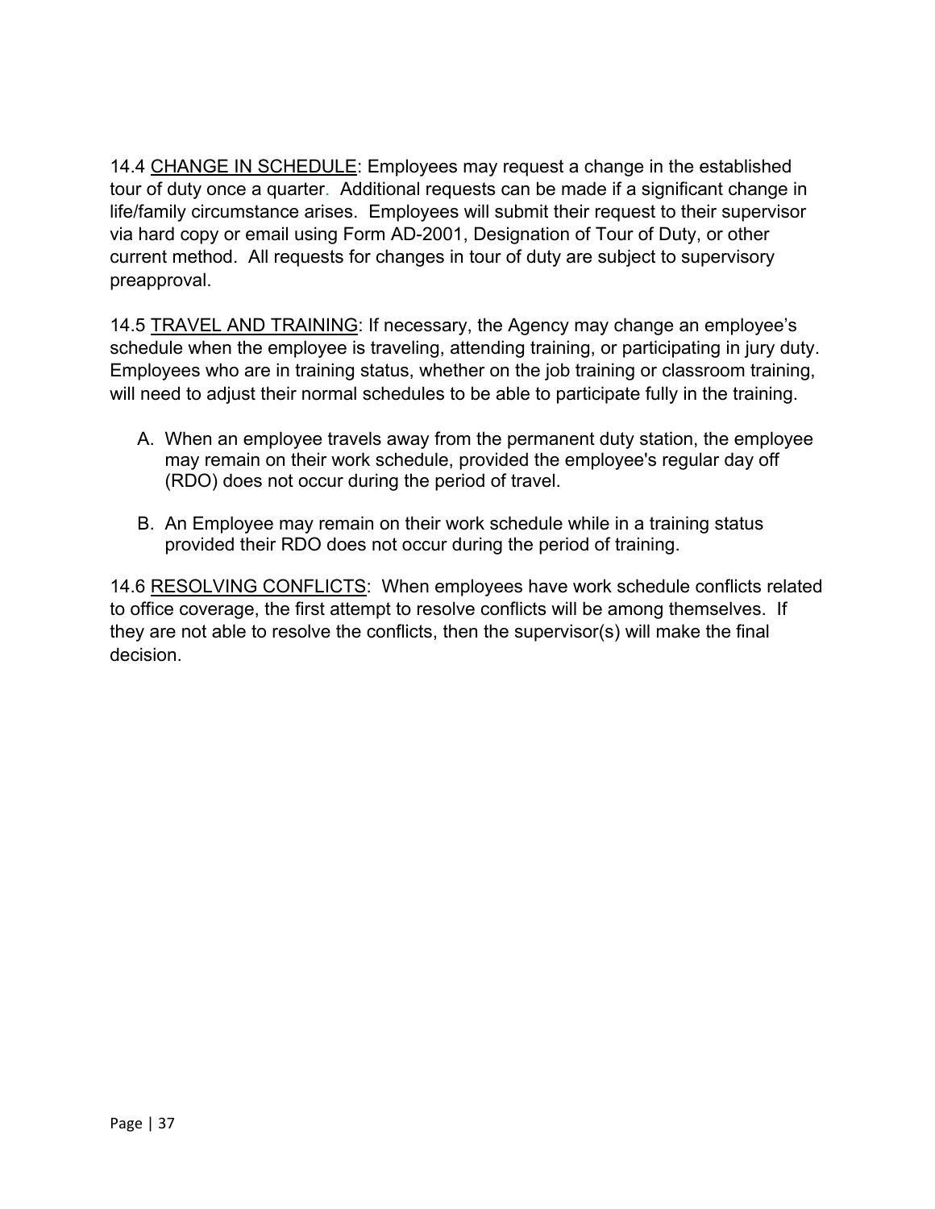14.4 <u>CHANGE IN SCHEDULE</u>: Employees may request a change in the established tour of duty once a quarter. Additional requests can be made if a significant change in life/family circumstance arises. Employees will submit their request to their supervisor via hard copy or email using Form AD-2001, Designation of Tour of Duty, or other current method. All requests for changes in tour of duty are subject to supervisory preapproval.

14.5 <u>TRAVEL AND TRAINING</u>: If necessary, the Agency may change an employee's schedule when the employee is traveling, attending training, or participating in jury duty. Employees who are in training status, whether on the job training or classroom training, will need to adjust their normal schedules to be able to participate fully in the training.

A. When an employee travels away from the permanent duty station, the employee may remain on their work schedule, provided the employee's regular day off (RDO) does not occur during the period of travel.

B. An Employee may remain on their work schedule while in a training status provided their RDO does not occur during the period of training.

14.6 <u>RESOLVING CONFLICTS</u>: When employees have work schedule conflicts related to office coverage, the first attempt to resolve conflicts will be among themselves. If they are not able to resolve the conflicts, then the supervisor(s) will make the final decision.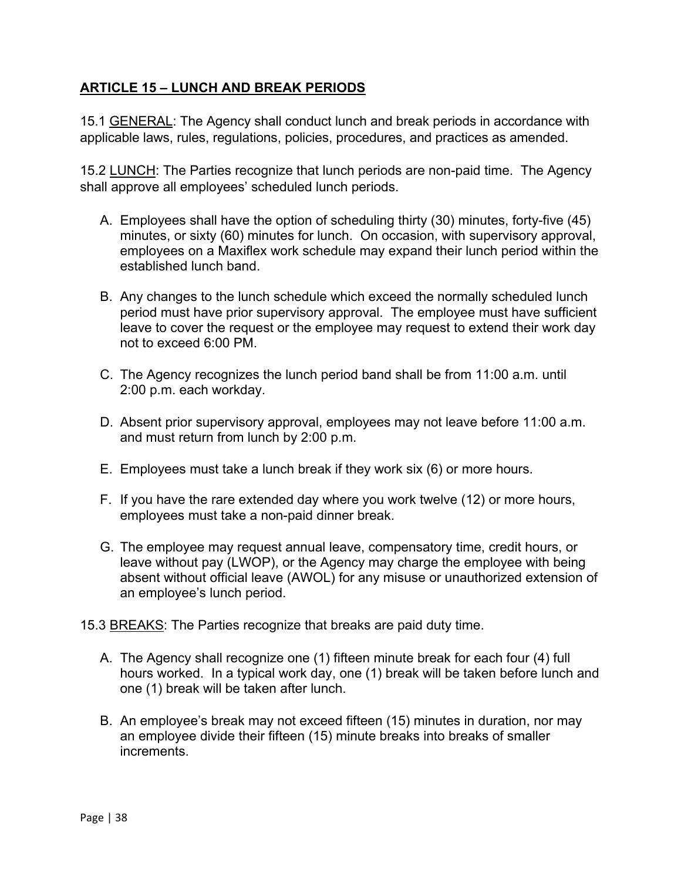## ARTICLE 15 – LUNCH AND BREAK PERIODS

15.1 GENERAL: The Agency shall conduct lunch and break periods in accordance with applicable laws, rules, regulations, policies, procedures, and practices as amended.

15.2 LUNCH: The Parties recognize that lunch periods are non-paid time. The Agency shall approve all employees' scheduled lunch periods.

A. Employees shall have the option of scheduling thirty (30) minutes, forty-five (45) minutes, or sixty (60) minutes for lunch. On occasion, with supervisory approval, employees on a Maxiflex work schedule may expand their lunch period within the established lunch band.

B. Any changes to the lunch schedule which exceed the normally scheduled lunch period must have prior supervisory approval. The employee must have sufficient leave to cover the request or the employee may request to extend their work day not to exceed 6:00 PM.

C. The Agency recognizes the lunch period band shall be from 11:00 a.m. until 2:00 p.m. each workday.

D. Absent prior supervisory approval, employees may not leave before 11:00 a.m. and must return from lunch by 2:00 p.m.

E. Employees must take a lunch break if they work six (6) or more hours.

F. If you have the rare extended day where you work twelve (12) or more hours, employees must take a non-paid dinner break.

G. The employee may request annual leave, compensatory time, credit hours, or leave without pay (LWOP), or the Agency may charge the employee with being absent without official leave (AWOL) for any misuse or unauthorized extension of an employee's lunch period.

15.3 BREAKS: The Parties recognize that breaks are paid duty time.

A. The Agency shall recognize one (1) fifteen minute break for each four (4) full hours worked. In a typical work day, one (1) break will be taken before lunch and one (1) break will be taken after lunch.

B. An employee's break may not exceed fifteen (15) minutes in duration, nor may an employee divide their fifteen (15) minute breaks into breaks of smaller increments.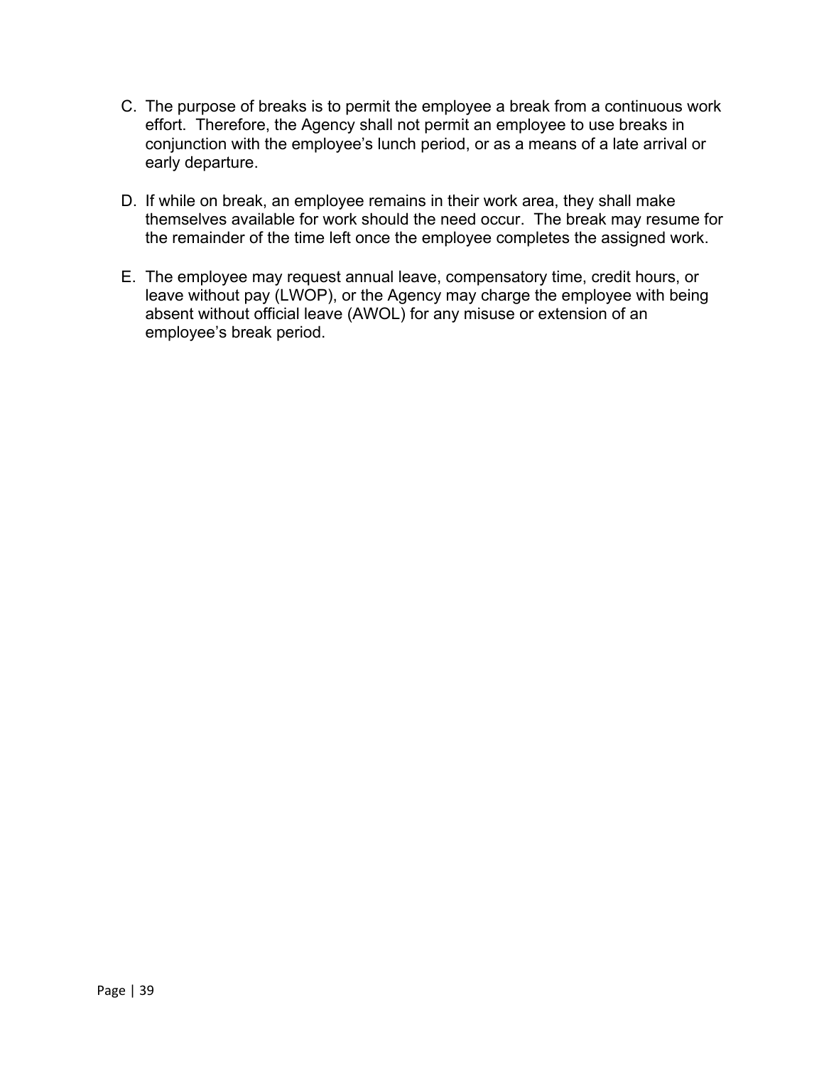C. The purpose of breaks is to permit the employee a break from a continuous work effort. Therefore, the Agency shall not permit an employee to use breaks in conjunction with the employee's lunch period, or as a means of a late arrival or early departure.

D. If while on break, an employee remains in their work area, they shall make themselves available for work should the need occur. The break may resume for the remainder of the time left once the employee completes the assigned work.

E. The employee may request annual leave, compensatory time, credit hours, or leave without pay (LWOP), or the Agency may charge the employee with being absent without official leave (AWOL) for any misuse or extension of an employee's break period.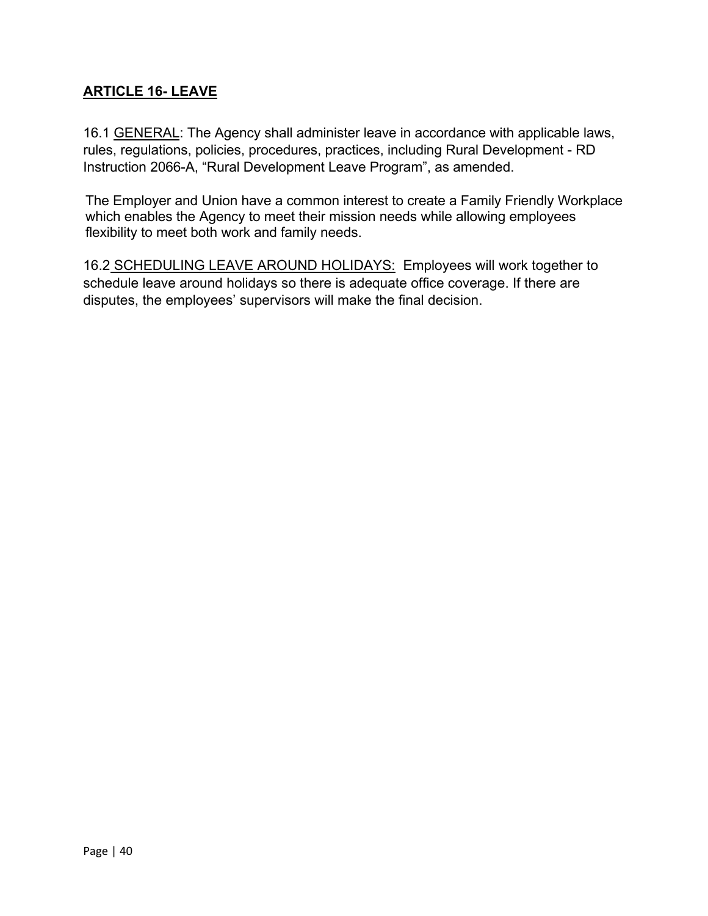## ARTICLE 16- LEAVE

16.1 GENERAL: The Agency shall administer leave in accordance with applicable laws, rules, regulations, policies, procedures, practices, including Rural Development - RD Instruction 2066-A, "Rural Development Leave Program", as amended.

The Employer and Union have a common interest to create a Family Friendly Workplace which enables the Agency to meet their mission needs while allowing employees flexibility to meet both work and family needs.

16.2 SCHEDULING LEAVE AROUND HOLIDAYS: Employees will work together to schedule leave around holidays so there is adequate office coverage. If there are disputes, the employees' supervisors will make the final decision.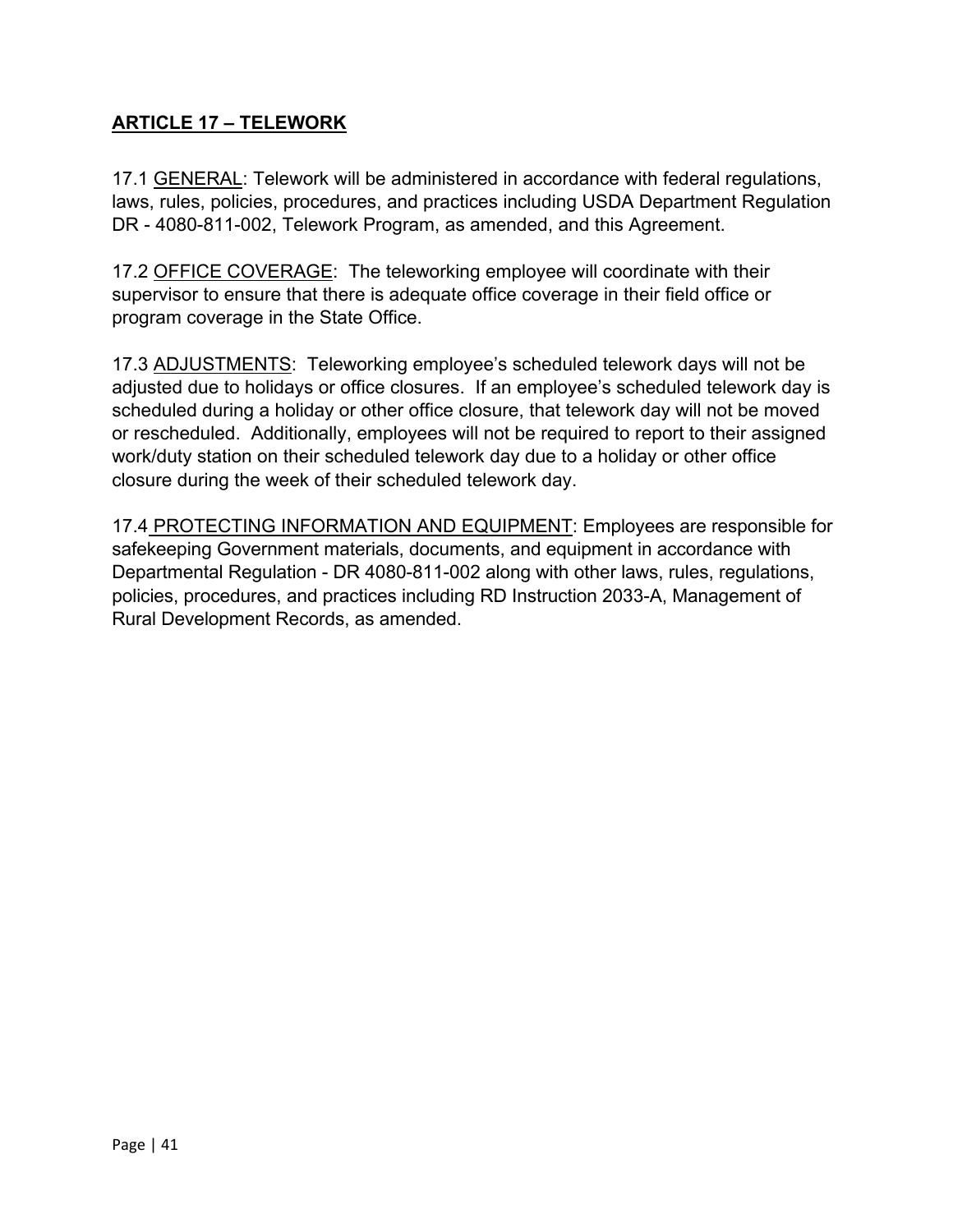## ARTICLE 17 – TELEWORK

17.1 GENERAL: Telework will be administered in accordance with federal regulations, laws, rules, policies, procedures, and practices including USDA Department Regulation DR - 4080-811-002, Telework Program, as amended, and this Agreement.

17.2 OFFICE COVERAGE: The teleworking employee will coordinate with their supervisor to ensure that there is adequate office coverage in their field office or program coverage in the State Office.

17.3 ADJUSTMENTS: Teleworking employee's scheduled telework days will not be adjusted due to holidays or office closures. If an employee's scheduled telework day is scheduled during a holiday or other office closure, that telework day will not be moved or rescheduled. Additionally, employees will not be required to report to their assigned work/duty station on their scheduled telework day due to a holiday or other office closure during the week of their scheduled telework day.

17.4 PROTECTING INFORMATION AND EQUIPMENT: Employees are responsible for safekeeping Government materials, documents, and equipment in accordance with Departmental Regulation - DR 4080-811-002 along with other laws, rules, regulations, policies, procedures, and practices including RD Instruction 2033-A, Management of Rural Development Records, as amended.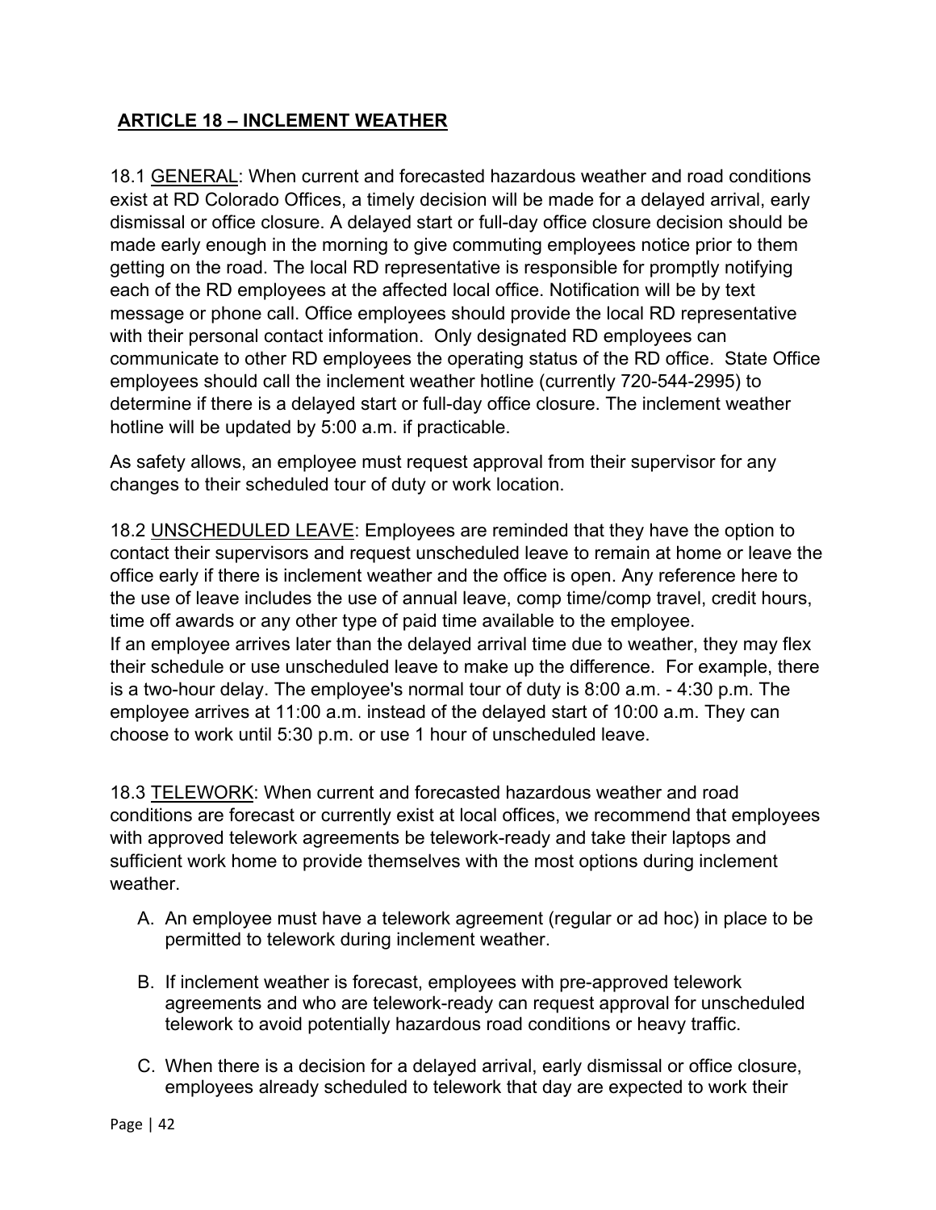## ARTICLE 18 – INCLEMENT WEATHER

18.1 GENERAL: When current and forecasted hazardous weather and road conditions exist at RD Colorado Offices, a timely decision will be made for a delayed arrival, early dismissal or office closure. A delayed start or full-day office closure decision should be made early enough in the morning to give commuting employees notice prior to them getting on the road. The local RD representative is responsible for promptly notifying each of the RD employees at the affected local office. Notification will be by text message or phone call. Office employees should provide the local RD representative with their personal contact information. Only designated RD employees can communicate to other RD employees the operating status of the RD office. State Office employees should call the inclement weather hotline (currently 720-544-2995) to determine if there is a delayed start or full-day office closure. The inclement weather hotline will be updated by 5:00 a.m. if practicable.

As safety allows, an employee must request approval from their supervisor for any changes to their scheduled tour of duty or work location.

18.2 UNSCHEDULED LEAVE: Employees are reminded that they have the option to contact their supervisors and request unscheduled leave to remain at home or leave the office early if there is inclement weather and the office is open. Any reference here to the use of leave includes the use of annual leave, comp time/comp travel, credit hours, time off awards or any other type of paid time available to the employee.
If an employee arrives later than the delayed arrival time due to weather, they may flex their schedule or use unscheduled leave to make up the difference. For example, there is a two-hour delay. The employee's normal tour of duty is 8:00 a.m. - 4:30 p.m. The employee arrives at 11:00 a.m. instead of the delayed start of 10:00 a.m. They can choose to work until 5:30 p.m. or use 1 hour of unscheduled leave.

18.3 TELEWORK: When current and forecasted hazardous weather and road conditions are forecast or currently exist at local offices, we recommend that employees with approved telework agreements be telework-ready and take their laptops and sufficient work home to provide themselves with the most options during inclement weather.

A. An employee must have a telework agreement (regular or ad hoc) in place to be permitted to telework during inclement weather.

B. If inclement weather is forecast, employees with pre-approved telework agreements and who are telework-ready can request approval for unscheduled telework to avoid potentially hazardous road conditions or heavy traffic.

C. When there is a decision for a delayed arrival, early dismissal or office closure, employees already scheduled to telework that day are expected to work their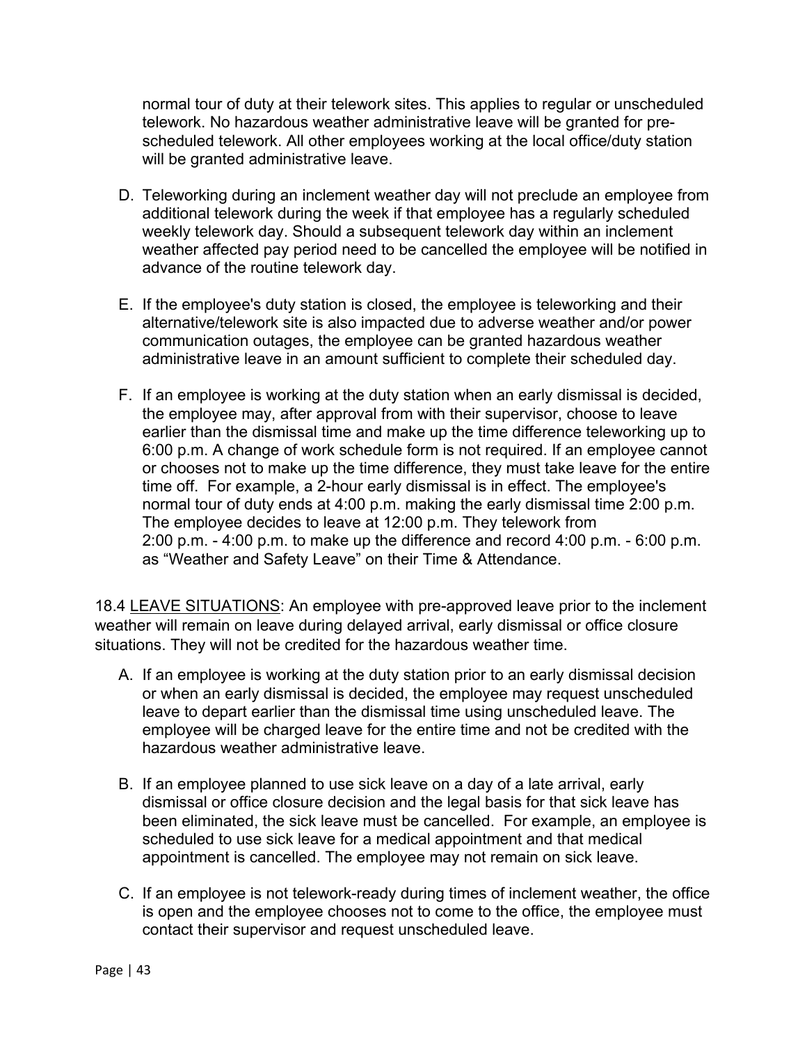normal tour of duty at their telework sites. This applies to regular or unscheduled telework. No hazardous weather administrative leave will be granted for pre-scheduled telework. All other employees working at the local office/duty station will be granted administrative leave.

D. Teleworking during an inclement weather day will not preclude an employee from additional telework during the week if that employee has a regularly scheduled weekly telework day. Should a subsequent telework day within an inclement weather affected pay period need to be cancelled the employee will be notified in advance of the routine telework day.

E. If the employee's duty station is closed, the employee is teleworking and their alternative/telework site is also impacted due to adverse weather and/or power communication outages, the employee can be granted hazardous weather administrative leave in an amount sufficient to complete their scheduled day.

F. If an employee is working at the duty station when an early dismissal is decided, the employee may, after approval from with their supervisor, choose to leave earlier than the dismissal time and make up the time difference teleworking up to 6:00 p.m. A change of work schedule form is not required. If an employee cannot or chooses not to make up the time difference, they must take leave for the entire time off. For example, a 2-hour early dismissal is in effect. The employee's normal tour of duty ends at 4:00 p.m. making the early dismissal time 2:00 p.m. The employee decides to leave at 12:00 p.m. They telework from 2:00 p.m. - 4:00 p.m. to make up the difference and record 4:00 p.m. - 6:00 p.m. as "Weather and Safety Leave" on their Time & Attendance.

18.4 LEAVE SITUATIONS: An employee with pre-approved leave prior to the inclement weather will remain on leave during delayed arrival, early dismissal or office closure situations. They will not be credited for the hazardous weather time.

A. If an employee is working at the duty station prior to an early dismissal decision or when an early dismissal is decided, the employee may request unscheduled leave to depart earlier than the dismissal time using unscheduled leave. The employee will be charged leave for the entire time and not be credited with the hazardous weather administrative leave.

B. If an employee planned to use sick leave on a day of a late arrival, early dismissal or office closure decision and the legal basis for that sick leave has been eliminated, the sick leave must be cancelled. For example, an employee is scheduled to use sick leave for a medical appointment and that medical appointment is cancelled. The employee may not remain on sick leave.

C. If an employee is not telework-ready during times of inclement weather, the office is open and the employee chooses not to come to the office, the employee must contact their supervisor and request unscheduled leave.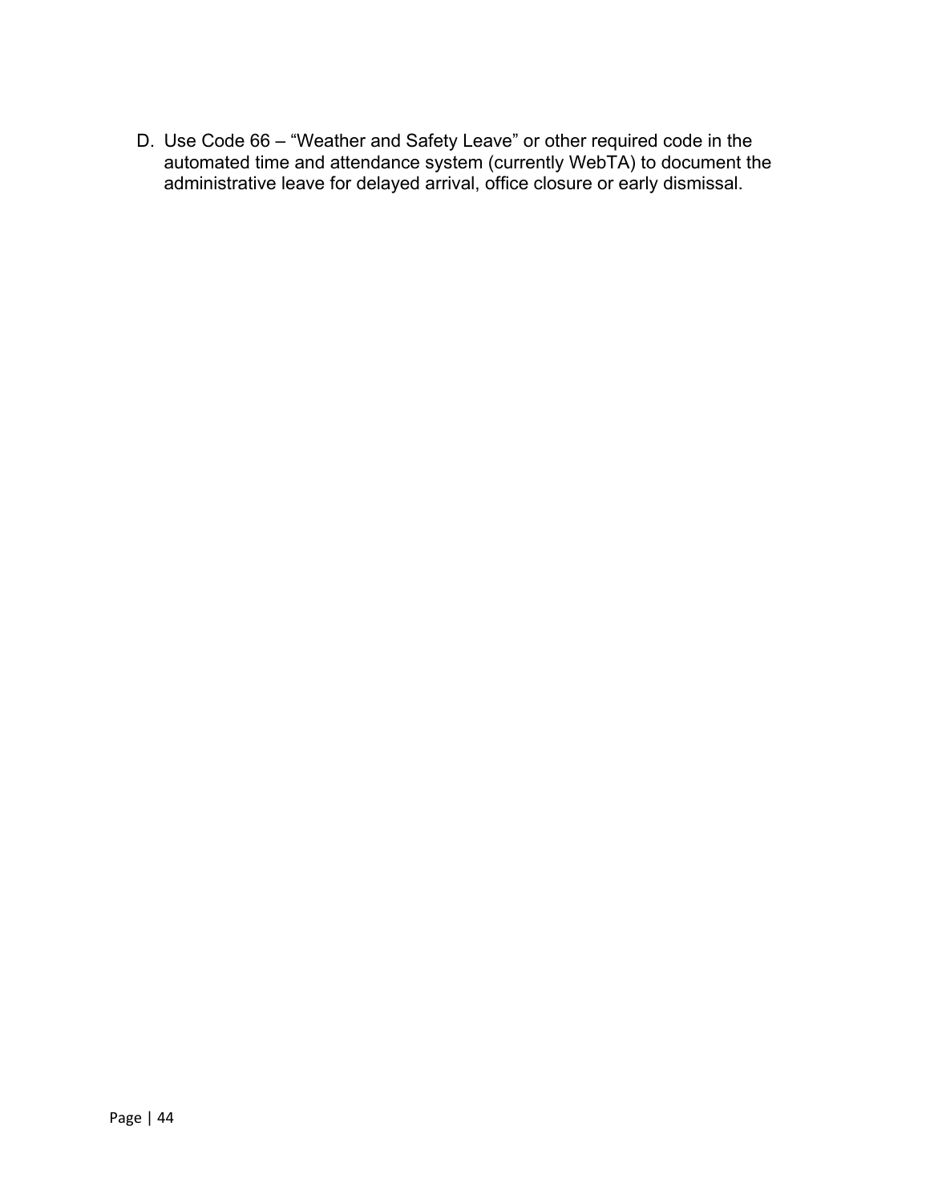D. Use Code 66 – “Weather and Safety Leave” or other required code in the automated time and attendance system (currently WebTA) to document the administrative leave for delayed arrival, office closure or early dismissal.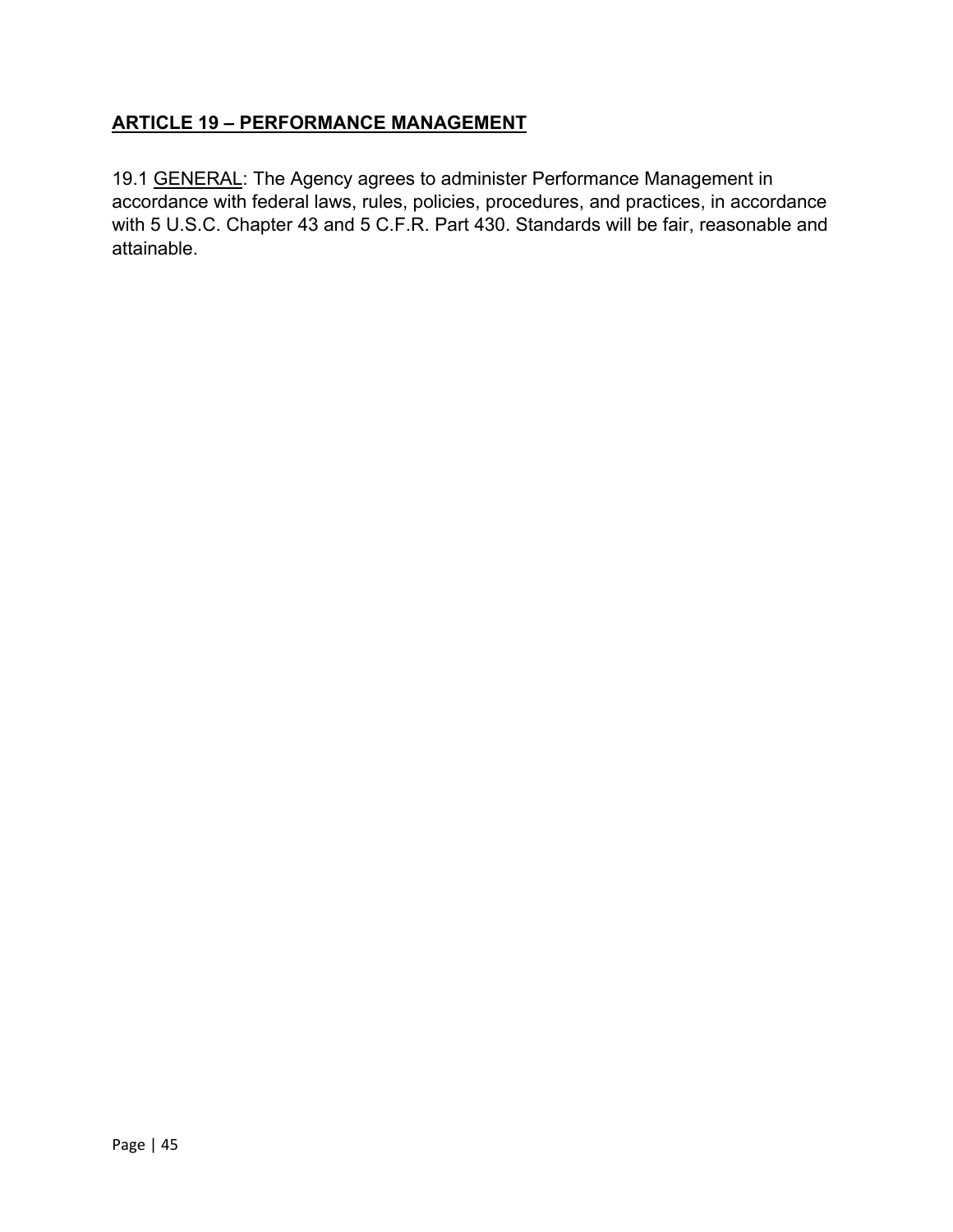## ARTICLE 19 – PERFORMANCE MANAGEMENT

19.1 GENERAL: The Agency agrees to administer Performance Management in accordance with federal laws, rules, policies, procedures, and practices, in accordance with 5 U.S.C. Chapter 43 and 5 C.F.R. Part 430. Standards will be fair, reasonable and attainable.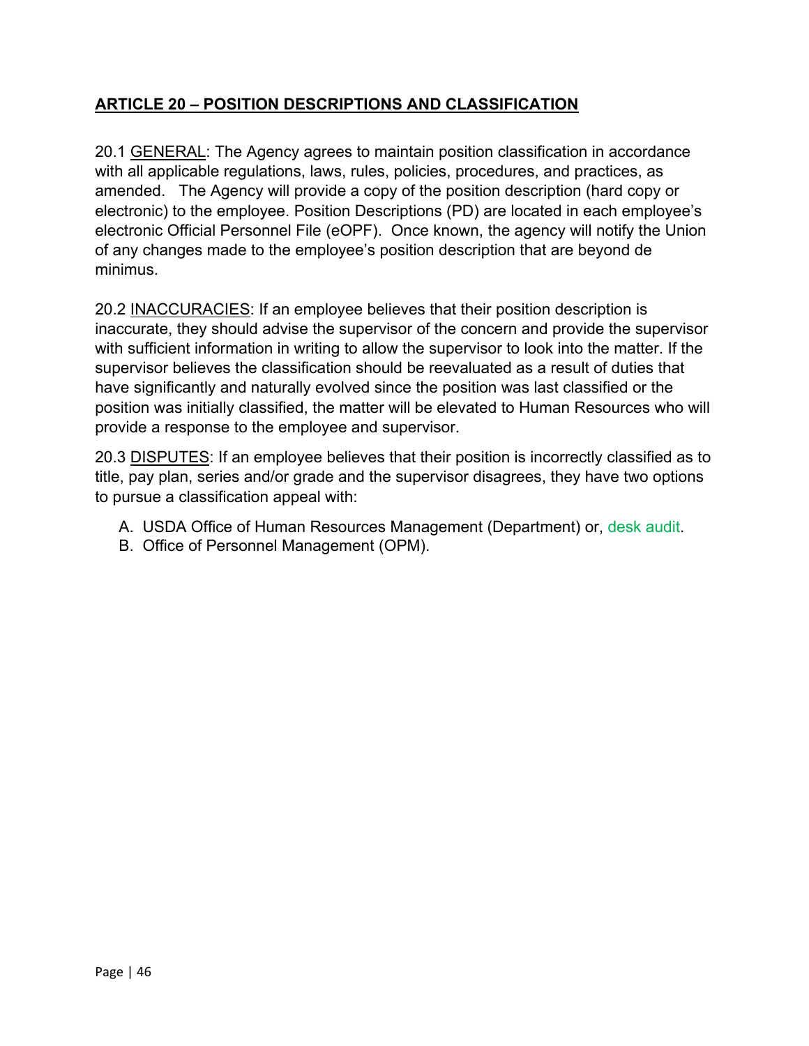## ARTICLE 20 – POSITION DESCRIPTIONS AND CLASSIFICATION

20.1 GENERAL: The Agency agrees to maintain position classification in accordance with all applicable regulations, laws, rules, policies, procedures, and practices, as amended. The Agency will provide a copy of the position description (hard copy or electronic) to the employee. Position Descriptions (PD) are located in each employee's electronic Official Personnel File (eOPF). Once known, the agency will notify the Union of any changes made to the employee's position description that are beyond de minimus.

20.2 INACCURACIES: If an employee believes that their position description is inaccurate, they should advise the supervisor of the concern and provide the supervisor with sufficient information in writing to allow the supervisor to look into the matter. If the supervisor believes the classification should be reevaluated as a result of duties that have significantly and naturally evolved since the position was last classified or the position was initially classified, the matter will be elevated to Human Resources who will provide a response to the employee and supervisor.

20.3 DISPUTES: If an employee believes that their position is incorrectly classified as to title, pay plan, series and/or grade and the supervisor disagrees, they have two options to pursue a classification appeal with:

A. USDA Office of Human Resources Management (Department) or, desk audit.
B. Office of Personnel Management (OPM).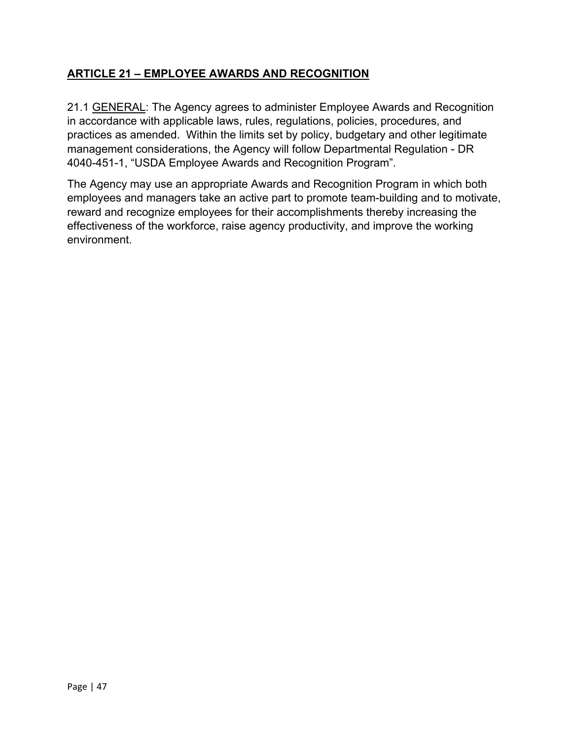## ARTICLE 21 – EMPLOYEE AWARDS AND RECOGNITION

21.1 GENERAL: The Agency agrees to administer Employee Awards and Recognition in accordance with applicable laws, rules, regulations, policies, procedures, and practices as amended. Within the limits set by policy, budgetary and other legitimate management considerations, the Agency will follow Departmental Regulation - DR 4040-451-1, "USDA Employee Awards and Recognition Program".

The Agency may use an appropriate Awards and Recognition Program in which both employees and managers take an active part to promote team-building and to motivate, reward and recognize employees for their accomplishments thereby increasing the effectiveness of the workforce, raise agency productivity, and improve the working environment.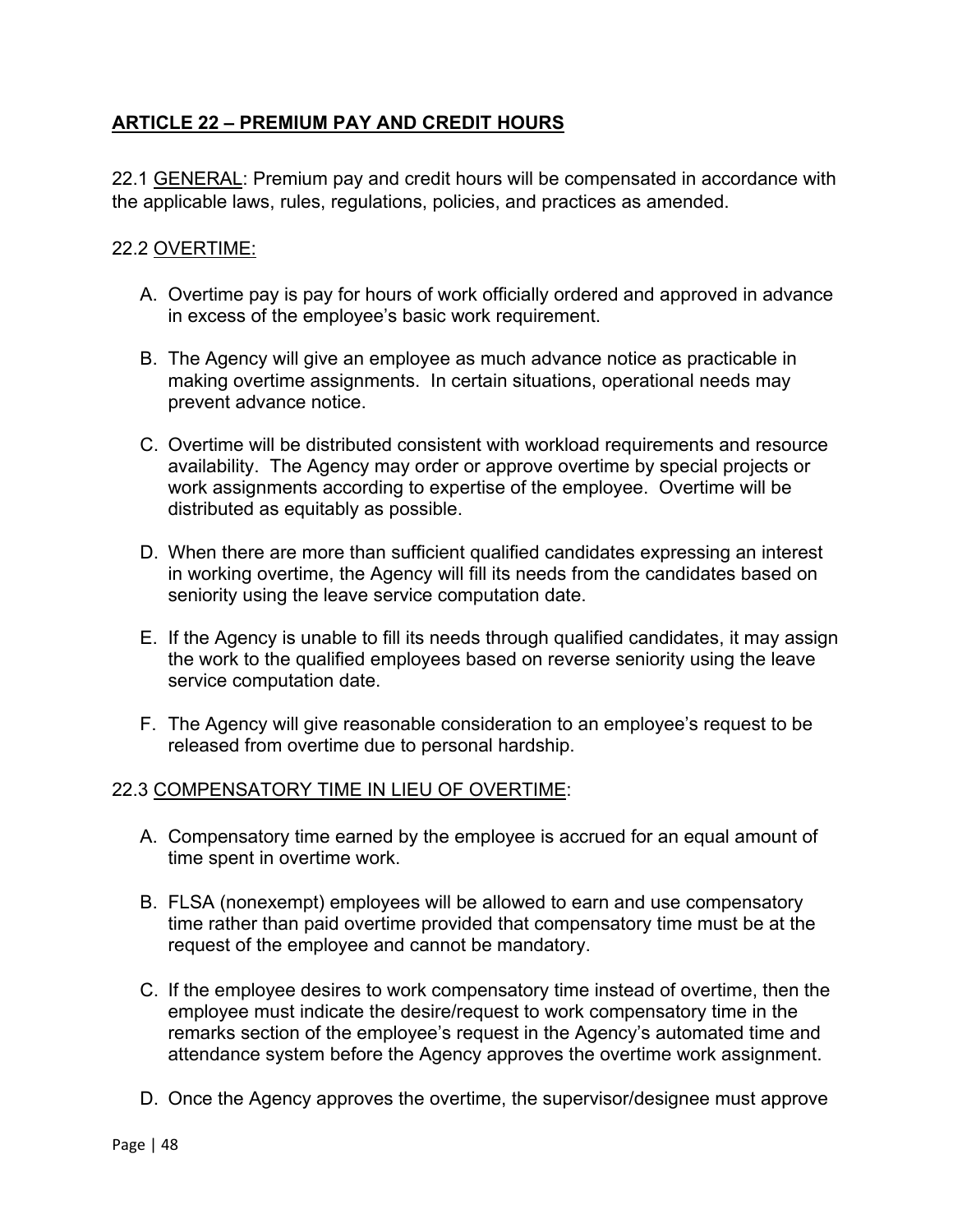## ARTICLE 22 – PREMIUM PAY AND CREDIT HOURS

22.1 GENERAL: Premium pay and credit hours will be compensated in accordance with the applicable laws, rules, regulations, policies, and practices as amended.

22.2 OVERTIME:

A. Overtime pay is pay for hours of work officially ordered and approved in advance in excess of the employee's basic work requirement.

B. The Agency will give an employee as much advance notice as practicable in making overtime assignments. In certain situations, operational needs may prevent advance notice.

C. Overtime will be distributed consistent with workload requirements and resource availability. The Agency may order or approve overtime by special projects or work assignments according to expertise of the employee. Overtime will be distributed as equitably as possible.

D. When there are more than sufficient qualified candidates expressing an interest in working overtime, the Agency will fill its needs from the candidates based on seniority using the leave service computation date.

E. If the Agency is unable to fill its needs through qualified candidates, it may assign the work to the qualified employees based on reverse seniority using the leave service computation date.

F. The Agency will give reasonable consideration to an employee's request to be released from overtime due to personal hardship.

22.3 COMPENSATORY TIME IN LIEU OF OVERTIME:

A. Compensatory time earned by the employee is accrued for an equal amount of time spent in overtime work.

B. FLSA (nonexempt) employees will be allowed to earn and use compensatory time rather than paid overtime provided that compensatory time must be at the request of the employee and cannot be mandatory.

C. If the employee desires to work compensatory time instead of overtime, then the employee must indicate the desire/request to work compensatory time in the remarks section of the employee's request in the Agency's automated time and attendance system before the Agency approves the overtime work assignment.

D. Once the Agency approves the overtime, the supervisor/designee must approve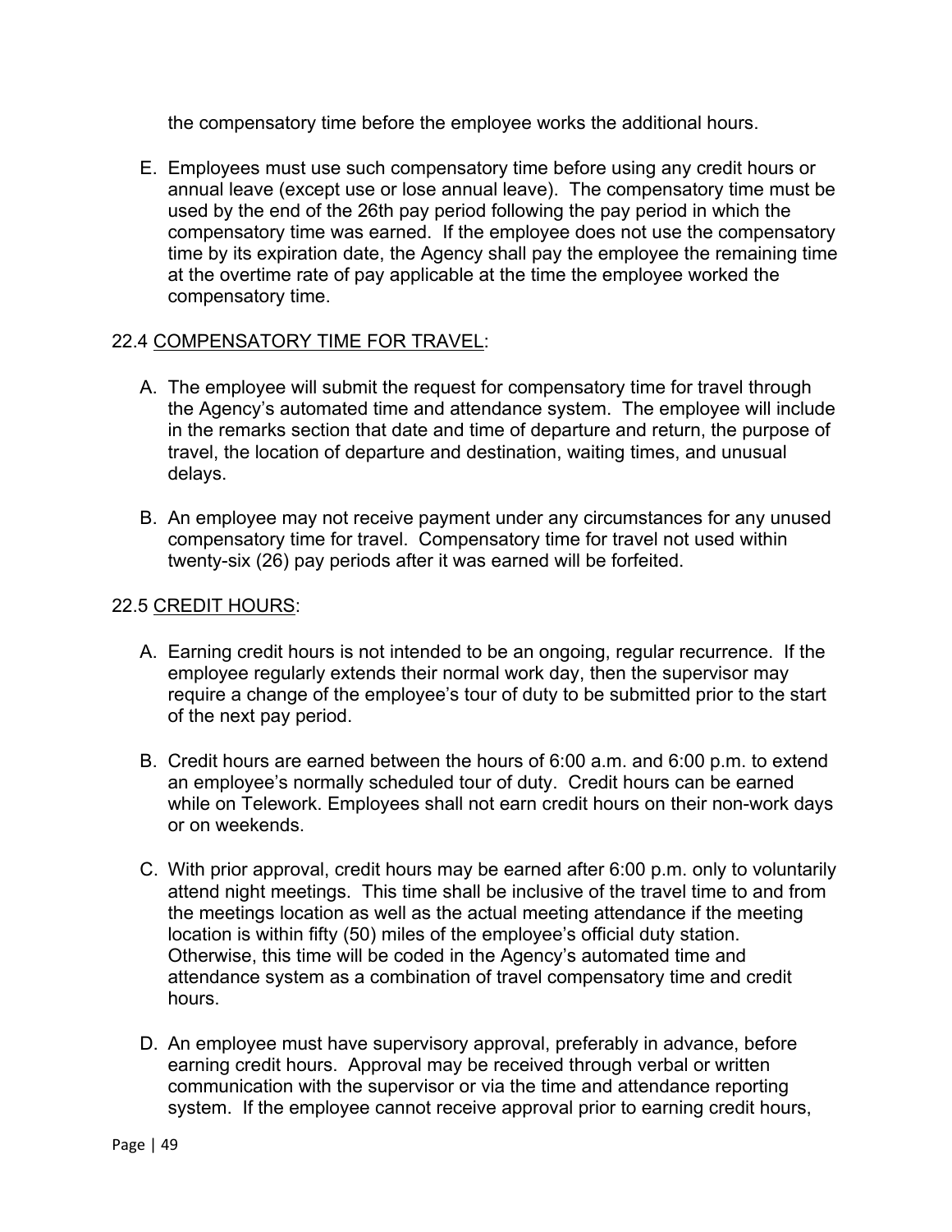the compensatory time before the employee works the additional hours.

E. Employees must use such compensatory time before using any credit hours or annual leave (except use or lose annual leave). The compensatory time must be used by the end of the 26th pay period following the pay period in which the compensatory time was earned. If the employee does not use the compensatory time by its expiration date, the Agency shall pay the employee the remaining time at the overtime rate of pay applicable at the time the employee worked the compensatory time.

22.4 COMPENSATORY TIME FOR TRAVEL:

A. The employee will submit the request for compensatory time for travel through the Agency's automated time and attendance system. The employee will include in the remarks section that date and time of departure and return, the purpose of travel, the location of departure and destination, waiting times, and unusual delays.

B. An employee may not receive payment under any circumstances for any unused compensatory time for travel. Compensatory time for travel not used within twenty-six (26) pay periods after it was earned will be forfeited.

22.5 CREDIT HOURS:

A. Earning credit hours is not intended to be an ongoing, regular recurrence. If the employee regularly extends their normal work day, then the supervisor may require a change of the employee's tour of duty to be submitted prior to the start of the next pay period.

B. Credit hours are earned between the hours of 6:00 a.m. and 6:00 p.m. to extend an employee's normally scheduled tour of duty. Credit hours can be earned while on Telework. Employees shall not earn credit hours on their non-work days or on weekends.

C. With prior approval, credit hours may be earned after 6:00 p.m. only to voluntarily attend night meetings. This time shall be inclusive of the travel time to and from the meetings location as well as the actual meeting attendance if the meeting location is within fifty (50) miles of the employee's official duty station. Otherwise, this time will be coded in the Agency's automated time and attendance system as a combination of travel compensatory time and credit hours.

D. An employee must have supervisory approval, preferably in advance, before earning credit hours. Approval may be received through verbal or written communication with the supervisor or via the time and attendance reporting system. If the employee cannot receive approval prior to earning credit hours,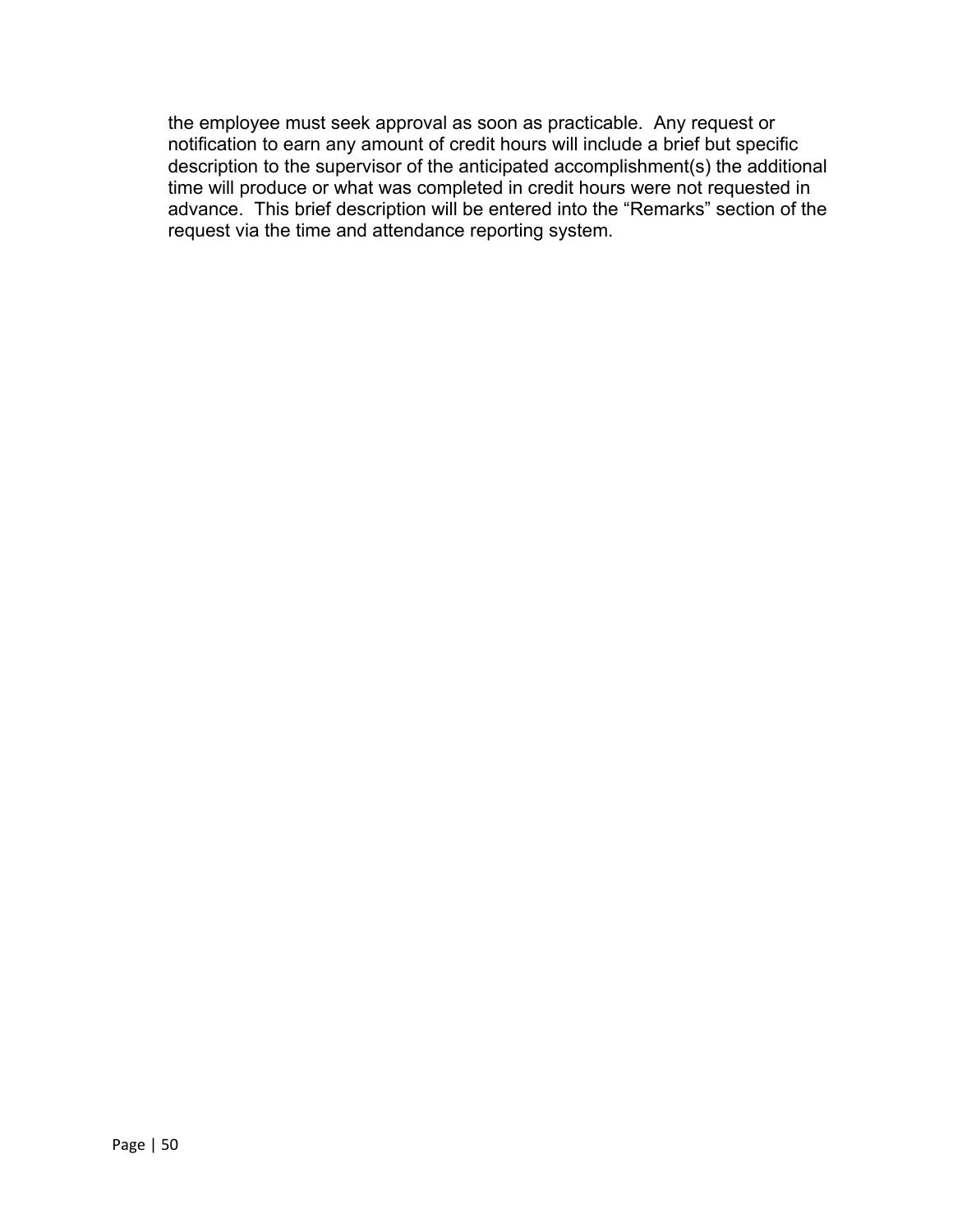the employee must seek approval as soon as practicable. Any request or notification to earn any amount of credit hours will include a brief but specific description to the supervisor of the anticipated accomplishment(s) the additional time will produce or what was completed in credit hours were not requested in advance. This brief description will be entered into the “Remarks” section of the request via the time and attendance reporting system.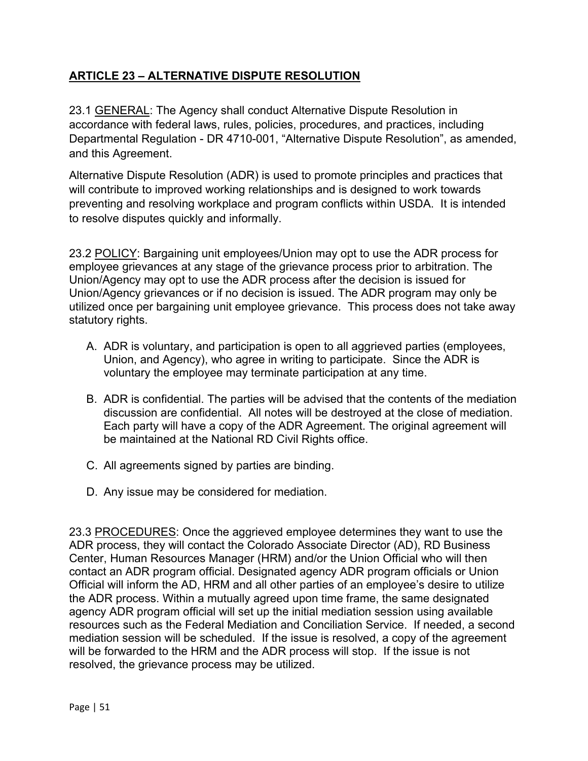## ARTICLE 23 – ALTERNATIVE DISPUTE RESOLUTION

23.1 GENERAL: The Agency shall conduct Alternative Dispute Resolution in accordance with federal laws, rules, policies, procedures, and practices, including Departmental Regulation - DR 4710-001, "Alternative Dispute Resolution", as amended, and this Agreement.

Alternative Dispute Resolution (ADR) is used to promote principles and practices that will contribute to improved working relationships and is designed to work towards preventing and resolving workplace and program conflicts within USDA. It is intended to resolve disputes quickly and informally.

23.2 POLICY: Bargaining unit employees/Union may opt to use the ADR process for employee grievances at any stage of the grievance process prior to arbitration. The Union/Agency may opt to use the ADR process after the decision is issued for Union/Agency grievances or if no decision is issued. The ADR program may only be utilized once per bargaining unit employee grievance. This process does not take away statutory rights.

A. ADR is voluntary, and participation is open to all aggrieved parties (employees, Union, and Agency), who agree in writing to participate. Since the ADR is voluntary the employee may terminate participation at any time.

B. ADR is confidential. The parties will be advised that the contents of the mediation discussion are confidential. All notes will be destroyed at the close of mediation. Each party will have a copy of the ADR Agreement. The original agreement will be maintained at the National RD Civil Rights office.

C. All agreements signed by parties are binding.

D. Any issue may be considered for mediation.

23.3 PROCEDURES: Once the aggrieved employee determines they want to use the ADR process, they will contact the Colorado Associate Director (AD), RD Business Center, Human Resources Manager (HRM) and/or the Union Official who will then contact an ADR program official. Designated agency ADR program officials or Union Official will inform the AD, HRM and all other parties of an employee's desire to utilize the ADR process. Within a mutually agreed upon time frame, the same designated agency ADR program official will set up the initial mediation session using available resources such as the Federal Mediation and Conciliation Service. If needed, a second mediation session will be scheduled. If the issue is resolved, a copy of the agreement will be forwarded to the HRM and the ADR process will stop. If the issue is not resolved, the grievance process may be utilized.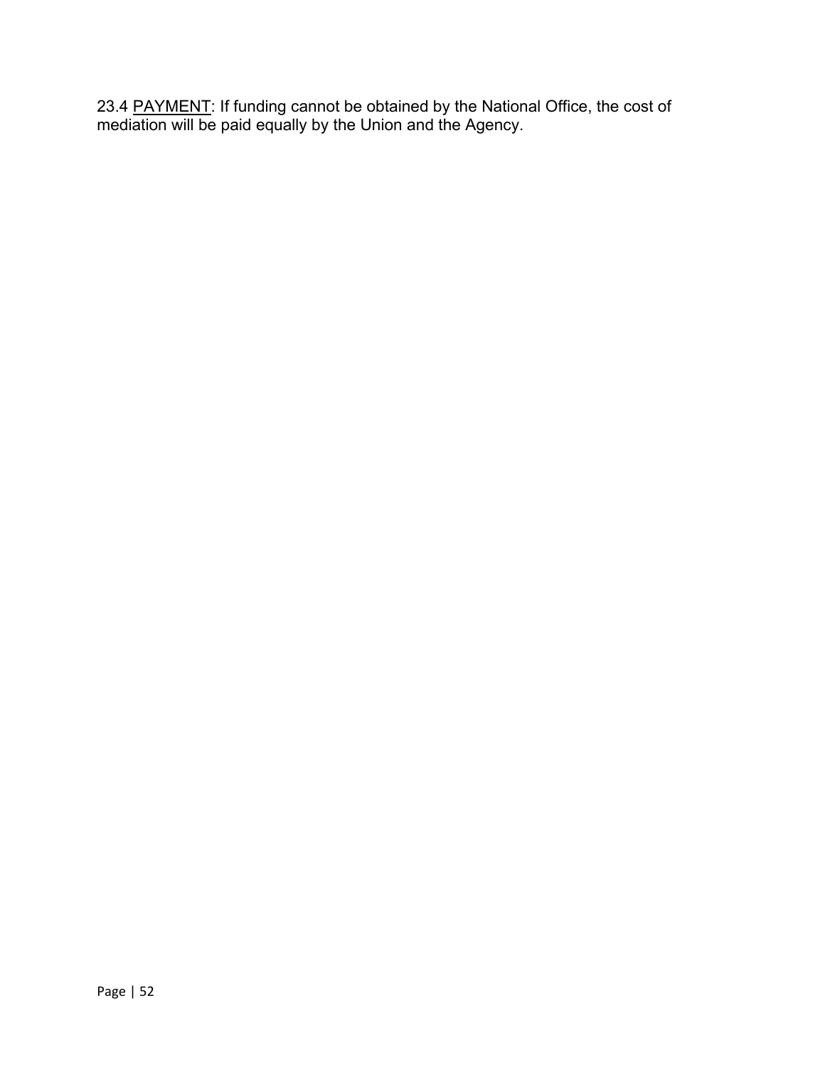23.4 <u>PAYMENT</u>: If funding cannot be obtained by the National Office, the cost of mediation will be paid equally by the Union and the Agency.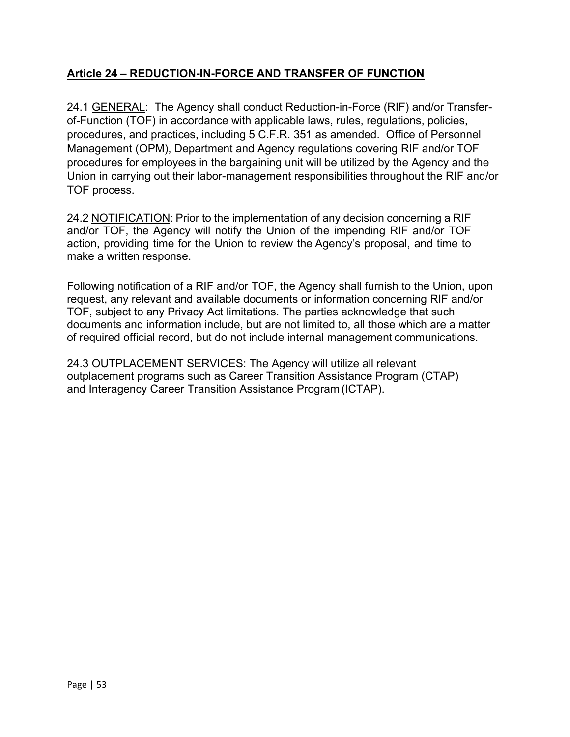## Article 24 – REDUCTION-IN-FORCE AND TRANSFER OF FUNCTION

24.1 GENERAL: The Agency shall conduct Reduction-in-Force (RIF) and/or Transfer-of-Function (TOF) in accordance with applicable laws, rules, regulations, policies, procedures, and practices, including 5 C.F.R. 351 as amended. Office of Personnel Management (OPM), Department and Agency regulations covering RIF and/or TOF procedures for employees in the bargaining unit will be utilized by the Agency and the Union in carrying out their labor-management responsibilities throughout the RIF and/or TOF process.

24.2 NOTIFICATION: Prior to the implementation of any decision concerning a RIF and/or TOF, the Agency will notify the Union of the impending RIF and/or TOF action, providing time for the Union to review the Agency's proposal, and time to make a written response.

Following notification of a RIF and/or TOF, the Agency shall furnish to the Union, upon request, any relevant and available documents or information concerning RIF and/or TOF, subject to any Privacy Act limitations. The parties acknowledge that such documents and information include, but are not limited to, all those which are a matter of required official record, but do not include internal management communications.

24.3 OUTPLACEMENT SERVICES: The Agency will utilize all relevant outplacement programs such as Career Transition Assistance Program (CTAP) and Interagency Career Transition Assistance Program (ICTAP).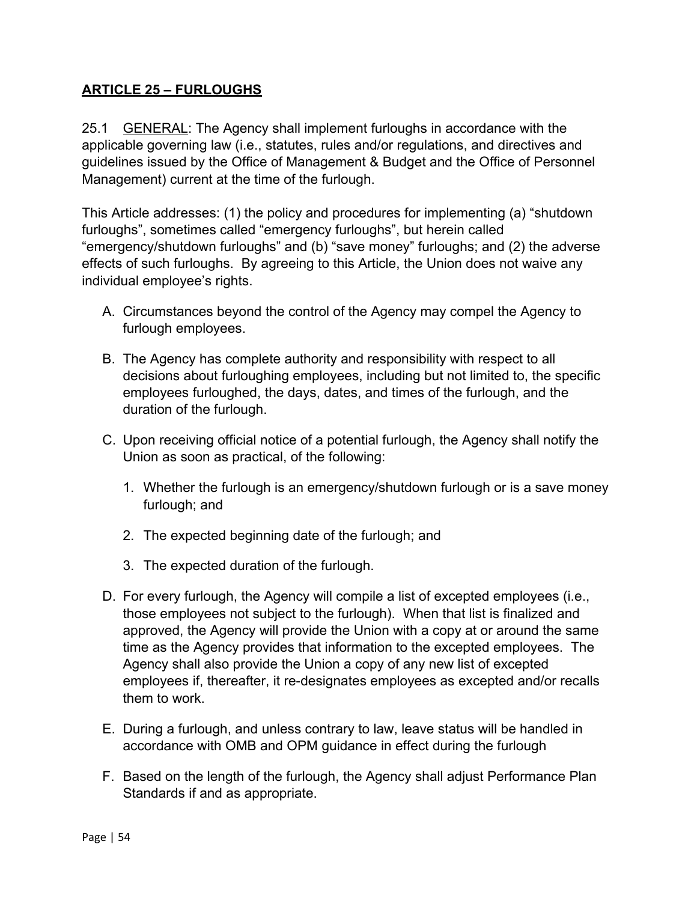## ARTICLE 25 – FURLOUGHS

25.1 GENERAL: The Agency shall implement furloughs in accordance with the applicable governing law (i.e., statutes, rules and/or regulations, and directives and guidelines issued by the Office of Management & Budget and the Office of Personnel Management) current at the time of the furlough.

This Article addresses: (1) the policy and procedures for implementing (a) “shutdown furloughs”, sometimes called “emergency furloughs”, but herein called “emergency/shutdown furloughs” and (b) “save money” furloughs; and (2) the adverse effects of such furloughs. By agreeing to this Article, the Union does not waive any individual employee’s rights.

A. Circumstances beyond the control of the Agency may compel the Agency to furlough employees.

B. The Agency has complete authority and responsibility with respect to all decisions about furloughing employees, including but not limited to, the specific employees furloughed, the days, dates, and times of the furlough, and the duration of the furlough.

C. Upon receiving official notice of a potential furlough, the Agency shall notify the Union as soon as practical, of the following:

   1. Whether the furlough is an emergency/shutdown furlough or is a save money furlough; and

   2. The expected beginning date of the furlough; and

   3. The expected duration of the furlough.

D. For every furlough, the Agency will compile a list of excepted employees (i.e., those employees not subject to the furlough). When that list is finalized and approved, the Agency will provide the Union with a copy at or around the same time as the Agency provides that information to the excepted employees. The Agency shall also provide the Union a copy of any new list of excepted employees if, thereafter, it re-designates employees as excepted and/or recalls them to work.

E. During a furlough, and unless contrary to law, leave status will be handled in accordance with OMB and OPM guidance in effect during the furlough

F. Based on the length of the furlough, the Agency shall adjust Performance Plan Standards if and as appropriate.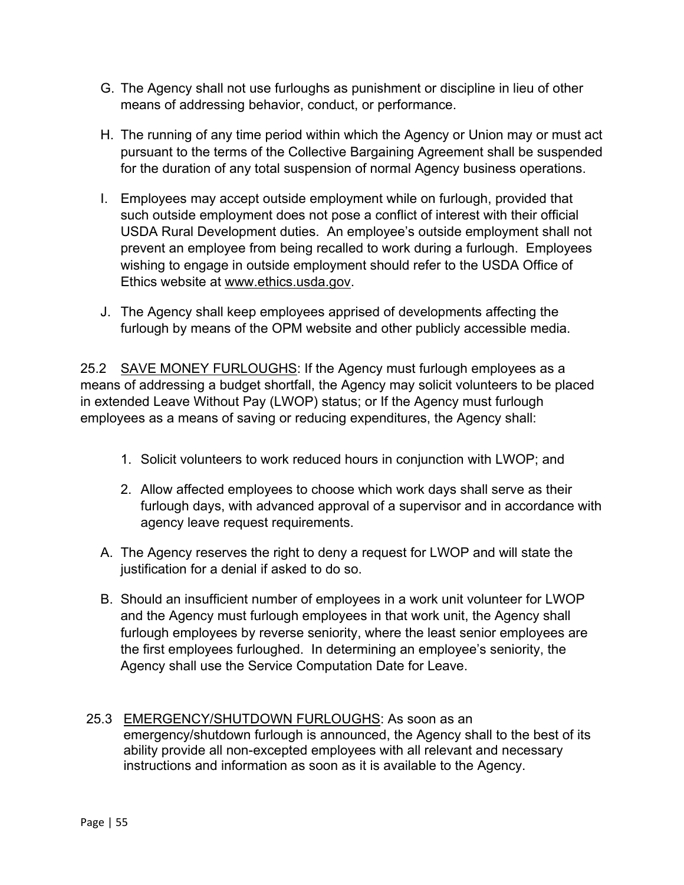G. The Agency shall not use furloughs as punishment or discipline in lieu of other means of addressing behavior, conduct, or performance.

H. The running of any time period within which the Agency or Union may or must act pursuant to the terms of the Collective Bargaining Agreement shall be suspended for the duration of any total suspension of normal Agency business operations.

I. Employees may accept outside employment while on furlough, provided that such outside employment does not pose a conflict of interest with their official USDA Rural Development duties. An employee's outside employment shall not prevent an employee from being recalled to work during a furlough. Employees wishing to engage in outside employment should refer to the USDA Office of Ethics website at www.ethics.usda.gov.

J. The Agency shall keep employees apprised of developments affecting the furlough by means of the OPM website and other publicly accessible media.

25.2 <u>SAVE MONEY FURLOUGHS</u>: If the Agency must furlough employees as a means of addressing a budget shortfall, the Agency may solicit volunteers to be placed in extended Leave Without Pay (LWOP) status; or If the Agency must furlough employees as a means of saving or reducing expenditures, the Agency shall:

1. Solicit volunteers to work reduced hours in conjunction with LWOP; and
2. Allow affected employees to choose which work days shall serve as their furlough days, with advanced approval of a supervisor and in accordance with agency leave request requirements.

A. The Agency reserves the right to deny a request for LWOP and will state the justification for a denial if asked to do so.

B. Should an insufficient number of employees in a work unit volunteer for LWOP and the Agency must furlough employees in that work unit, the Agency shall furlough employees by reverse seniority, where the least senior employees are the first employees furloughed. In determining an employee's seniority, the Agency shall use the Service Computation Date for Leave.

25.3 <u>EMERGENCY/SHUTDOWN FURLOUGHS</u>: As soon as an emergency/shutdown furlough is announced, the Agency shall to the best of its ability provide all non-excepted employees with all relevant and necessary instructions and information as soon as it is available to the Agency.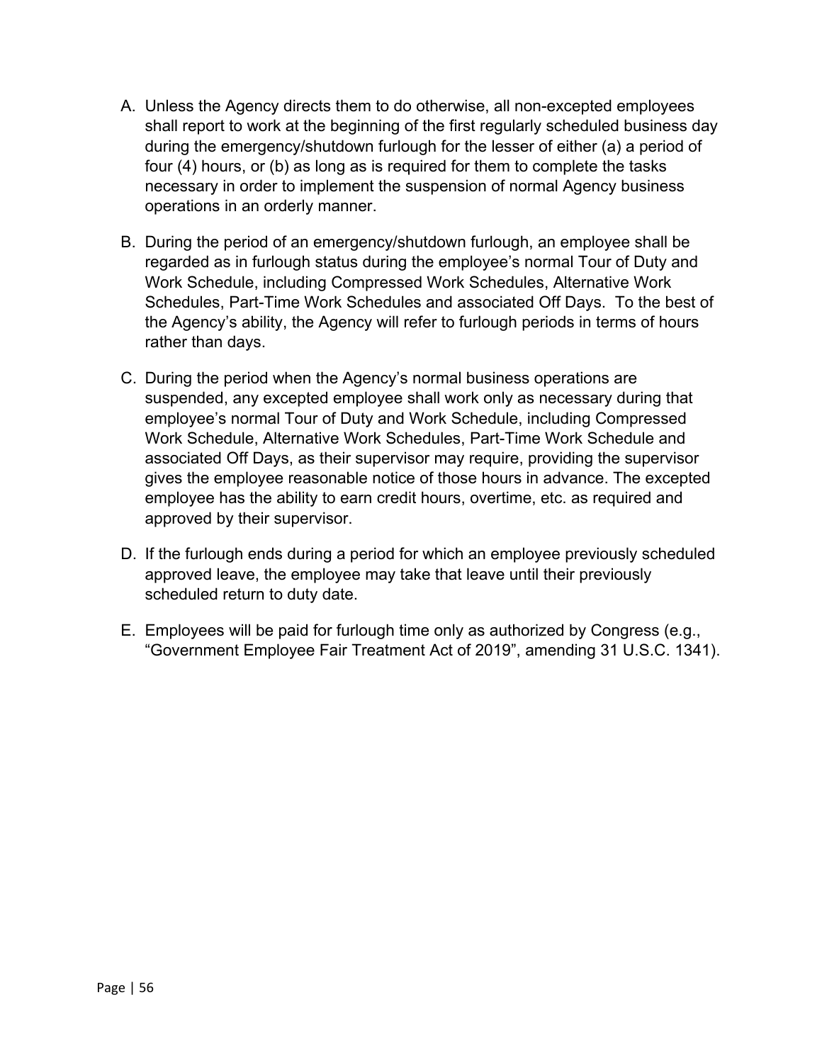A. Unless the Agency directs them to do otherwise, all non-excepted employees shall report to work at the beginning of the first regularly scheduled business day during the emergency/shutdown furlough for the lesser of either (a) a period of four (4) hours, or (b) as long as is required for them to complete the tasks necessary in order to implement the suspension of normal Agency business operations in an orderly manner.

B. During the period of an emergency/shutdown furlough, an employee shall be regarded as in furlough status during the employee's normal Tour of Duty and Work Schedule, including Compressed Work Schedules, Alternative Work Schedules, Part-Time Work Schedules and associated Off Days. To the best of the Agency's ability, the Agency will refer to furlough periods in terms of hours rather than days.

C. During the period when the Agency's normal business operations are suspended, any excepted employee shall work only as necessary during that employee's normal Tour of Duty and Work Schedule, including Compressed Work Schedule, Alternative Work Schedules, Part-Time Work Schedule and associated Off Days, as their supervisor may require, providing the supervisor gives the employee reasonable notice of those hours in advance. The excepted employee has the ability to earn credit hours, overtime, etc. as required and approved by their supervisor.

D. If the furlough ends during a period for which an employee previously scheduled approved leave, the employee may take that leave until their previously scheduled return to duty date.

E. Employees will be paid for furlough time only as authorized by Congress (e.g., "Government Employee Fair Treatment Act of 2019", amending 31 U.S.C. 1341).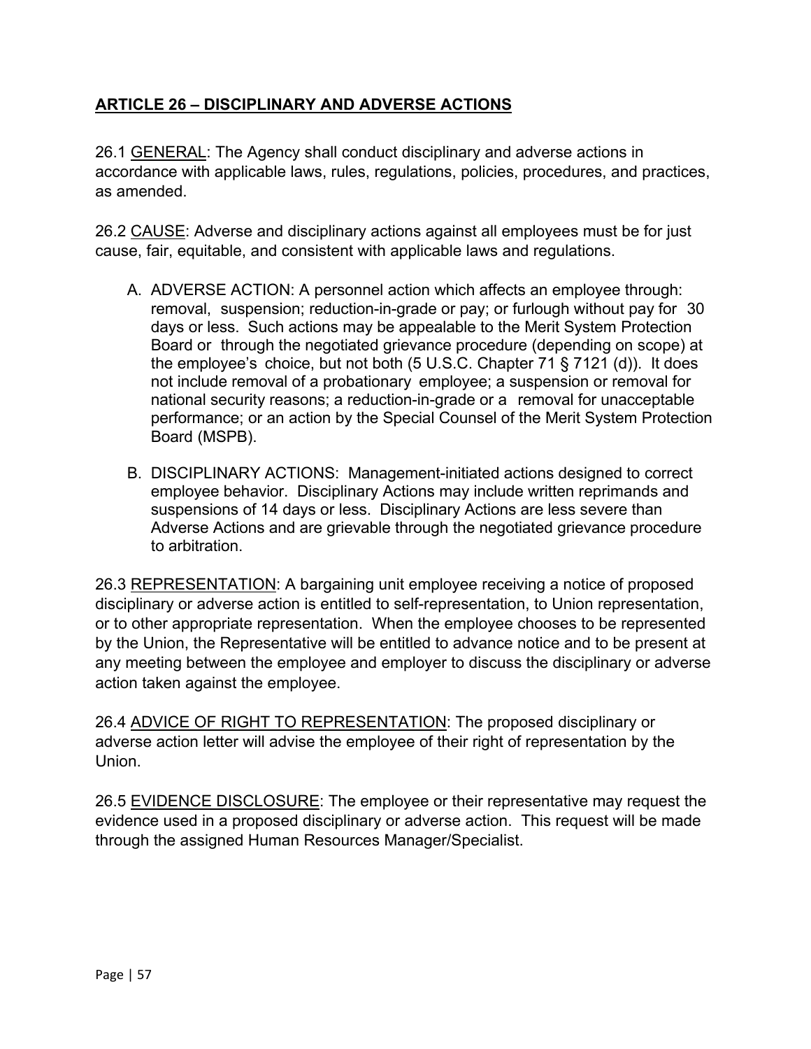## **ARTICLE 26 – DISCIPLINARY AND ADVERSE ACTIONS**

26.1 GENERAL: The Agency shall conduct disciplinary and adverse actions in accordance with applicable laws, rules, regulations, policies, procedures, and practices, as amended.

26.2 CAUSE: Adverse and disciplinary actions against all employees must be for just cause, fair, equitable, and consistent with applicable laws and regulations.

A. ADVERSE ACTION: A personnel action which affects an employee through: removal, suspension; reduction-in-grade or pay; or furlough without pay for 30 days or less. Such actions may be appealable to the Merit System Protection Board or through the negotiated grievance procedure (depending on scope) at the employee's choice, but not both (5 U.S.C. Chapter 71 § 7121 (d)). It does not include removal of a probationary employee; a suspension or removal for national security reasons; a reduction-in-grade or a removal for unacceptable performance; or an action by the Special Counsel of the Merit System Protection Board (MSPB).

B. DISCIPLINARY ACTIONS: Management-initiated actions designed to correct employee behavior. Disciplinary Actions may include written reprimands and suspensions of 14 days or less. Disciplinary Actions are less severe than Adverse Actions and are grievable through the negotiated grievance procedure to arbitration.

26.3 REPRESENTATION: A bargaining unit employee receiving a notice of proposed disciplinary or adverse action is entitled to self-representation, to Union representation, or to other appropriate representation. When the employee chooses to be represented by the Union, the Representative will be entitled to advance notice and to be present at any meeting between the employee and employer to discuss the disciplinary or adverse action taken against the employee.

26.4 ADVICE OF RIGHT TO REPRESENTATION: The proposed disciplinary or adverse action letter will advise the employee of their right of representation by the Union.

26.5 EVIDENCE DISCLOSURE: The employee or their representative may request the evidence used in a proposed disciplinary or adverse action. This request will be made through the assigned Human Resources Manager/Specialist.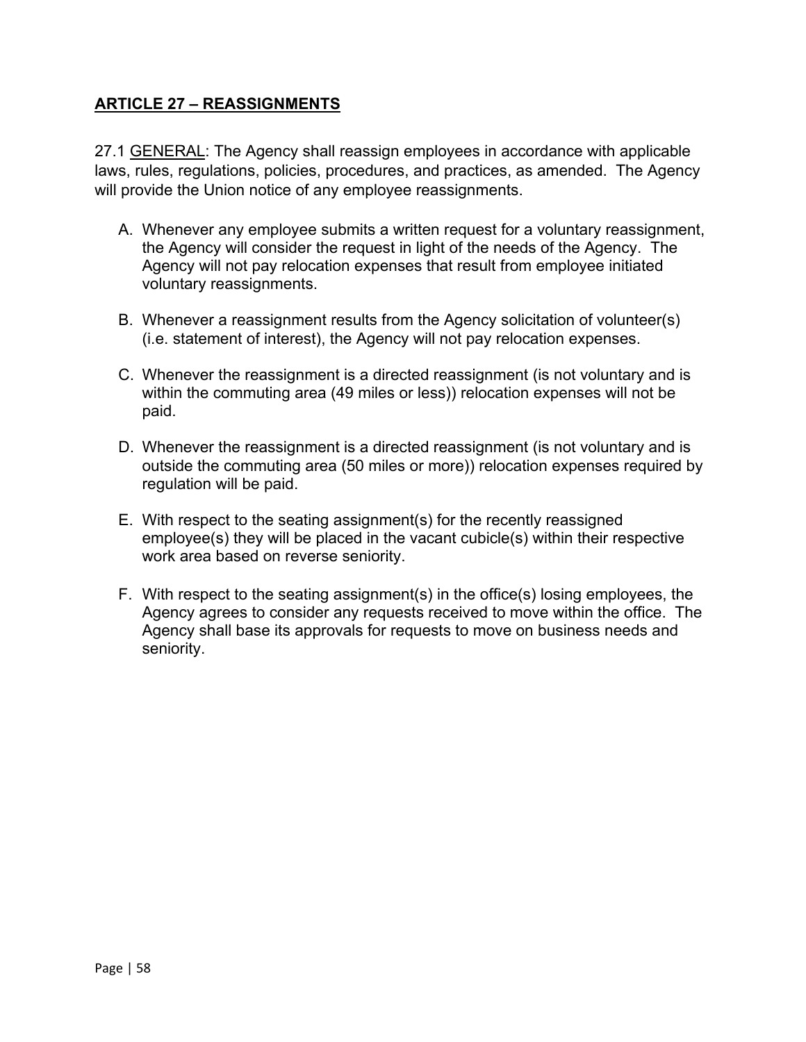## ARTICLE 27 – REASSIGNMENTS

27.1 GENERAL: The Agency shall reassign employees in accordance with applicable laws, rules, regulations, policies, procedures, and practices, as amended. The Agency will provide the Union notice of any employee reassignments.

A. Whenever any employee submits a written request for a voluntary reassignment, the Agency will consider the request in light of the needs of the Agency. The Agency will not pay relocation expenses that result from employee initiated voluntary reassignments.

B. Whenever a reassignment results from the Agency solicitation of volunteer(s) (i.e. statement of interest), the Agency will not pay relocation expenses.

C. Whenever the reassignment is a directed reassignment (is not voluntary and is within the commuting area (49 miles or less)) relocation expenses will not be paid.

D. Whenever the reassignment is a directed reassignment (is not voluntary and is outside the commuting area (50 miles or more)) relocation expenses required by regulation will be paid.

E. With respect to the seating assignment(s) for the recently reassigned employee(s) they will be placed in the vacant cubicle(s) within their respective work area based on reverse seniority.

F. With respect to the seating assignment(s) in the office(s) losing employees, the Agency agrees to consider any requests received to move within the office. The Agency shall base its approvals for requests to move on business needs and seniority.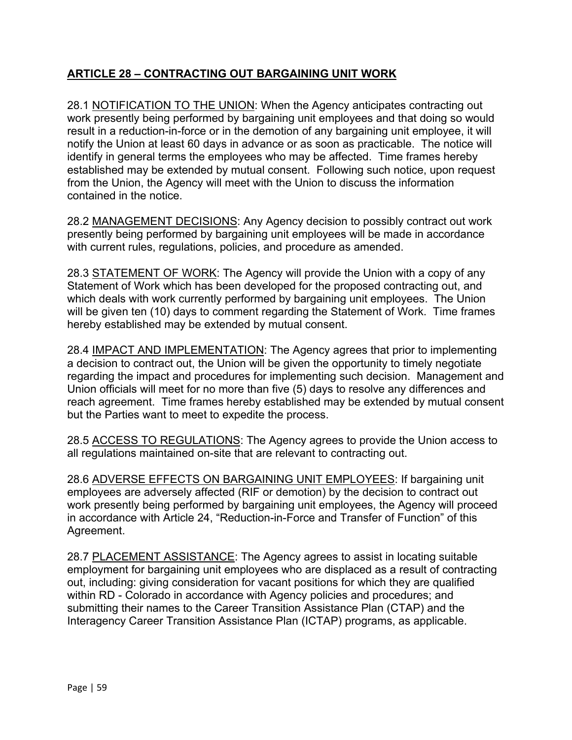## ARTICLE 28 – CONTRACTING OUT BARGAINING UNIT WORK

28.1 NOTIFICATION TO THE UNION: When the Agency anticipates contracting out work presently being performed by bargaining unit employees and that doing so would result in a reduction-in-force or in the demotion of any bargaining unit employee, it will notify the Union at least 60 days in advance or as soon as practicable. The notice will identify in general terms the employees who may be affected. Time frames hereby established may be extended by mutual consent. Following such notice, upon request from the Union, the Agency will meet with the Union to discuss the information contained in the notice.

28.2 MANAGEMENT DECISIONS: Any Agency decision to possibly contract out work presently being performed by bargaining unit employees will be made in accordance with current rules, regulations, policies, and procedure as amended.

28.3 STATEMENT OF WORK: The Agency will provide the Union with a copy of any Statement of Work which has been developed for the proposed contracting out, and which deals with work currently performed by bargaining unit employees. The Union will be given ten (10) days to comment regarding the Statement of Work. Time frames hereby established may be extended by mutual consent.

28.4 IMPACT AND IMPLEMENTATION: The Agency agrees that prior to implementing a decision to contract out, the Union will be given the opportunity to timely negotiate regarding the impact and procedures for implementing such decision. Management and Union officials will meet for no more than five (5) days to resolve any differences and reach agreement. Time frames hereby established may be extended by mutual consent but the Parties want to meet to expedite the process.

28.5 ACCESS TO REGULATIONS: The Agency agrees to provide the Union access to all regulations maintained on-site that are relevant to contracting out.

28.6 ADVERSE EFFECTS ON BARGAINING UNIT EMPLOYEES: If bargaining unit employees are adversely affected (RIF or demotion) by the decision to contract out work presently being performed by bargaining unit employees, the Agency will proceed in accordance with Article 24, "Reduction-in-Force and Transfer of Function" of this Agreement.

28.7 PLACEMENT ASSISTANCE: The Agency agrees to assist in locating suitable employment for bargaining unit employees who are displaced as a result of contracting out, including: giving consideration for vacant positions for which they are qualified within RD - Colorado in accordance with Agency policies and procedures; and submitting their names to the Career Transition Assistance Plan (CTAP) and the Interagency Career Transition Assistance Plan (ICTAP) programs, as applicable.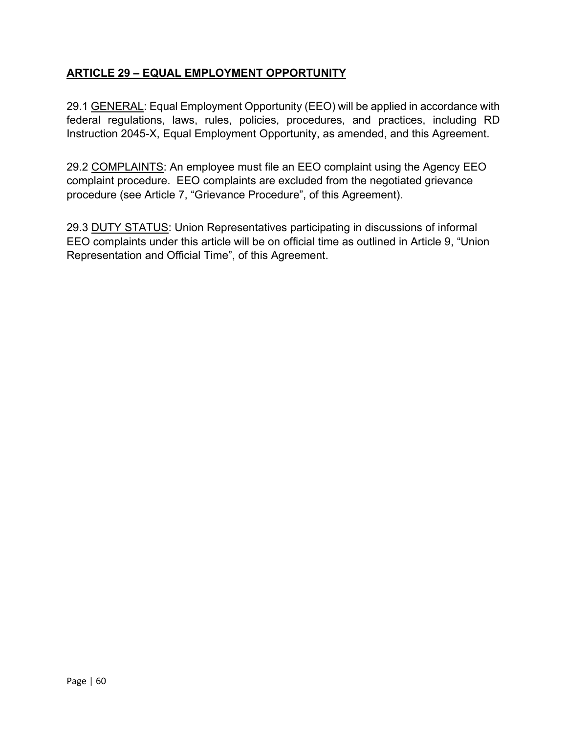## ARTICLE 29 – EQUAL EMPLOYMENT OPPORTUNITY

29.1 GENERAL: Equal Employment Opportunity (EEO) will be applied in accordance with federal regulations, laws, rules, policies, procedures, and practices, including RD Instruction 2045-X, Equal Employment Opportunity, as amended, and this Agreement.

29.2 COMPLAINTS: An employee must file an EEO complaint using the Agency EEO complaint procedure. EEO complaints are excluded from the negotiated grievance procedure (see Article 7, "Grievance Procedure", of this Agreement).

29.3 DUTY STATUS: Union Representatives participating in discussions of informal EEO complaints under this article will be on official time as outlined in Article 9, "Union Representation and Official Time", of this Agreement.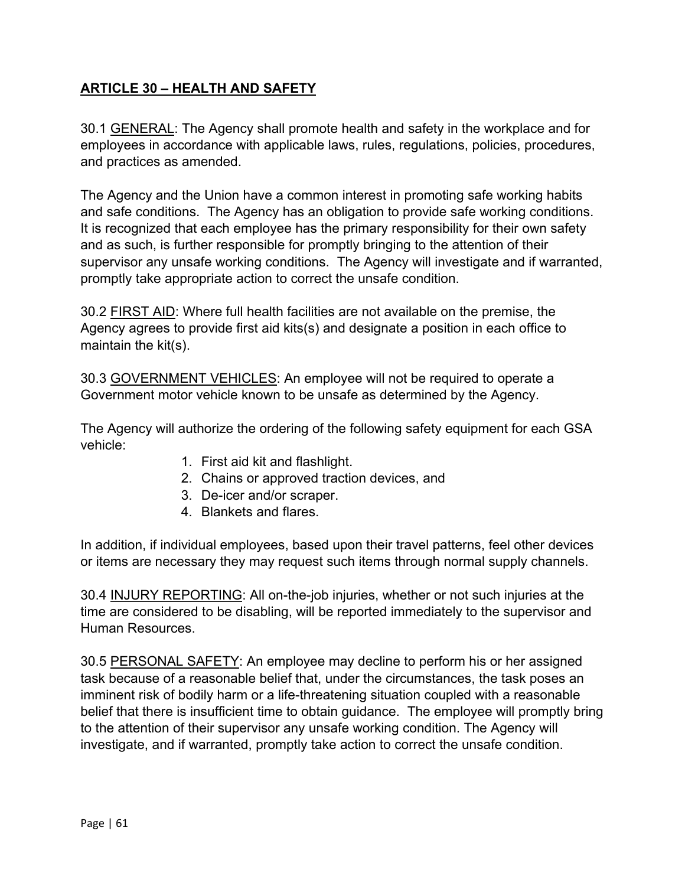## **ARTICLE 30 – HEALTH AND SAFETY**

30.1 GENERAL: The Agency shall promote health and safety in the workplace and for employees in accordance with applicable laws, rules, regulations, policies, procedures, and practices as amended.

The Agency and the Union have a common interest in promoting safe working habits and safe conditions. The Agency has an obligation to provide safe working conditions. It is recognized that each employee has the primary responsibility for their own safety and as such, is further responsible for promptly bringing to the attention of their supervisor any unsafe working conditions. The Agency will investigate and if warranted, promptly take appropriate action to correct the unsafe condition.

30.2 FIRST AID: Where full health facilities are not available on the premise, the Agency agrees to provide first aid kits(s) and designate a position in each office to maintain the kit(s).

30.3 GOVERNMENT VEHICLES: An employee will not be required to operate a Government motor vehicle known to be unsafe as determined by the Agency.

The Agency will authorize the ordering of the following safety equipment for each GSA vehicle:

1. First aid kit and flashlight.
2. Chains or approved traction devices, and
3. De-icer and/or scraper.
4. Blankets and flares.

In addition, if individual employees, based upon their travel patterns, feel other devices or items are necessary they may request such items through normal supply channels.

30.4 INJURY REPORTING: All on-the-job injuries, whether or not such injuries at the time are considered to be disabling, will be reported immediately to the supervisor and Human Resources.

30.5 PERSONAL SAFETY: An employee may decline to perform his or her assigned task because of a reasonable belief that, under the circumstances, the task poses an imminent risk of bodily harm or a life-threatening situation coupled with a reasonable belief that there is insufficient time to obtain guidance. The employee will promptly bring to the attention of their supervisor any unsafe working condition. The Agency will investigate, and if warranted, promptly take action to correct the unsafe condition.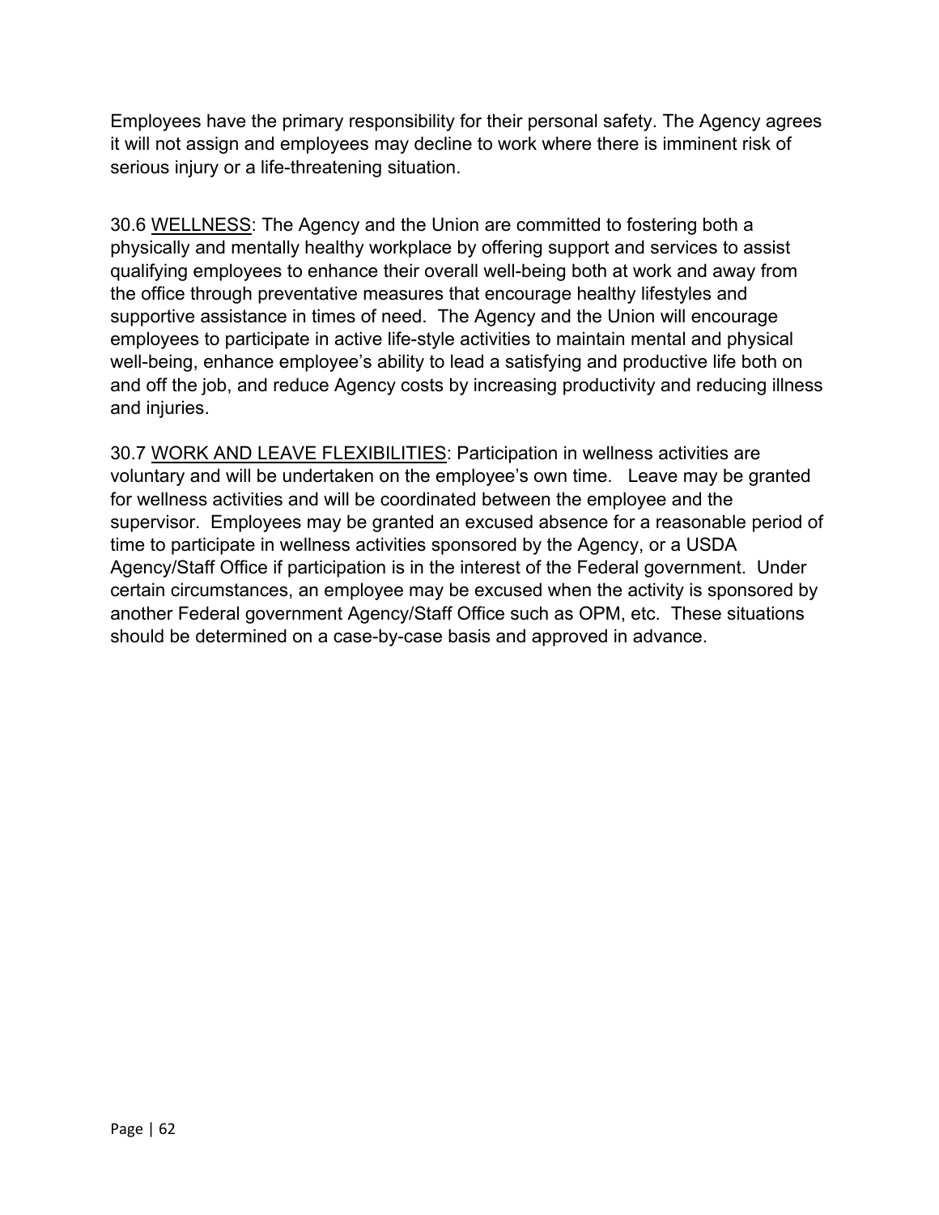Employees have the primary responsibility for their personal safety. The Agency agrees it will not assign and employees may decline to work where there is imminent risk of serious injury or a life-threatening situation.

30.6 <u>WELLNESS</u>: The Agency and the Union are committed to fostering both a physically and mentally healthy workplace by offering support and services to assist qualifying employees to enhance their overall well-being both at work and away from the office through preventative measures that encourage healthy lifestyles and supportive assistance in times of need. The Agency and the Union will encourage employees to participate in active life-style activities to maintain mental and physical well-being, enhance employee's ability to lead a satisfying and productive life both on and off the job, and reduce Agency costs by increasing productivity and reducing illness and injuries.

30.7 <u>WORK AND LEAVE FLEXIBILITIES</u>: Participation in wellness activities are voluntary and will be undertaken on the employee's own time. Leave may be granted for wellness activities and will be coordinated between the employee and the supervisor. Employees may be granted an excused absence for a reasonable period of time to participate in wellness activities sponsored by the Agency, or a USDA Agency/Staff Office if participation is in the interest of the Federal government. Under certain circumstances, an employee may be excused when the activity is sponsored by another Federal government Agency/Staff Office such as OPM, etc. These situations should be determined on a case-by-case basis and approved in advance.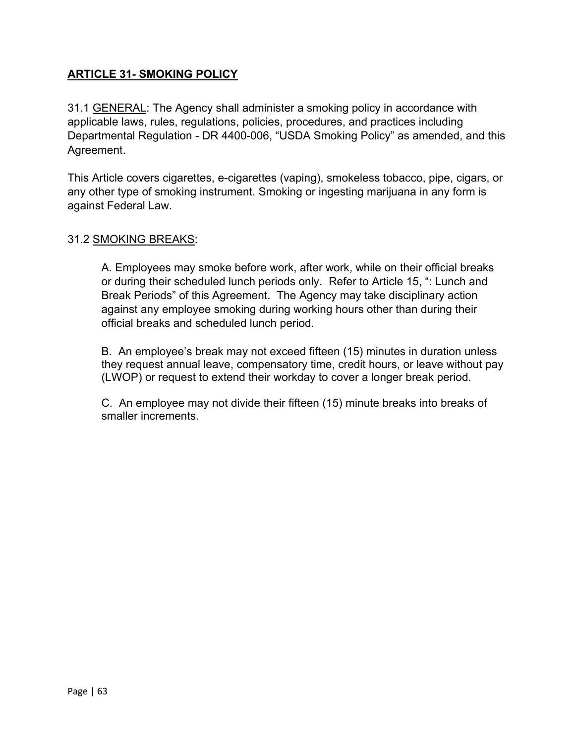## ARTICLE 31- SMOKING POLICY

31.1 GENERAL: The Agency shall administer a smoking policy in accordance with applicable laws, rules, regulations, policies, procedures, and practices including Departmental Regulation - DR 4400-006, "USDA Smoking Policy" as amended, and this Agreement.

This Article covers cigarettes, e-cigarettes (vaping), smokeless tobacco, pipe, cigars, or any other type of smoking instrument. Smoking or ingesting marijuana in any form is against Federal Law.

31.2 SMOKING BREAKS:

A. Employees may smoke before work, after work, while on their official breaks or during their scheduled lunch periods only. Refer to Article 15, ": Lunch and Break Periods" of this Agreement. The Agency may take disciplinary action against any employee smoking during working hours other than during their official breaks and scheduled lunch period.

B. An employee's break may not exceed fifteen (15) minutes in duration unless they request annual leave, compensatory time, credit hours, or leave without pay (LWOP) or request to extend their workday to cover a longer break period.

C. An employee may not divide their fifteen (15) minute breaks into breaks of smaller increments.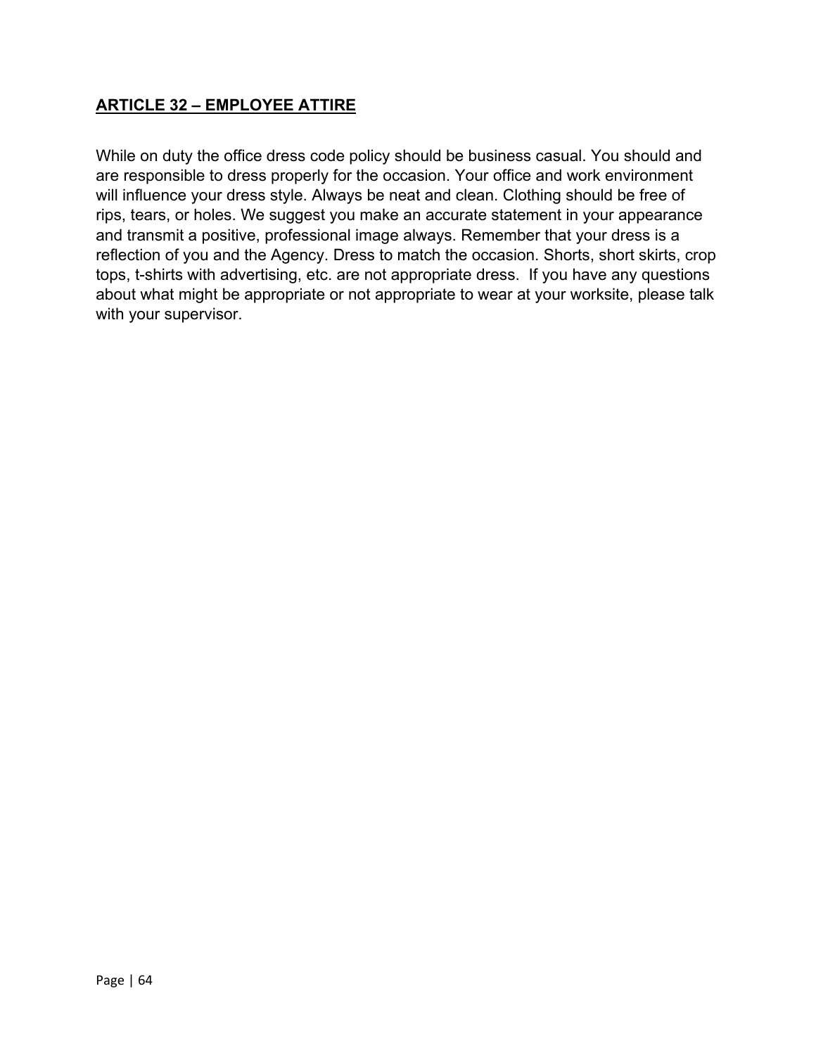## ARTICLE 32 – EMPLOYEE ATTIRE

While on duty the office dress code policy should be business casual. You should and are responsible to dress properly for the occasion. Your office and work environment will influence your dress style. Always be neat and clean. Clothing should be free of rips, tears, or holes. We suggest you make an accurate statement in your appearance and transmit a positive, professional image always. Remember that your dress is a reflection of you and the Agency. Dress to match the occasion. Shorts, short skirts, crop tops, t-shirts with advertising, etc. are not appropriate dress. If you have any questions about what might be appropriate or not appropriate to wear at your worksite, please talk with your supervisor.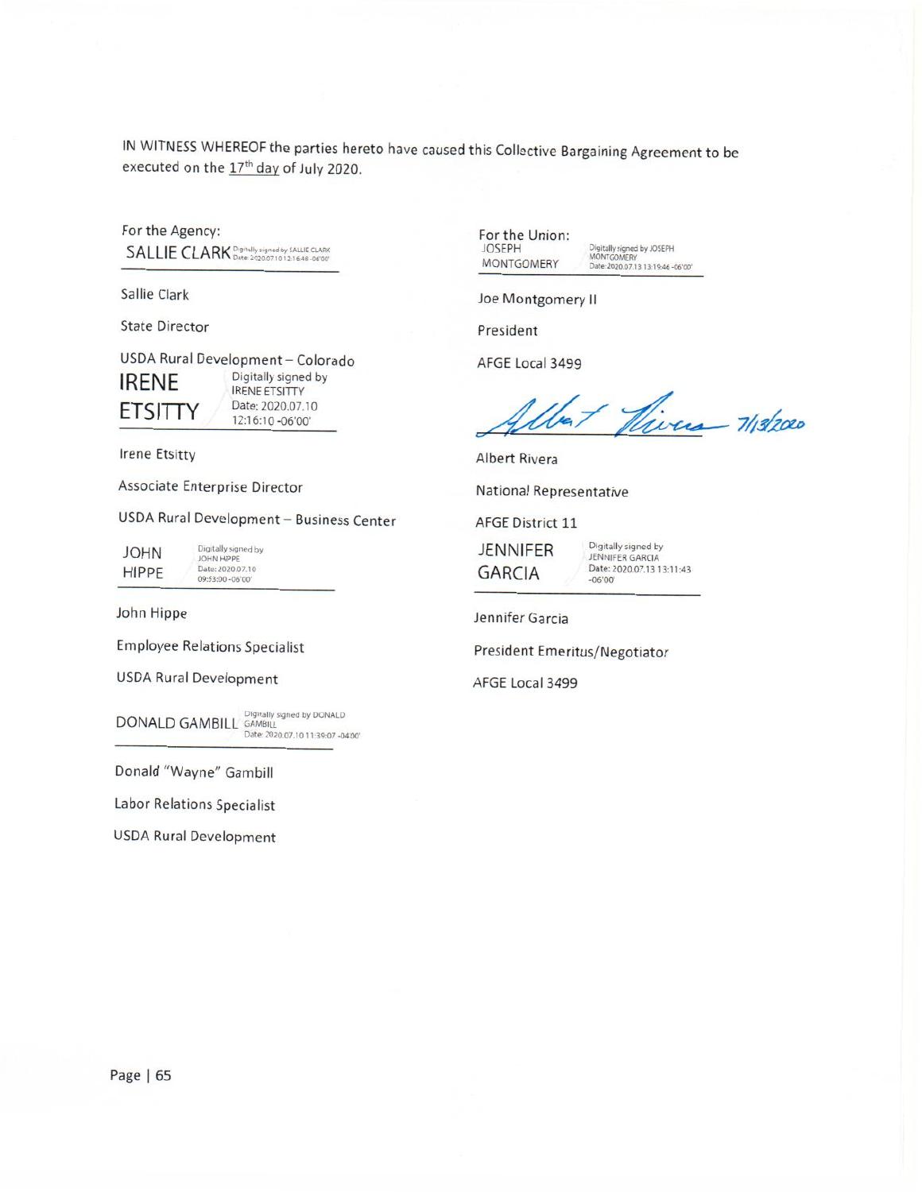IN WITNESS WHEREOF the parties hereto have caused this Collective Bargaining Agreement to be executed on the 17th day of July 2020.

For the Agency:

SALLIE CLARK Digitally signed by SALLIE CLARK Date: 2020.07.10 12:16:48 -06'00'

Sallie Clark

State Director

USDA Rural Development – Colorado

IRENE ETSITTY Digitally signed by IRENE ETSITTY Date: 2020.07.10 12:16:10 -06'00'

Irene Etsitty

Associate Enterprise Director

USDA Rural Development – Business Center

JOHN HIPPE Digitally signed by JOHN HIPPE Date: 2020.07.10 09:53:00 -06'00'

John Hippe

Employee Relations Specialist

USDA Rural Development

DONALD GAMBILL Digitally signed by DONALD GAMBILL Date: 2020.07.10 11:39:07 -04'00'

Donald "Wayne" Gambill

Labor Relations Specialist

USDA Rural Development

For the Union:

JOSEPH MONTGOMERY Digitally signed by JOSEPH MONTGOMERY Date: 2020.07.13 13:19:46 -06'00'

Joe Montgomery II

President

AFGE Local 3499

Albert Rivera 7/13/2020

Albert Rivera

National Representative

AFGE District 11

JENNIFER GARCIA Digitally signed by JENNIFER GARCIA Date: 2020.07.13 13:11:43 -06'00'

Jennifer Garcia

President Emeritus/Negotiator

AFGE Local 3499